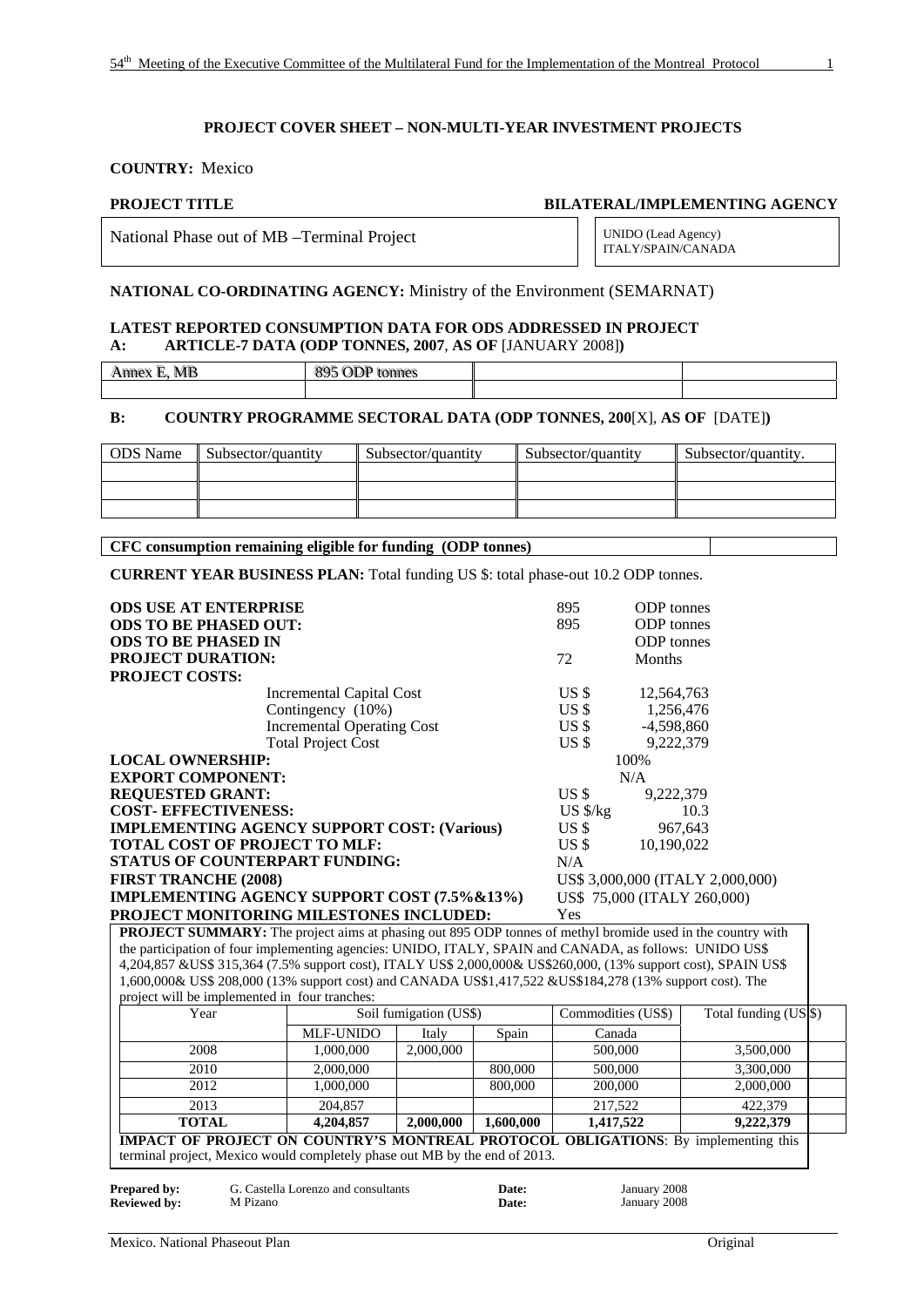## PROJECT COVER SHEET – NON-MULTI-YEAR INVESTMENT PROJECTS

**COUNTRY:** Mexico

| PROJECT TITLE | BILATERAL/IMPLEMENTING AGENCY |
|---|---|
| National Phase out of MB –Terminal Project | UNIDO (Lead Agency) ITALY/SPAIN/CANADA |

**NATIONAL CO-ORDINATING AGENCY:** Ministry of the Environment (SEMARNAT)

**LATEST REPORTED CONSUMPTION DATA FOR ODS ADDRESSED IN PROJECT**
**A: ARTICLE-7 DATA (ODP TONNES, 2007, AS OF** [JANUARY 2008]**)**

| Annex E, MB | 895 ODP tonnes | | |
|---|---|---|---|
| | | | |

**B: COUNTRY PROGRAMME SECTORAL DATA (ODP TONNES, 200**[X], **AS OF** [DATE]**)**

| ODS Name | Subsector/quantity | Subsector/quantity | Subsector/quantity | Subsector/quantity. |
|---|---|---|---|---|
| | | | | |
| | | | | |
| | | | | |

| CFC consumption remaining eligible for funding (ODP tonnes) | |
|---|---|

**CURRENT YEAR BUSINESS PLAN:** Total funding US $: total phase-out 10.2 ODP tonnes.

| | | |
|---|---|---|
| **ODS USE AT ENTERPRISE** | 895 | ODP tonnes |
| **ODS TO BE PHASED OUT:** | 895 | ODP tonnes |
| **ODS TO BE PHASED IN** | | ODP tonnes |
| **PROJECT DURATION:** | 72 | Months |
| **PROJECT COSTS:** | | |
| Incremental Capital Cost | US $ | 12,564,763 |
| Contingency (10%) | US $ | 1,256,476 |
| Incremental Operating Cost | US $ | -4,598,860 |
| Total Project Cost | US $ | 9,222,379 |
| **LOCAL OWNERSHIP:** | | 100% |
| **EXPORT COMPONENT:** | | N/A |
| **REQUESTED GRANT:** | US $ | 9,222,379 |
| **COST- EFFECTIVENESS:** | US $/kg | 10.3 |
| **IMPLEMENTING AGENCY SUPPORT COST: (Various)** | US $ | 967,643 |
| **TOTAL COST OF PROJECT TO MLF:** | US $ | 10,190,022 |
| **STATUS OF COUNTERPART FUNDING:** | N/A | |
| **FIRST TRANCHE (2008)** | US$ 3,000,000 (ITALY 2,000,000) | |
| **IMPLEMENTING AGENCY SUPPORT COST (7.5%&13%)** | US$ 75,000 (ITALY 260,000) | |
| **PROJECT MONITORING MILESTONES INCLUDED:** | Yes | |

**PROJECT SUMMARY:** The project aims at phasing out 895 ODP tonnes of methyl bromide used in the country with the participation of four implementing agencies: UNIDO, ITALY, SPAIN and CANADA, as follows: UNIDO US$ 4,204,857 &US$ 315,364 (7.5% support cost), ITALY US$ 2,000,000& US$260,000, (13% support cost), SPAIN US$ 1,600,000& US$ 208,000 (13% support cost) and CANADA US$1,417,522 &US$184,278 (13% support cost). The project will be implemented in four tranches:

| Year | Soil fumigation (US$) | | | Commodities (US$) | Total funding (US$) |
|---|---|---|---|---|---|
| | MLF-UNIDO | Italy | Spain | Canada | |
| 2008 | 1,000,000 | 2,000,000 | | 500,000 | 3,500,000 |
| 2010 | 2,000,000 | | 800,000 | 500,000 | 3,300,000 |
| 2012 | 1,000,000 | | 800,000 | 200,000 | 2,000,000 |
| 2013 | 204,857 | | | 217,522 | 422,379 |
| **TOTAL** | **4,204,857** | **2,000,000** | **1,600,000** | **1,417,522** | **9,222,379** |

**IMPACT OF PROJECT ON COUNTRY'S MONTREAL PROTOCOL OBLIGATIONS**: By implementing this terminal project, Mexico would completely phase out MB by the end of 2013.

| | | | |
|---|---|---|---|
| **Prepared by:** | G. Castella Lorenzo and consultants | **Date:** | January 2008 |
| **Reviewed by:** | M Pizano | **Date:** | January 2008 |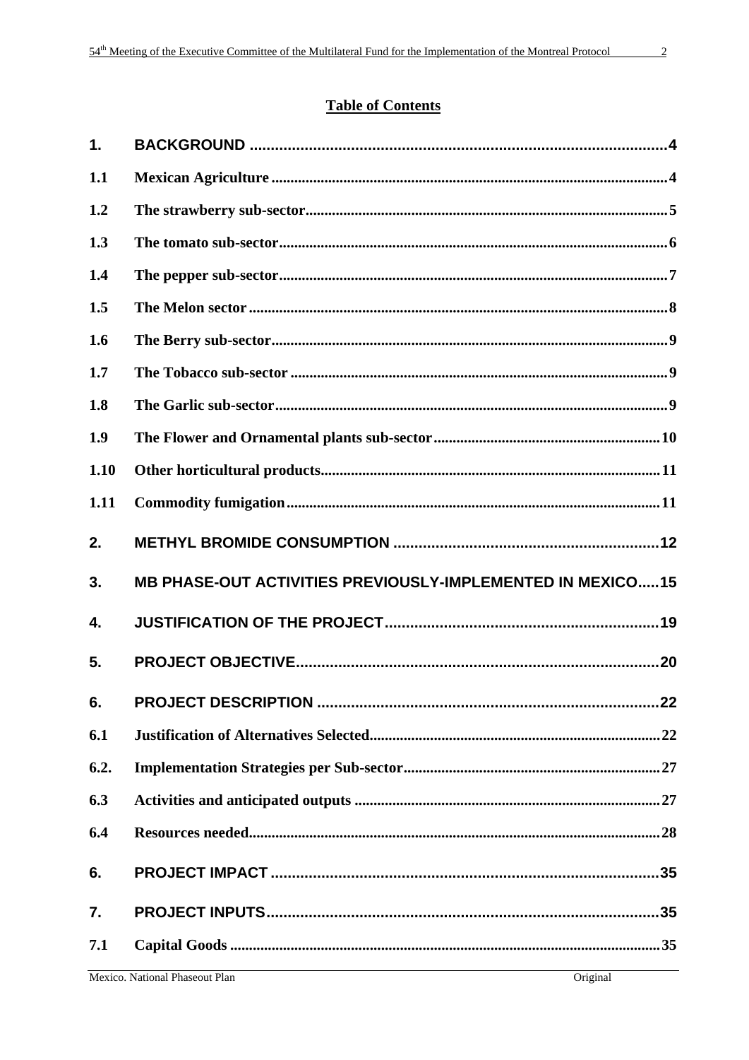## Table of Contents

| | | |
|---|---|---|
| **1.** | **BACKGROUND** | **4** |
| **1.1** | **Mexican Agriculture** | **4** |
| **1.2** | **The strawberry sub-sector** | **5** |
| **1.3** | **The tomato sub-sector** | **6** |
| **1.4** | **The pepper sub-sector** | **7** |
| **1.5** | **The Melon sector** | **8** |
| **1.6** | **The Berry sub-sector** | **9** |
| **1.7** | **The Tobacco sub-sector** | **9** |
| **1.8** | **The Garlic sub-sector** | **9** |
| **1.9** | **The Flower and Ornamental plants sub-sector** | **10** |
| **1.10** | **Other horticultural products** | **11** |
| **1.11** | **Commodity fumigation** | **11** |
| **2.** | **METHYL BROMIDE CONSUMPTION** | **12** |
| **3.** | **MB PHASE-OUT ACTIVITIES PREVIOUSLY-IMPLEMENTED IN MEXICO** | **15** |
| **4.** | **JUSTIFICATION OF THE PROJECT** | **19** |
| **5.** | **PROJECT OBJECTIVE** | **20** |
| **6.** | **PROJECT DESCRIPTION** | **22** |
| **6.1** | **Justification of Alternatives Selected** | **22** |
| **6.2.** | **Implementation Strategies per Sub-sector** | **27** |
| **6.3** | **Activities and anticipated outputs** | **27** |
| **6.4** | **Resources needed** | **28** |
| **6.** | **PROJECT IMPACT** | **35** |
| **7.** | **PROJECT INPUTS** | **35** |
| **7.1** | **Capital Goods** | **35** |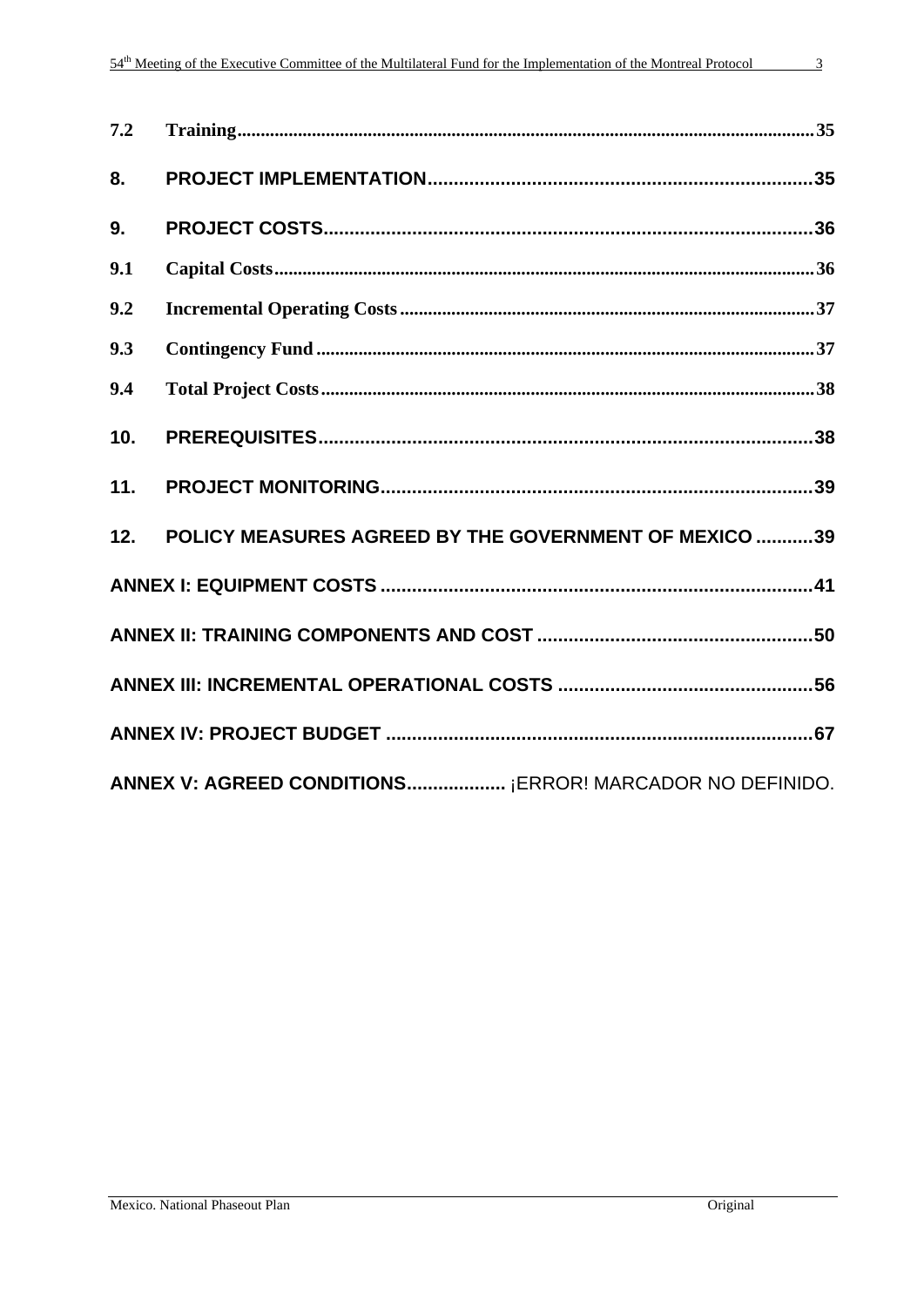7.2 Training ........................................................................................................................ 35

**8. PROJECT IMPLEMENTATION** ......................................................................... 35

**9. PROJECT COSTS** ............................................................................................ 36

9.1 Capital Costs ................................................................................................................ 36

9.2 Incremental Operating Costs ...................................................................................... 37

9.3 Contingency Fund ....................................................................................................... 37

9.4 Total Project Costs ...................................................................................................... 38

**10. PREREQUISITES** ............................................................................................. 38

**11. PROJECT MONITORING** .................................................................................. 39

**12. POLICY MEASURES AGREED BY THE GOVERNMENT OF MEXICO** ........... 39

**ANNEX I: EQUIPMENT COSTS** ................................................................................. 41

**ANNEX II: TRAINING COMPONENTS AND COST** .................................................... 50

**ANNEX III: INCREMENTAL OPERATIONAL COSTS** ................................................ 56

**ANNEX IV: PROJECT BUDGET** ................................................................................. 67

**ANNEX V: AGREED CONDITIONS**.................. ¡ERROR! MARCADOR NO DEFINIDO.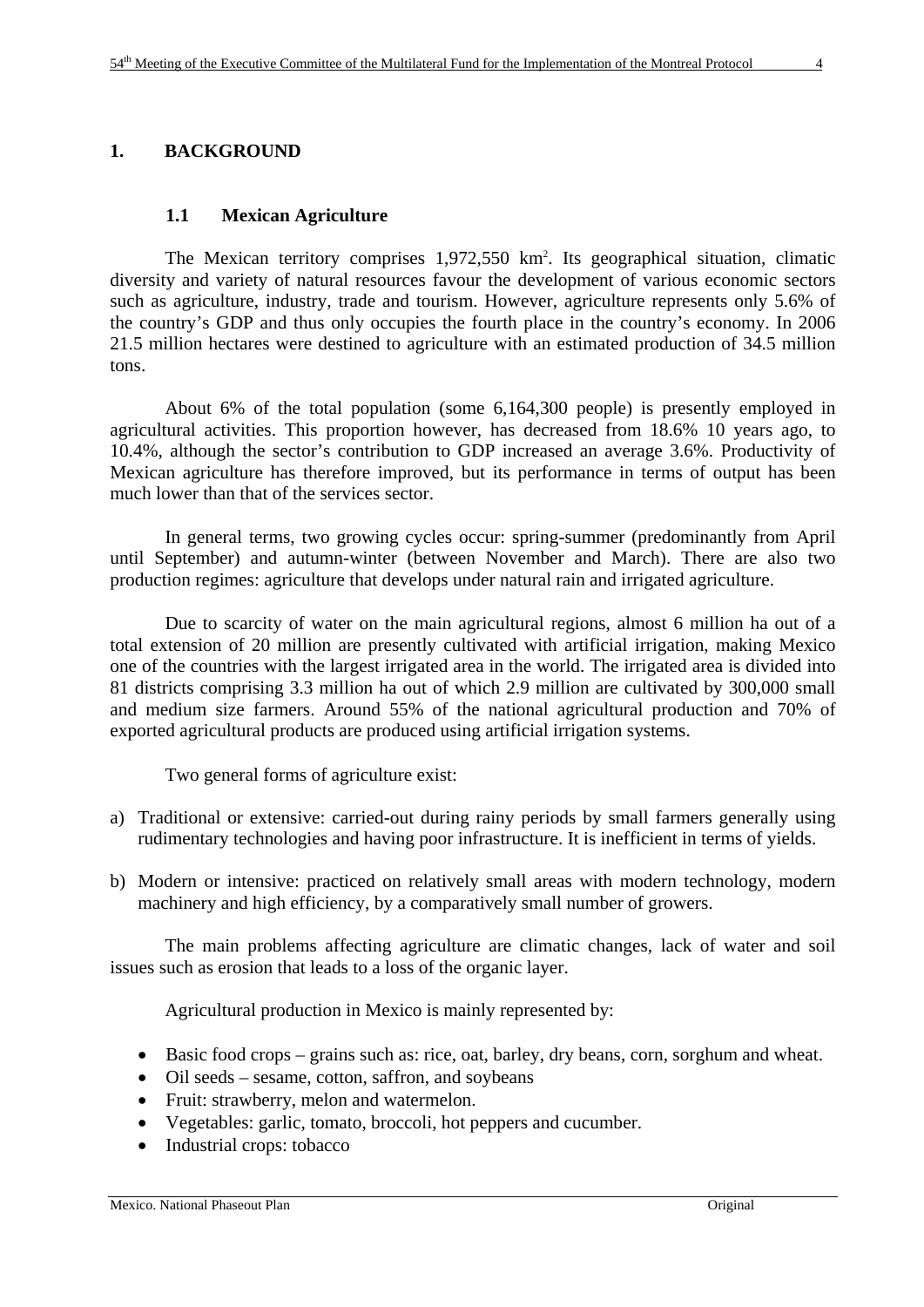# 1. BACKGROUND

## 1.1 Mexican Agriculture

The Mexican territory comprises 1,972,550 km$^2$. Its geographical situation, climatic diversity and variety of natural resources favour the development of various economic sectors such as agriculture, industry, trade and tourism. However, agriculture represents only 5.6% of the country's GDP and thus only occupies the fourth place in the country's economy. In 2006 21.5 million hectares were destined to agriculture with an estimated production of 34.5 million tons.

About 6% of the total population (some 6,164,300 people) is presently employed in agricultural activities. This proportion however, has decreased from 18.6% 10 years ago, to 10.4%, although the sector's contribution to GDP increased an average 3.6%. Productivity of Mexican agriculture has therefore improved, but its performance in terms of output has been much lower than that of the services sector.

In general terms, two growing cycles occur: spring-summer (predominantly from April until September) and autumn-winter (between November and March). There are also two production regimes: agriculture that develops under natural rain and irrigated agriculture.

Due to scarcity of water on the main agricultural regions, almost 6 million ha out of a total extension of 20 million are presently cultivated with artificial irrigation, making Mexico one of the countries with the largest irrigated area in the world. The irrigated area is divided into 81 districts comprising 3.3 million ha out of which 2.9 million are cultivated by 300,000 small and medium size farmers. Around 55% of the national agricultural production and 70% of exported agricultural products are produced using artificial irrigation systems.

Two general forms of agriculture exist:

a) Traditional or extensive: carried-out during rainy periods by small farmers generally using rudimentary technologies and having poor infrastructure. It is inefficient in terms of yields.

b) Modern or intensive: practiced on relatively small areas with modern technology, modern machinery and high efficiency, by a comparatively small number of growers.

The main problems affecting agriculture are climatic changes, lack of water and soil issues such as erosion that leads to a loss of the organic layer.

Agricultural production in Mexico is mainly represented by:

- Basic food crops – grains such as: rice, oat, barley, dry beans, corn, sorghum and wheat.
- Oil seeds – sesame, cotton, saffron, and soybeans
- Fruit: strawberry, melon and watermelon.
- Vegetables: garlic, tomato, broccoli, hot peppers and cucumber.
- Industrial crops: tobacco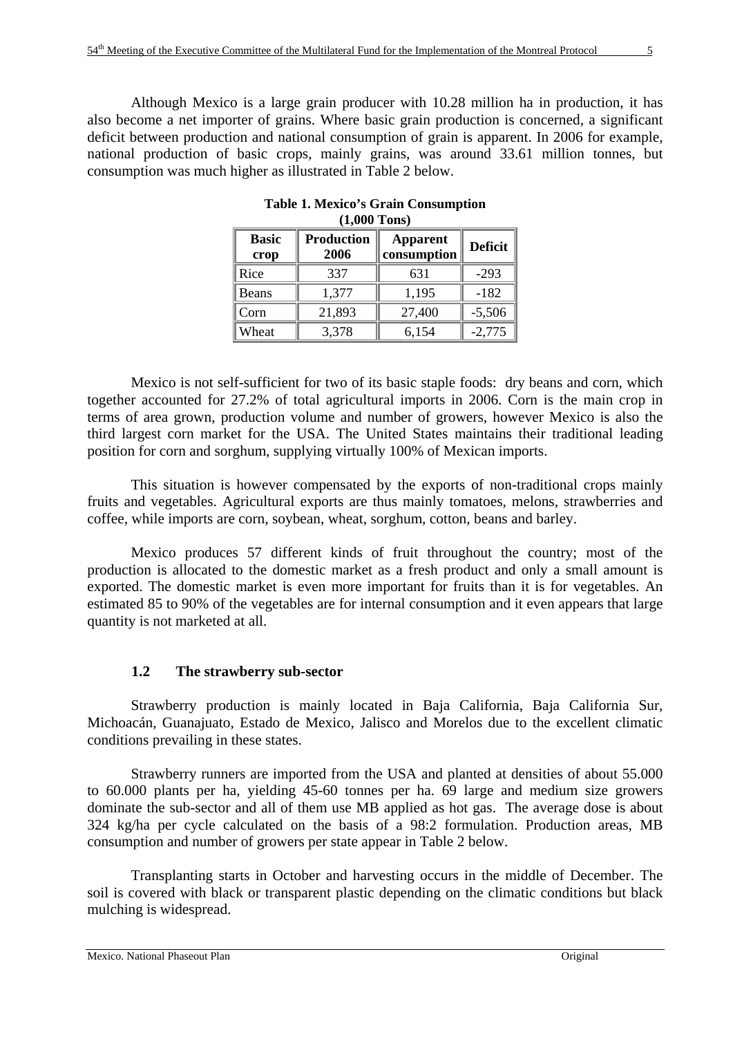Although Mexico is a large grain producer with 10.28 million ha in production, it has also become a net importer of grains. Where basic grain production is concerned, a significant deficit between production and national consumption of grain is apparent. In 2006 for example, national production of basic crops, mainly grains, was around 33.61 million tonnes, but consumption was much higher as illustrated in Table 2 below.

**Table 1. Mexico's Grain Consumption (1,000 Tons)**

| Basic crop | Production 2006 | Apparent consumption | Deficit |
|---|---|---|---|
| Rice | 337 | 631 | -293 |
| Beans | 1,377 | 1,195 | -182 |
| Corn | 21,893 | 27,400 | -5,506 |
| Wheat | 3,378 | 6,154 | -2,775 |

Mexico is not self-sufficient for two of its basic staple foods: dry beans and corn, which together accounted for 27.2% of total agricultural imports in 2006. Corn is the main crop in terms of area grown, production volume and number of growers, however Mexico is also the third largest corn market for the USA. The United States maintains their traditional leading position for corn and sorghum, supplying virtually 100% of Mexican imports.

This situation is however compensated by the exports of non-traditional crops mainly fruits and vegetables. Agricultural exports are thus mainly tomatoes, melons, strawberries and coffee, while imports are corn, soybean, wheat, sorghum, cotton, beans and barley.

Mexico produces 57 different kinds of fruit throughout the country; most of the production is allocated to the domestic market as a fresh product and only a small amount is exported. The domestic market is even more important for fruits than it is for vegetables. An estimated 85 to 90% of the vegetables are for internal consumption and it even appears that large quantity is not marketed at all.

## 1.2 The strawberry sub-sector

Strawberry production is mainly located in Baja California, Baja California Sur, Michoacán, Guanajuato, Estado de Mexico, Jalisco and Morelos due to the excellent climatic conditions prevailing in these states.

Strawberry runners are imported from the USA and planted at densities of about 55.000 to 60.000 plants per ha, yielding 45-60 tonnes per ha. 69 large and medium size growers dominate the sub-sector and all of them use MB applied as hot gas. The average dose is about 324 kg/ha per cycle calculated on the basis of a 98:2 formulation. Production areas, MB consumption and number of growers per state appear in Table 2 below.

Transplanting starts in October and harvesting occurs in the middle of December. The soil is covered with black or transparent plastic depending on the climatic conditions but black mulching is widespread.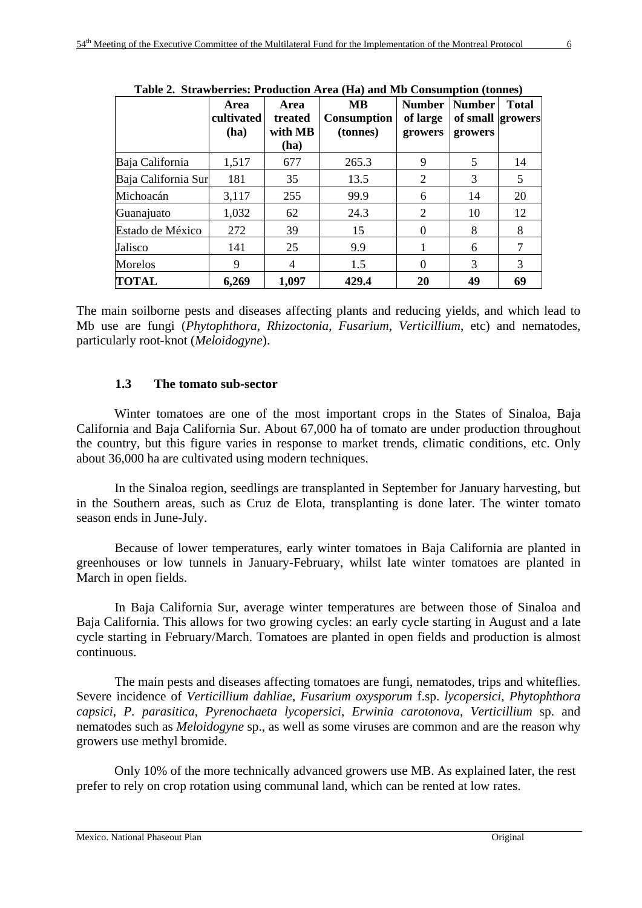**Table 2. Strawberries: Production Area (Ha) and Mb Consumption (tonnes)**

| | Area cultivated (ha) | Area treated with MB (ha) | MB Consumption (tonnes) | Number of large growers | Number of small growers | Total growers |
|---|---|---|---|---|---|---|
| Baja California | 1,517 | 677 | 265.3 | 9 | 5 | 14 |
| Baja California Sur | 181 | 35 | 13.5 | 2 | 3 | 5 |
| Michoacán | 3,117 | 255 | 99.9 | 6 | 14 | 20 |
| Guanajuato | 1,032 | 62 | 24.3 | 2 | 10 | 12 |
| Estado de México | 272 | 39 | 15 | 0 | 8 | 8 |
| Jalisco | 141 | 25 | 9.9 | 1 | 6 | 7 |
| Morelos | 9 | 4 | 1.5 | 0 | 3 | 3 |
| **TOTAL** | **6,269** | **1,097** | **429.4** | **20** | **49** | **69** |

The main soilborne pests and diseases affecting plants and reducing yields, and which lead to Mb use are fungi (*Phytophthora*, *Rhizoctonia*, *Fusarium*, *Verticillium*, etc) and nematodes, particularly root-knot (*Meloidogyne*).

### 1.3 The tomato sub-sector

Winter tomatoes are one of the most important crops in the States of Sinaloa, Baja California and Baja California Sur. About 67,000 ha of tomato are under production throughout the country, but this figure varies in response to market trends, climatic conditions, etc. Only about 36,000 ha are cultivated using modern techniques.

In the Sinaloa region, seedlings are transplanted in September for January harvesting, but in the Southern areas, such as Cruz de Elota, transplanting is done later. The winter tomato season ends in June-July.

Because of lower temperatures, early winter tomatoes in Baja California are planted in greenhouses or low tunnels in January-February, whilst late winter tomatoes are planted in March in open fields.

In Baja California Sur, average winter temperatures are between those of Sinaloa and Baja California. This allows for two growing cycles: an early cycle starting in August and a late cycle starting in February/March. Tomatoes are planted in open fields and production is almost continuous.

The main pests and diseases affecting tomatoes are fungi, nematodes, trips and whiteflies. Severe incidence of *Verticillium dahliae*, *Fusarium oxysporum* f.sp. *lycopersici*, *Phytophthora capsici*, *P. parasitica*, *Pyrenochaeta lycopersici*, *Erwinia carotonova*, *Verticillium* sp. and nematodes such as *Meloidogyne* sp., as well as some viruses are common and are the reason why growers use methyl bromide.

Only 10% of the more technically advanced growers use MB. As explained later, the rest prefer to rely on crop rotation using communal land, which can be rented at low rates.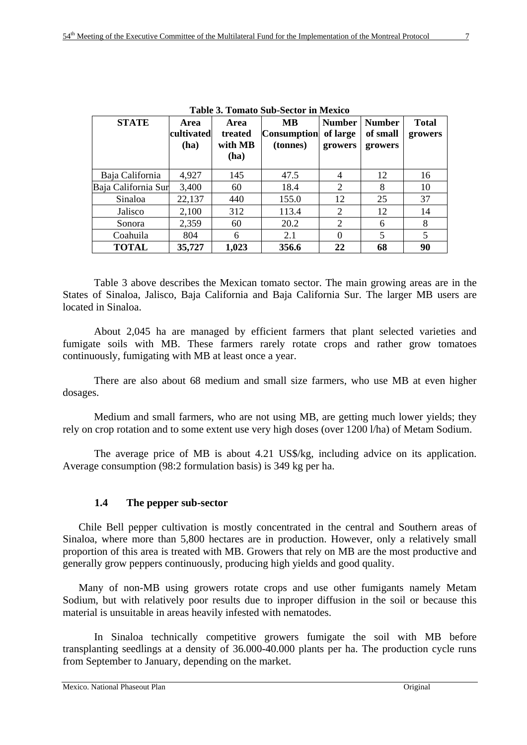**Table 3. Tomato Sub-Sector in Mexico**

| STATE | Area cultivated (ha) | Area treated with MB (ha) | MB Consumption (tonnes) | Number of large growers | Number of small growers | Total growers |
|---|---|---|---|---|---|---|
| Baja California | 4,927 | 145 | 47.5 | 4 | 12 | 16 |
| Baja California Sur | 3,400 | 60 | 18.4 | 2 | 8 | 10 |
| Sinaloa | 22,137 | 440 | 155.0 | 12 | 25 | 37 |
| Jalisco | 2,100 | 312 | 113.4 | 2 | 12 | 14 |
| Sonora | 2,359 | 60 | 20.2 | 2 | 6 | 8 |
| Coahuila | 804 | 6 | 2.1 | 0 | 5 | 5 |
| **TOTAL** | **35,727** | **1,023** | **356.6** | **22** | **68** | **90** |

Table 3 above describes the Mexican tomato sector. The main growing areas are in the States of Sinaloa, Jalisco, Baja California and Baja California Sur. The larger MB users are located in Sinaloa.

About 2,045 ha are managed by efficient farmers that plant selected varieties and fumigate soils with MB. These farmers rarely rotate crops and rather grow tomatoes continuously, fumigating with MB at least once a year.

There are also about 68 medium and small size farmers, who use MB at even higher dosages.

Medium and small farmers, who are not using MB, are getting much lower yields; they rely on crop rotation and to some extent use very high doses (over 1200 l/ha) of Metam Sodium.

The average price of MB is about 4.21 US$/kg, including advice on its application. Average consumption (98:2 formulation basis) is 349 kg per ha.

### 1.4 The pepper sub-sector

Chile Bell pepper cultivation is mostly concentrated in the central and Southern areas of Sinaloa, where more than 5,800 hectares are in production. However, only a relatively small proportion of this area is treated with MB. Growers that rely on MB are the most productive and generally grow peppers continuously, producing high yields and good quality.

Many of non-MB using growers rotate crops and use other fumigants namely Metam Sodium, but with relatively poor results due to inproper diffusion in the soil or because this material is unsuitable in areas heavily infested with nematodes.

In Sinaloa technically competitive growers fumigate the soil with MB before transplanting seedlings at a density of 36.000-40.000 plants per ha. The production cycle runs from September to January, depending on the market.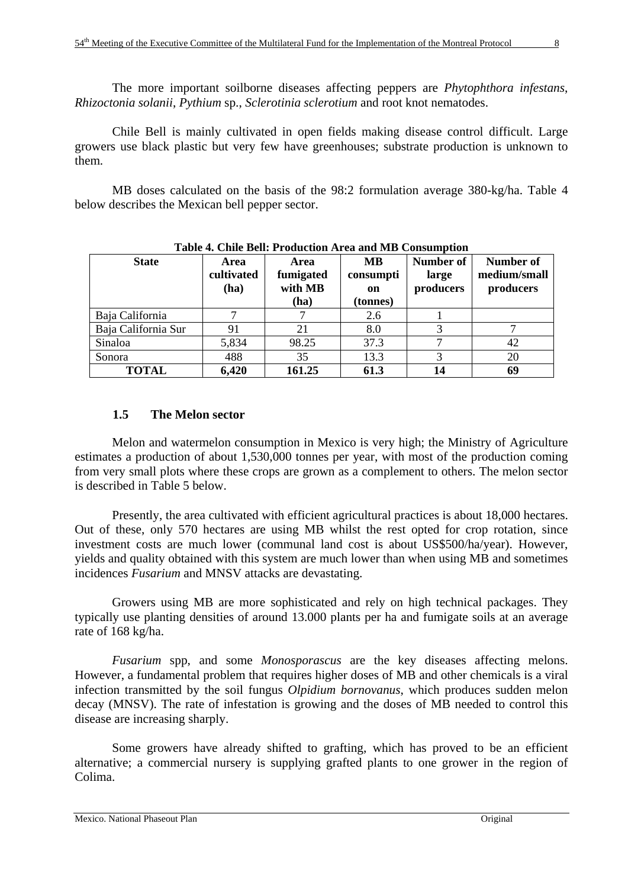The more important soilborne diseases affecting peppers are *Phytophthora infestans*, *Rhizoctonia solanii*, *Pythium* sp., *Sclerotinia sclerotium* and root knot nematodes.

Chile Bell is mainly cultivated in open fields making disease control difficult. Large growers use black plastic but very few have greenhouses; substrate production is unknown to them.

MB doses calculated on the basis of the 98:2 formulation average 380-kg/ha. Table 4 below describes the Mexican bell pepper sector.

**Table 4. Chile Bell: Production Area and MB Consumption**

| State | Area cultivated (ha) | Area fumigated with MB (ha) | MB consumption (tonnes) | Number of large producers | Number of medium/small producers |
|---|---|---|---|---|---|
| Baja California | 7 | 7 | 2.6 | 1 | |
| Baja California Sur | 91 | 21 | 8.0 | 3 | 7 |
| Sinaloa | 5,834 | 98.25 | 37.3 | 7 | 42 |
| Sonora | 488 | 35 | 13.3 | 3 | 20 |
| **TOTAL** | **6,420** | **161.25** | **61.3** | **14** | **69** |

### 1.5 The Melon sector

Melon and watermelon consumption in Mexico is very high; the Ministry of Agriculture estimates a production of about 1,530,000 tonnes per year, with most of the production coming from very small plots where these crops are grown as a complement to others. The melon sector is described in Table 5 below.

Presently, the area cultivated with efficient agricultural practices is about 18,000 hectares. Out of these, only 570 hectares are using MB whilst the rest opted for crop rotation, since investment costs are much lower (communal land cost is about US$500/ha/year). However, yields and quality obtained with this system are much lower than when using MB and sometimes incidences *Fusarium* and MNSV attacks are devastating.

Growers using MB are more sophisticated and rely on high technical packages. They typically use planting densities of around 13.000 plants per ha and fumigate soils at an average rate of 168 kg/ha.

*Fusarium* spp, and some *Monosporascus* are the key diseases affecting melons. However, a fundamental problem that requires higher doses of MB and other chemicals is a viral infection transmitted by the soil fungus *Olpidium bornovanus*, which produces sudden melon decay (MNSV). The rate of infestation is growing and the doses of MB needed to control this disease are increasing sharply.

Some growers have already shifted to grafting, which has proved to be an efficient alternative; a commercial nursery is supplying grafted plants to one grower in the region of Colima.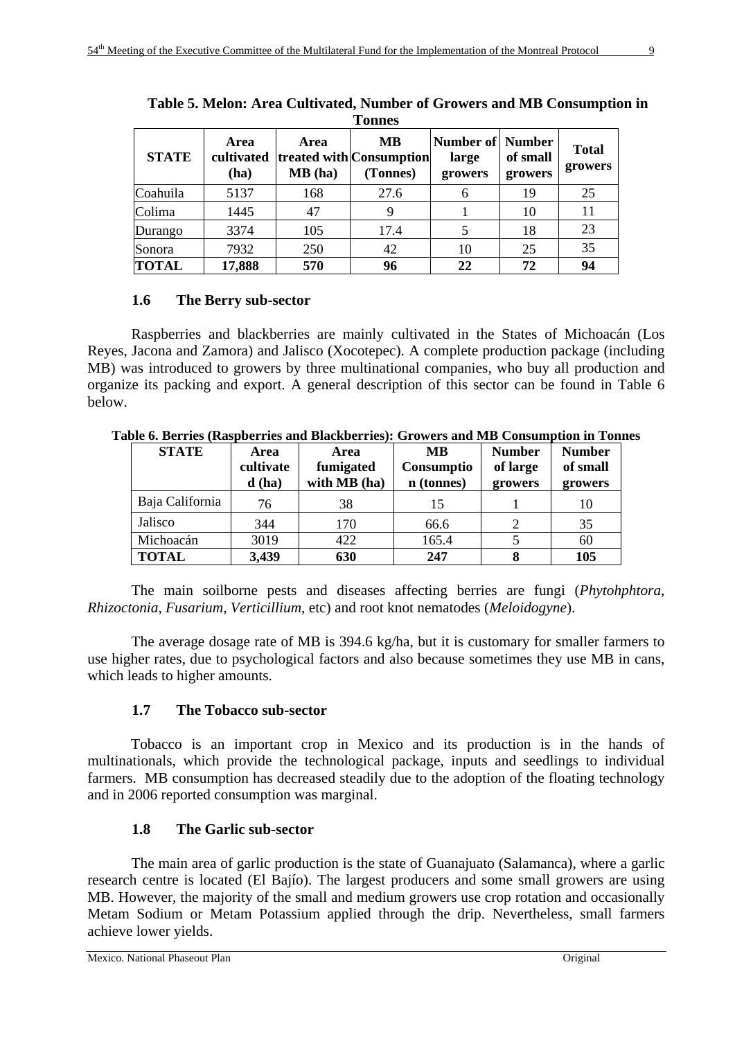**Table 5. Melon: Area Cultivated, Number of Growers and MB Consumption in Tonnes**

| STATE | Area cultivated (ha) | Area treated with MB (ha) | MB Consumption (Tonnes) | Number of large growers | Number of small growers | Total growers |
|---|---|---|---|---|---|---|
| Coahuila | 5137 | 168 | 27.6 | 6 | 19 | 25 |
| Colima | 1445 | 47 | 9 | 1 | 10 | 11 |
| Durango | 3374 | 105 | 17.4 | 5 | 18 | 23 |
| Sonora | 7932 | 250 | 42 | 10 | 25 | 35 |
| **TOTAL** | **17,888** | **570** | **96** | **22** | **72** | **94** |

### 1.6 The Berry sub-sector

Raspberries and blackberries are mainly cultivated in the States of Michoacán (Los Reyes, Jacona and Zamora) and Jalisco (Xocotepec). A complete production package (including MB) was introduced to growers by three multinational companies, who buy all production and organize its packing and export. A general description of this sector can be found in Table 6 below.

**Table 6. Berries (Raspberries and Blackberries): Growers and MB Consumption in Tonnes**

| STATE | Area cultivated (ha) | Area fumigated with MB (ha) | MB Consumption (tonnes) | Number of large growers | Number of small growers |
|---|---|---|---|---|---|
| Baja California | 76 | 38 | 15 | 1 | 10 |
| Jalisco | 344 | 170 | 66.6 | 2 | 35 |
| Michoacán | 3019 | 422 | 165.4 | 5 | 60 |
| **TOTAL** | **3,439** | **630** | **247** | **8** | **105** |

The main soilborne pests and diseases affecting berries are fungi (*Phytohphtora*, *Rhizoctonia*, *Fusarium*, *Verticillium*, etc) and root knot nematodes (*Meloidogyne*).

The average dosage rate of MB is 394.6 kg/ha, but it is customary for smaller farmers to use higher rates, due to psychological factors and also because sometimes they use MB in cans, which leads to higher amounts.

### 1.7 The Tobacco sub-sector

Tobacco is an important crop in Mexico and its production is in the hands of multinationals, which provide the technological package, inputs and seedlings to individual farmers. MB consumption has decreased steadily due to the adoption of the floating technology and in 2006 reported consumption was marginal.

### 1.8 The Garlic sub-sector

The main area of garlic production is the state of Guanajuato (Salamanca), where a garlic research centre is located (El Bajío). The largest producers and some small growers are using MB. However, the majority of the small and medium growers use crop rotation and occasionally Metam Sodium or Metam Potassium applied through the drip. Nevertheless, small farmers achieve lower yields.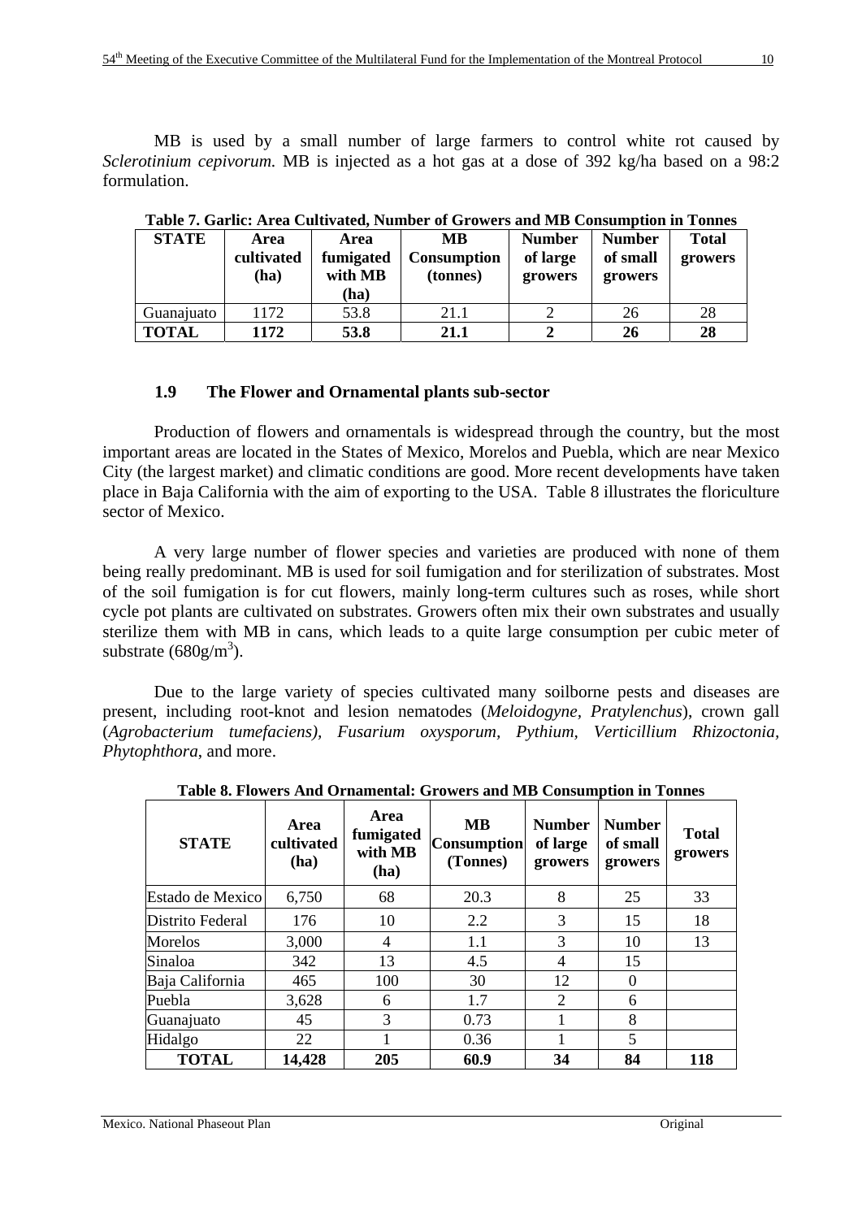MB is used by a small number of large farmers to control white rot caused by *Sclerotinium cepivorum.* MB is injected as a hot gas at a dose of 392 kg/ha based on a 98:2 formulation.

**Table 7. Garlic: Area Cultivated, Number of Growers and MB Consumption in Tonnes**

| STATE | Area cultivated (ha) | Area fumigated with MB (ha) | MB Consumption (tonnes) | Number of large growers | Number of small growers | Total growers |
|---|---|---|---|---|---|---|
| Guanajuato | 1172 | 53.8 | 21.1 | 2 | 26 | 28 |
| **TOTAL** | **1172** | **53.8** | **21.1** | **2** | **26** | **28** |

### 1.9 The Flower and Ornamental plants sub-sector

Production of flowers and ornamentals is widespread through the country, but the most important areas are located in the States of Mexico, Morelos and Puebla, which are near Mexico City (the largest market) and climatic conditions are good. More recent developments have taken place in Baja California with the aim of exporting to the USA. Table 8 illustrates the floriculture sector of Mexico.

A very large number of flower species and varieties are produced with none of them being really predominant. MB is used for soil fumigation and for sterilization of substrates. Most of the soil fumigation is for cut flowers, mainly long-term cultures such as roses, while short cycle pot plants are cultivated on substrates. Growers often mix their own substrates and usually sterilize them with MB in cans, which leads to a quite large consumption per cubic meter of substrate ($680 g/m^3$).

Due to the large variety of species cultivated many soilborne pests and diseases are present, including root-knot and lesion nematodes (*Meloidogyne*, *Pratylenchus*), crown gall (*Agrobacterium tumefaciens), Fusarium oxysporum, Pythium, Verticillium Rhizoctonia, Phytophthora*, and more.

**Table 8. Flowers And Ornamental: Growers and MB Consumption in Tonnes**

| STATE | Area cultivated (ha) | Area fumigated with MB (ha) | MB Consumption (Tonnes) | Number of large growers | Number of small growers | Total growers |
|---|---|---|---|---|---|---|
| Estado de Mexico | 6,750 | 68 | 20.3 | 8 | 25 | 33 |
| Distrito Federal | 176 | 10 | 2.2 | 3 | 15 | 18 |
| Morelos | 3,000 | 4 | 1.1 | 3 | 10 | 13 |
| Sinaloa | 342 | 13 | 4.5 | 4 | 15 | |
| Baja California | 465 | 100 | 30 | 12 | 0 | |
| Puebla | 3,628 | 6 | 1.7 | 2 | 6 | |
| Guanajuato | 45 | 3 | 0.73 | 1 | 8 | |
| Hidalgo | 22 | 1 | 0.36 | 1 | 5 | |
| **TOTAL** | **14,428** | **205** | **60.9** | **34** | **84** | **118** |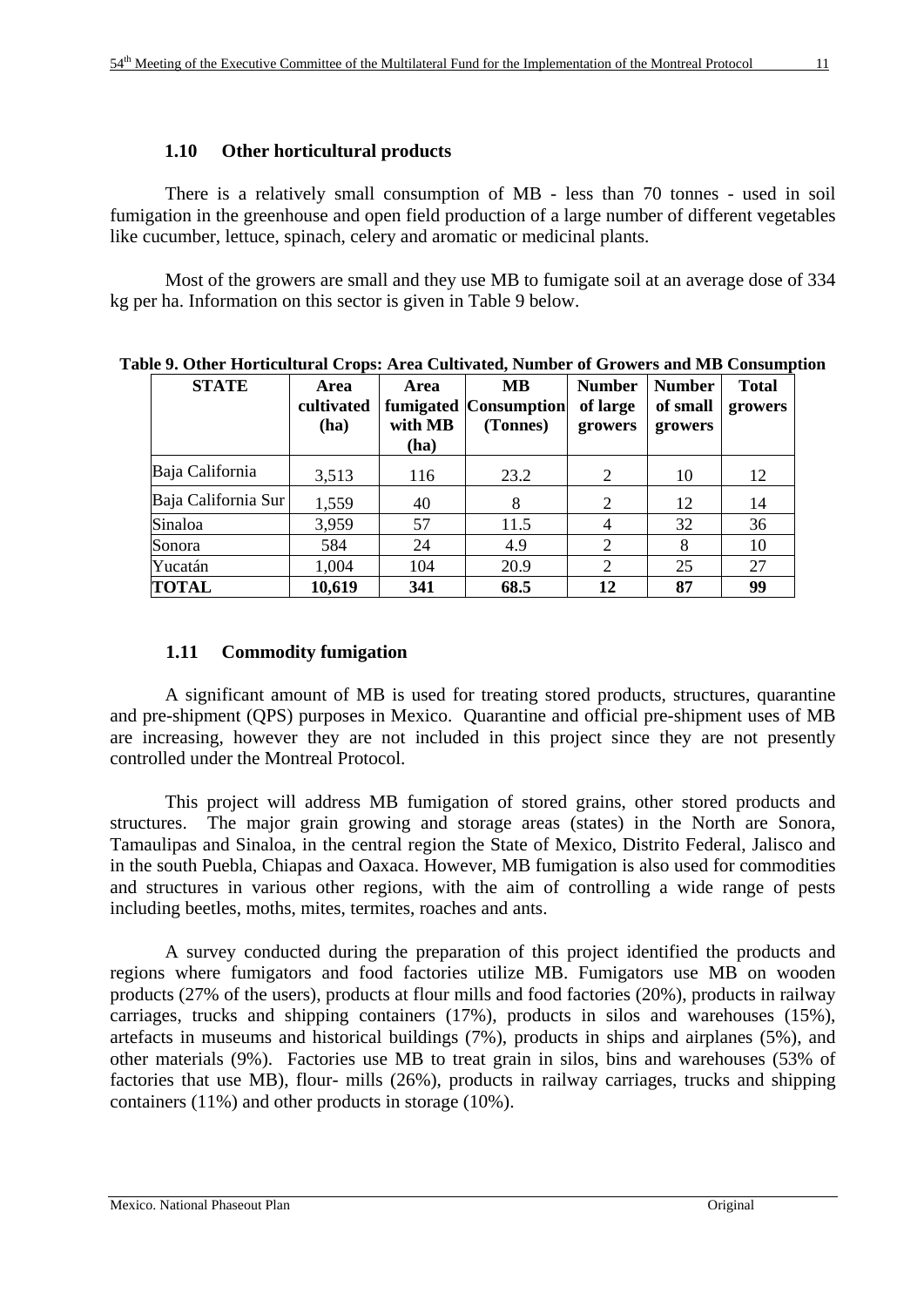### 1.10 Other horticultural products

There is a relatively small consumption of MB - less than 70 tonnes - used in soil fumigation in the greenhouse and open field production of a large number of different vegetables like cucumber, lettuce, spinach, celery and aromatic or medicinal plants.

Most of the growers are small and they use MB to fumigate soil at an average dose of 334 kg per ha. Information on this sector is given in Table 9 below.

**Table 9. Other Horticultural Crops: Area Cultivated, Number of Growers and MB Consumption**

| STATE | Area cultivated (ha) | Area fumigated with MB (ha) | MB Consumption (Tonnes) | Number of large growers | Number of small growers | Total growers |
|---|---|---|---|---|---|---|
| Baja California | 3,513 | 116 | 23.2 | 2 | 10 | 12 |
| Baja California Sur | 1,559 | 40 | 8 | 2 | 12 | 14 |
| Sinaloa | 3,959 | 57 | 11.5 | 4 | 32 | 36 |
| Sonora | 584 | 24 | 4.9 | 2 | 8 | 10 |
| Yucatán | 1,004 | 104 | 20.9 | 2 | 25 | 27 |
| **TOTAL** | **10,619** | **341** | **68.5** | **12** | **87** | **99** |

### 1.11 Commodity fumigation

A significant amount of MB is used for treating stored products, structures, quarantine and pre-shipment (QPS) purposes in Mexico. Quarantine and official pre-shipment uses of MB are increasing, however they are not included in this project since they are not presently controlled under the Montreal Protocol.

This project will address MB fumigation of stored grains, other stored products and structures. The major grain growing and storage areas (states) in the North are Sonora, Tamaulipas and Sinaloa, in the central region the State of Mexico, Distrito Federal, Jalisco and in the south Puebla, Chiapas and Oaxaca. However, MB fumigation is also used for commodities and structures in various other regions, with the aim of controlling a wide range of pests including beetles, moths, mites, termites, roaches and ants.

A survey conducted during the preparation of this project identified the products and regions where fumigators and food factories utilize MB. Fumigators use MB on wooden products (27% of the users), products at flour mills and food factories (20%), products in railway carriages, trucks and shipping containers (17%), products in silos and warehouses (15%), artefacts in museums and historical buildings (7%), products in ships and airplanes (5%), and other materials (9%). Factories use MB to treat grain in silos, bins and warehouses (53% of factories that use MB), flour- mills (26%), products in railway carriages, trucks and shipping containers (11%) and other products in storage (10%).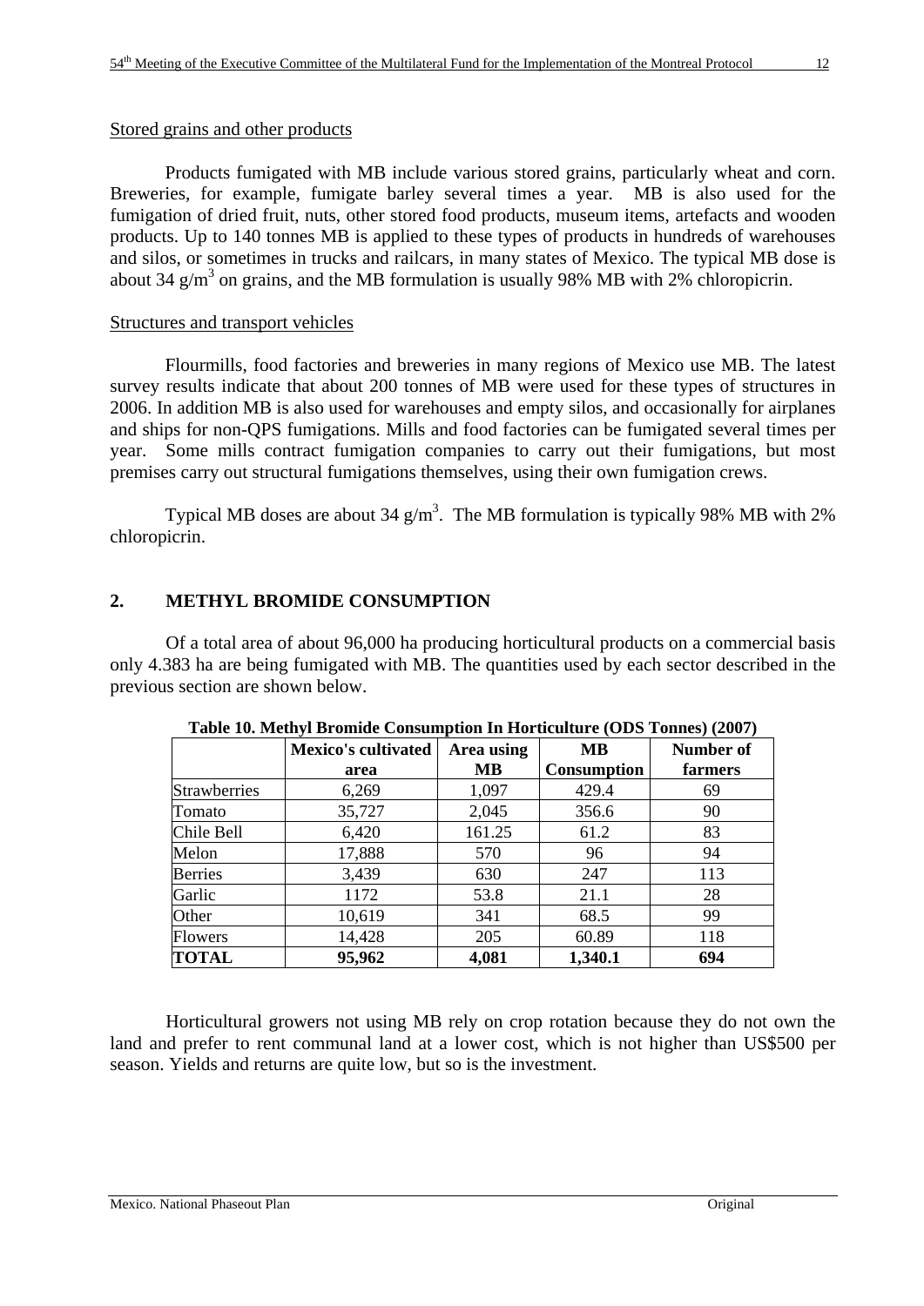Stored grains and other products

Products fumigated with MB include various stored grains, particularly wheat and corn. Breweries, for example, fumigate barley several times a year. MB is also used for the fumigation of dried fruit, nuts, other stored food products, museum items, artefacts and wooden products. Up to 140 tonnes MB is applied to these types of products in hundreds of warehouses and silos, or sometimes in trucks and railcars, in many states of Mexico. The typical MB dose is about 34 $g/m^3$ on grains, and the MB formulation is usually 98% MB with 2% chloropicrin.

Structures and transport vehicles

Flourmills, food factories and breweries in many regions of Mexico use MB. The latest survey results indicate that about 200 tonnes of MB were used for these types of structures in 2006. In addition MB is also used for warehouses and empty silos, and occasionally for airplanes and ships for non-QPS fumigations. Mills and food factories can be fumigated several times per year. Some mills contract fumigation companies to carry out their fumigations, but most premises carry out structural fumigations themselves, using their own fumigation crews.

Typical MB doses are about 34 $g/m^3$. The MB formulation is typically 98% MB with 2% chloropicrin.

## 2. METHYL BROMIDE CONSUMPTION

Of a total area of about 96,000 ha producing horticultural products on a commercial basis only 4.383 ha are being fumigated with MB. The quantities used by each sector described in the previous section are shown below.

**Table 10. Methyl Bromide Consumption In Horticulture (ODS Tonnes) (2007)**

| | Mexico's cultivated area | Area using MB | MB Consumption | Number of farmers |
|---|---|---|---|---|
| Strawberries | 6,269 | 1,097 | 429.4 | 69 |
| Tomato | 35,727 | 2,045 | 356.6 | 90 |
| Chile Bell | 6,420 | 161.25 | 61.2 | 83 |
| Melon | 17,888 | 570 | 96 | 94 |
| Berries | 3,439 | 630 | 247 | 113 |
| Garlic | 1172 | 53.8 | 21.1 | 28 |
| Other | 10,619 | 341 | 68.5 | 99 |
| Flowers | 14,428 | 205 | 60.89 | 118 |
| **TOTAL** | **95,962** | **4,081** | **1,340.1** | **694** |

Horticultural growers not using MB rely on crop rotation because they do not own the land and prefer to rent communal land at a lower cost, which is not higher than US$500 per season. Yields and returns are quite low, but so is the investment.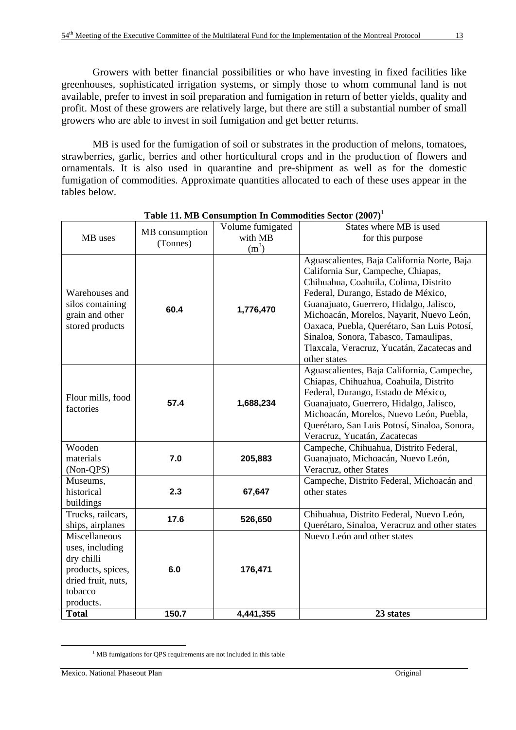Growers with better financial possibilities or who have investing in fixed facilities like greenhouses, sophisticated irrigation systems, or simply those to whom communal land is not available, prefer to invest in soil preparation and fumigation in return of better yields, quality and profit. Most of these growers are relatively large, but there are still a substantial number of small growers who are able to invest in soil fumigation and get better returns.

MB is used for the fumigation of soil or substrates in the production of melons, tomatoes, strawberries, garlic, berries and other horticultural crops and in the production of flowers and ornamentals. It is also used in quarantine and pre-shipment as well as for the domestic fumigation of commodities. Approximate quantities allocated to each of these uses appear in the tables below.

**Table 11. MB Consumption In Commodities Sector (2007)**[1]

| MB uses | MB consumption (Tonnes) | Volume fumigated with MB ($m^3$) | States where MB is used for this purpose |
|---|---|---|---|
| Warehouses and silos containing grain and other stored products | **60.4** | **1,776,470** | Aguascalientes, Baja California Norte, Baja California Sur, Campeche, Chiapas, Chihuahua, Coahuila, Colima, Distrito Federal, Durango, Estado de México, Guanajuato, Guerrero, Hidalgo, Jalisco, Michoacán, Morelos, Nayarit, Nuevo León, Oaxaca, Puebla, Querétaro, San Luis Potosí, Sinaloa, Sonora, Tabasco, Tamaulipas, Tlaxcala, Veracruz, Yucatán, Zacatecas and other states |
| Flour mills, food factories | **57.4** | **1,688,234** | Aguascalientes, Baja California, Campeche, Chiapas, Chihuahua, Coahuila, Distrito Federal, Durango, Estado de México, Guanajuato, Guerrero, Hidalgo, Jalisco, Michoacán, Morelos, Nuevo León, Puebla, Querétaro, San Luis Potosí, Sinaloa, Sonora, Veracruz, Yucatán, Zacatecas |
| Wooden materials (Non-QPS) | **7.0** | **205,883** | Campeche, Chihuahua, Distrito Federal, Guanajuato, Michoacán, Nuevo León, Veracruz, other States |
| Museums, historical buildings | **2.3** | **67,647** | Campeche, Distrito Federal, Michoacán and other states |
| Trucks, railcars, ships, airplanes | **17.6** | **526,650** | Chihuahua, Distrito Federal, Nuevo León, Querétaro, Sinaloa, Veracruz and other states |
| Miscellaneous uses, including dry chilli products, spices, dried fruit, nuts, tobacco products. | **6.0** | **176,471** | Nuevo León and other states |
| **Total** | **150.7** | **4,441,355** | **23 states** |

[1] MB fumigations for QPS requirements are not included in this table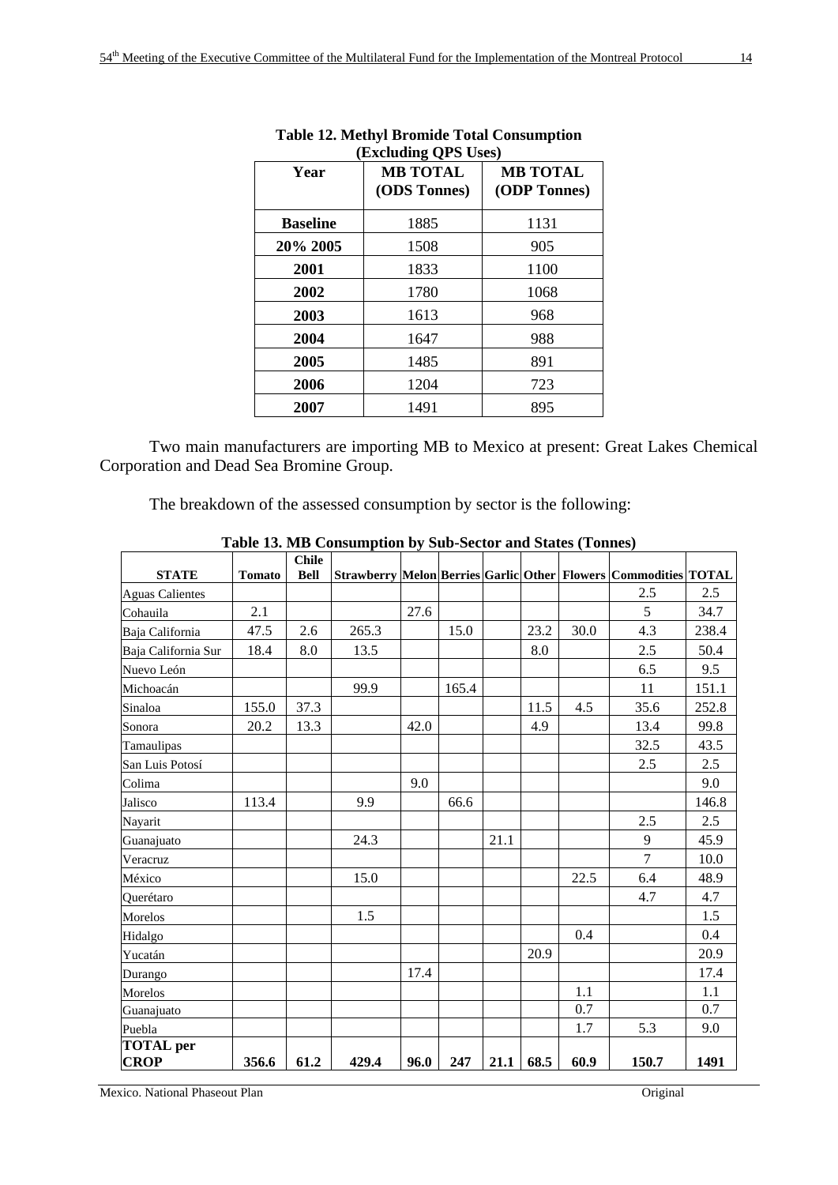**Table 12. Methyl Bromide Total Consumption (Excluding QPS Uses)**

| Year | MB TOTAL (ODS Tonnes) | MB TOTAL (ODP Tonnes) |
|---|---|---|
| **Baseline** | 1885 | 1131 |
| **20% 2005** | 1508 | 905 |
| **2001** | 1833 | 1100 |
| **2002** | 1780 | 1068 |
| **2003** | 1613 | 968 |
| **2004** | 1647 | 988 |
| **2005** | 1485 | 891 |
| **2006** | 1204 | 723 |
| **2007** | 1491 | 895 |

Two main manufacturers are importing MB to Mexico at present: Great Lakes Chemical Corporation and Dead Sea Bromine Group.

The breakdown of the assessed consumption by sector is the following:

**Table 13. MB Consumption by Sub-Sector and States (Tonnes)**

| STATE | Tomato | Chile Bell | Strawberry | Melon | Berries | Garlic | Other | Flowers | Commodities | TOTAL |
|---|---|---|---|---|---|---|---|---|---|---|
| Aguas Calientes | | | | | | | | | 2.5 | 2.5 |
| Cohauila | 2.1 | | | 27.6 | | | | | 5 | 34.7 |
| Baja California | 47.5 | 2.6 | 265.3 | | 15.0 | | 23.2 | 30.0 | 4.3 | 238.4 |
| Baja California Sur | 18.4 | 8.0 | 13.5 | | | | 8.0 | | 2.5 | 50.4 |
| Nuevo León | | | | | | | | | 6.5 | 9.5 |
| Michoacán | | | 99.9 | | 165.4 | | | | 11 | 151.1 |
| Sinaloa | 155.0 | 37.3 | | | | | 11.5 | 4.5 | 35.6 | 252.8 |
| Sonora | 20.2 | 13.3 | | 42.0 | | | 4.9 | | 13.4 | 99.8 |
| Tamaulipas | | | | | | | | | 32.5 | 43.5 |
| San Luis Potosí | | | | | | | | | 2.5 | 2.5 |
| Colima | | | | 9.0 | | | | | | 9.0 |
| Jalisco | 113.4 | | 9.9 | | 66.6 | | | | | 146.8 |
| Nayarit | | | | | | | | | 2.5 | 2.5 |
| Guanajuato | | | 24.3 | | | 21.1 | | | 9 | 45.9 |
| Veracruz | | | | | | | | | 7 | 10.0 |
| México | | | 15.0 | | | | | 22.5 | 6.4 | 48.9 |
| Querétaro | | | | | | | | | 4.7 | 4.7 |
| Morelos | | | 1.5 | | | | | | | 1.5 |
| Hidalgo | | | | | | | | 0.4 | | 0.4 |
| Yucatán | | | | | | | 20.9 | | | 20.9 |
| Durango | | | | 17.4 | | | | | | 17.4 |
| Morelos | | | | | | | | 1.1 | | 1.1 |
| Guanajuato | | | | | | | | 0.7 | | 0.7 |
| Puebla | | | | | | | | 1.7 | 5.3 | 9.0 |
| **TOTAL per CROP** | **356.6** | **61.2** | **429.4** | **96.0** | **247** | **21.1** | **68.5** | **60.9** | **150.7** | **1491** |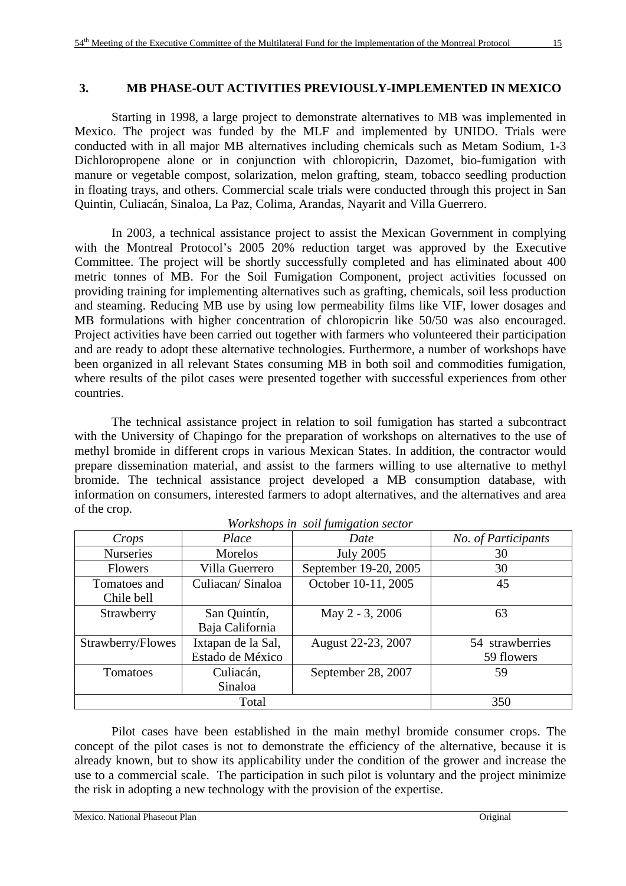## 3. MB PHASE-OUT ACTIVITIES PREVIOUSLY-IMPLEMENTED IN MEXICO

Starting in 1998, a large project to demonstrate alternatives to MB was implemented in Mexico. The project was funded by the MLF and implemented by UNIDO. Trials were conducted with in all major MB alternatives including chemicals such as Metam Sodium, 1-3 Dichloropropene alone or in conjunction with chloropicrin, Dazomet, bio-fumigation with manure or vegetable compost, solarization, melon grafting, steam, tobacco seedling production in floating trays, and others. Commercial scale trials were conducted through this project in San Quintin, Culiacán, Sinaloa, La Paz, Colima, Arandas, Nayarit and Villa Guerrero.

In 2003, a technical assistance project to assist the Mexican Government in complying with the Montreal Protocol's 2005 20% reduction target was approved by the Executive Committee. The project will be shortly successfully completed and has eliminated about 400 metric tonnes of MB. For the Soil Fumigation Component, project activities focussed on providing training for implementing alternatives such as grafting, chemicals, soil less production and steaming. Reducing MB use by using low permeability films like VIF, lower dosages and MB formulations with higher concentration of chloropicrin like 50/50 was also encouraged. Project activities have been carried out together with farmers who volunteered their participation and are ready to adopt these alternative technologies. Furthermore, a number of workshops have been organized in all relevant States consuming MB in both soil and commodities fumigation, where results of the pilot cases were presented together with successful experiences from other countries.

The technical assistance project in relation to soil fumigation has started a subcontract with the University of Chapingo for the preparation of workshops on alternatives to the use of methyl bromide in different crops in various Mexican States. In addition, the contractor would prepare dissemination material, and assist to the farmers willing to use alternative to methyl bromide. The technical assistance project developed a MB consumption database, with information on consumers, interested farmers to adopt alternatives, and the alternatives and area of the crop.

*Workshops in soil fumigation sector*

| *Crops* | *Place* | *Date* | *No. of Participants* |
|---|---|---|---|
| Nurseries | Morelos | July 2005 | 30 |
| Flowers | Villa Guerrero | September 19-20, 2005 | 30 |
| Tomatoes and Chile bell | Culiacan/ Sinaloa | October 10-11, 2005 | 45 |
| Strawberry | San Quintín, Baja California | May 2 - 3, 2006 | 63 |
| Strawberry/Flowes | Ixtapan de la Sal, Estado de México | August 22-23, 2007 | 54 strawberries 59 flowers |
| Tomatoes | Culiacán, Sinaloa | September 28, 2007 | 59 |
| Total | | | 350 |

Pilot cases have been established in the main methyl bromide consumer crops. The concept of the pilot cases is not to demonstrate the efficiency of the alternative, because it is already known, but to show its applicability under the condition of the grower and increase the use to a commercial scale. The participation in such pilot is voluntary and the project minimize the risk in adopting a new technology with the provision of the expertise.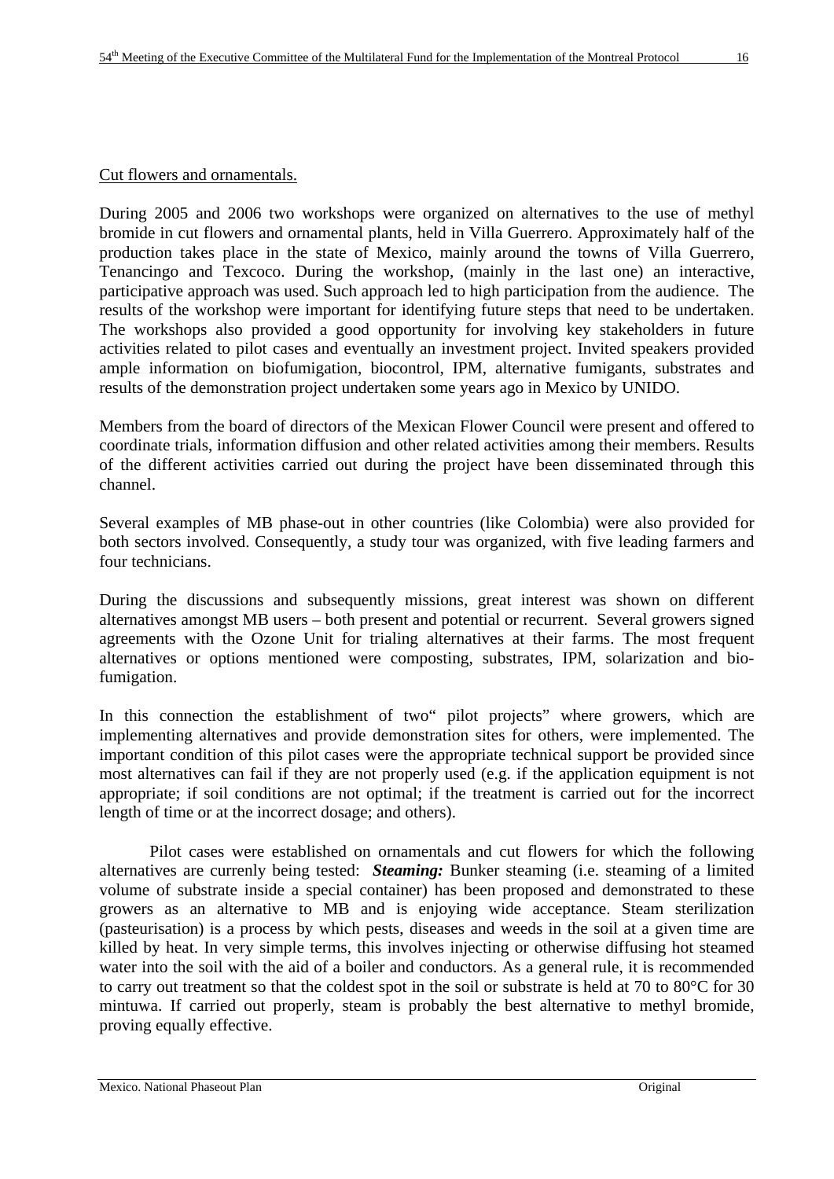Cut flowers and ornamentals.

During 2005 and 2006 two workshops were organized on alternatives to the use of methyl bromide in cut flowers and ornamental plants, held in Villa Guerrero. Approximately half of the production takes place in the state of Mexico, mainly around the towns of Villa Guerrero, Tenancingo and Texcoco. During the workshop, (mainly in the last one) an interactive, participative approach was used. Such approach led to high participation from the audience. The results of the workshop were important for identifying future steps that need to be undertaken. The workshops also provided a good opportunity for involving key stakeholders in future activities related to pilot cases and eventually an investment project. Invited speakers provided ample information on biofumigation, biocontrol, IPM, alternative fumigants, substrates and results of the demonstration project undertaken some years ago in Mexico by UNIDO.

Members from the board of directors of the Mexican Flower Council were present and offered to coordinate trials, information diffusion and other related activities among their members. Results of the different activities carried out during the project have been disseminated through this channel.

Several examples of MB phase-out in other countries (like Colombia) were also provided for both sectors involved. Consequently, a study tour was organized, with five leading farmers and four technicians.

During the discussions and subsequently missions, great interest was shown on different alternatives amongst MB users – both present and potential or recurrent. Several growers signed agreements with the Ozone Unit for trialing alternatives at their farms. The most frequent alternatives or options mentioned were composting, substrates, IPM, solarization and bio-fumigation.

In this connection the establishment of two" pilot projects" where growers, which are implementing alternatives and provide demonstration sites for others, were implemented. The important condition of this pilot cases were the appropriate technical support be provided since most alternatives can fail if they are not properly used (e.g. if the application equipment is not appropriate; if soil conditions are not optimal; if the treatment is carried out for the incorrect length of time or at the incorrect dosage; and others).

Pilot cases were established on ornamentals and cut flowers for which the following alternatives are currenly being tested: ***Steaming:*** Bunker steaming (i.e. steaming of a limited volume of substrate inside a special container) has been proposed and demonstrated to these growers as an alternative to MB and is enjoying wide acceptance. Steam sterilization (pasteurisation) is a process by which pests, diseases and weeds in the soil at a given time are killed by heat. In very simple terms, this involves injecting or otherwise diffusing hot steamed water into the soil with the aid of a boiler and conductors. As a general rule, it is recommended to carry out treatment so that the coldest spot in the soil or substrate is held at 70 to 80°C for 30 mintuwa. If carried out properly, steam is probably the best alternative to methyl bromide, proving equally effective.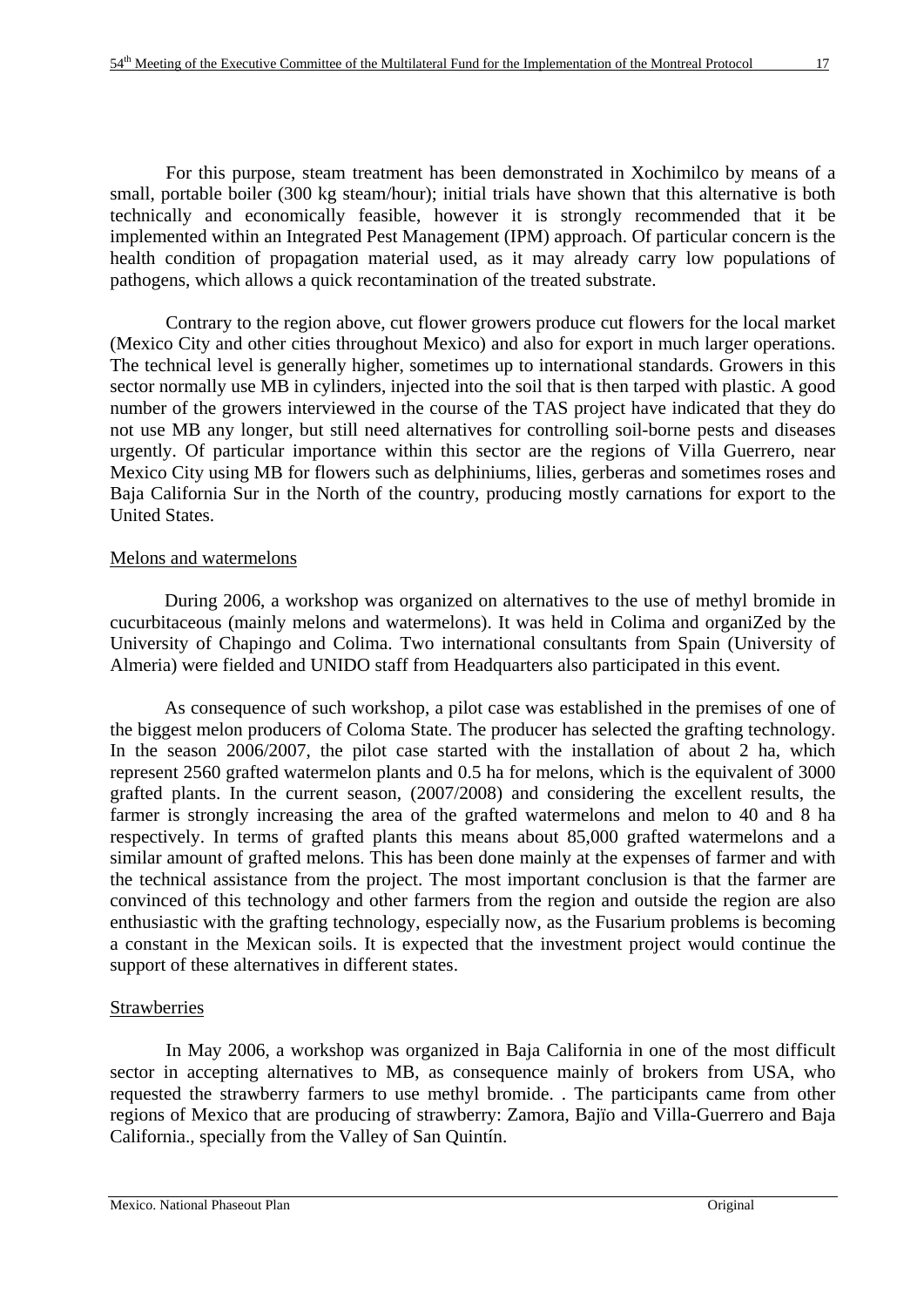For this purpose, steam treatment has been demonstrated in Xochimilco by means of a small, portable boiler (300 kg steam/hour); initial trials have shown that this alternative is both technically and economically feasible, however it is strongly recommended that it be implemented within an Integrated Pest Management (IPM) approach. Of particular concern is the health condition of propagation material used, as it may already carry low populations of pathogens, which allows a quick recontamination of the treated substrate.

Contrary to the region above, cut flower growers produce cut flowers for the local market (Mexico City and other cities throughout Mexico) and also for export in much larger operations. The technical level is generally higher, sometimes up to international standards. Growers in this sector normally use MB in cylinders, injected into the soil that is then tarped with plastic. A good number of the growers interviewed in the course of the TAS project have indicated that they do not use MB any longer, but still need alternatives for controlling soil-borne pests and diseases urgently. Of particular importance within this sector are the regions of Villa Guerrero, near Mexico City using MB for flowers such as delphiniums, lilies, gerberas and sometimes roses and Baja California Sur in the North of the country, producing mostly carnations for export to the United States.

Melons and watermelons

During 2006, a workshop was organized on alternatives to the use of methyl bromide in cucurbitaceous (mainly melons and watermelons). It was held in Colima and organiZed by the University of Chapingo and Colima. Two international consultants from Spain (University of Almeria) were fielded and UNIDO staff from Headquarters also participated in this event.

As consequence of such workshop, a pilot case was established in the premises of one of the biggest melon producers of Coloma State. The producer has selected the grafting technology. In the season 2006/2007, the pilot case started with the installation of about 2 ha, which represent 2560 grafted watermelon plants and 0.5 ha for melons, which is the equivalent of 3000 grafted plants. In the current season, (2007/2008) and considering the excellent results, the farmer is strongly increasing the area of the grafted watermelons and melon to 40 and 8 ha respectively. In terms of grafted plants this means about 85,000 grafted watermelons and a similar amount of grafted melons. This has been done mainly at the expenses of farmer and with the technical assistance from the project. The most important conclusion is that the farmer are convinced of this technology and other farmers from the region and outside the region are also enthusiastic with the grafting technology, especially now, as the Fusarium problems is becoming a constant in the Mexican soils. It is expected that the investment project would continue the support of these alternatives in different states.

Strawberries

In May 2006, a workshop was organized in Baja California in one of the most difficult sector in accepting alternatives to MB, as consequence mainly of brokers from USA, who requested the strawberry farmers to use methyl bromide. . The participants came from other regions of Mexico that are producing of strawberry: Zamora, Bajïo and Villa-Guerrero and Baja California., specially from the Valley of San Quintín.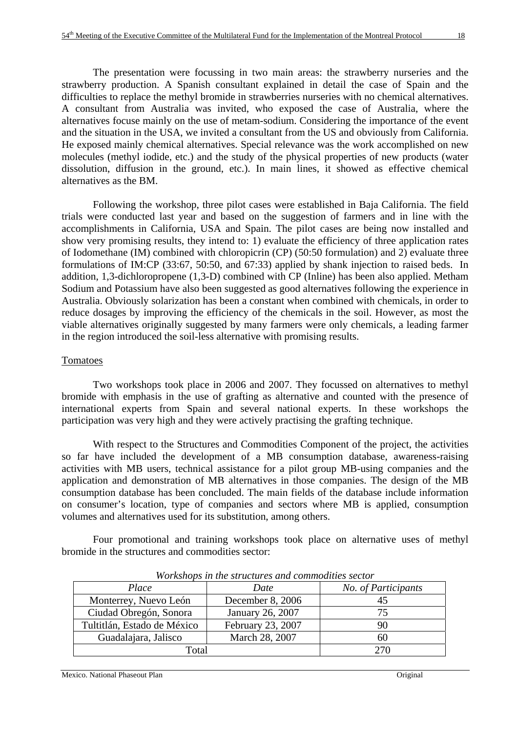The presentation were focussing in two main areas: the strawberry nurseries and the strawberry production. A Spanish consultant explained in detail the case of Spain and the difficulties to replace the methyl bromide in strawberries nurseries with no chemical alternatives. A consultant from Australia was invited, who exposed the case of Australia, where the alternatives focuse mainly on the use of metam-sodium. Considering the importance of the event and the situation in the USA, we invited a consultant from the US and obviously from California. He exposed mainly chemical alternatives. Special relevance was the work accomplished on new molecules (methyl iodide, etc.) and the study of the physical properties of new products (water dissolution, diffusion in the ground, etc.). In main lines, it showed as effective chemical alternatives as the BM.

Following the workshop, three pilot cases were established in Baja California. The field trials were conducted last year and based on the suggestion of farmers and in line with the accomplishments in California, USA and Spain. The pilot cases are being now installed and show very promising results, they intend to: 1) evaluate the efficiency of three application rates of Iodomethane (IM) combined with chloropicrin (CP) (50:50 formulation) and 2) evaluate three formulations of IM:CP (33:67, 50:50, and 67:33) applied by shank injection to raised beds. In addition, 1,3-dichloropropene (1,3-D) combined with CP (Inline) has been also applied. Metham Sodium and Potassium have also been suggested as good alternatives following the experience in Australia. Obviously solarization has been a constant when combined with chemicals, in order to reduce dosages by improving the efficiency of the chemicals in the soil. However, as most the viable alternatives originally suggested by many farmers were only chemicals, a leading farmer in the region introduced the soil-less alternative with promising results.

Tomatoes

Two workshops took place in 2006 and 2007. They focussed on alternatives to methyl bromide with emphasis in the use of grafting as alternative and counted with the presence of international experts from Spain and several national experts. In these workshops the participation was very high and they were actively practising the grafting technique.

With respect to the Structures and Commodities Component of the project, the activities so far have included the development of a MB consumption database, awareness-raising activities with MB users, technical assistance for a pilot group MB-using companies and the application and demonstration of MB alternatives in those companies. The design of the MB consumption database has been concluded. The main fields of the database include information on consumer's location, type of companies and sectors where MB is applied, consumption volumes and alternatives used for its substitution, among others.

Four promotional and training workshops took place on alternative uses of methyl bromide in the structures and commodities sector:

*Workshops in the structures and commodities sector*

| *Place* | *Date* | *No. of Participants* |
|---|---|---|
| Monterrey, Nuevo León | December 8, 2006 | 45 |
| Ciudad Obregón, Sonora | January 26, 2007 | 75 |
| Tultitlán, Estado de México | February 23, 2007 | 90 |
| Guadalajara, Jalisco | March 28, 2007 | 60 |
| Total | | 270 |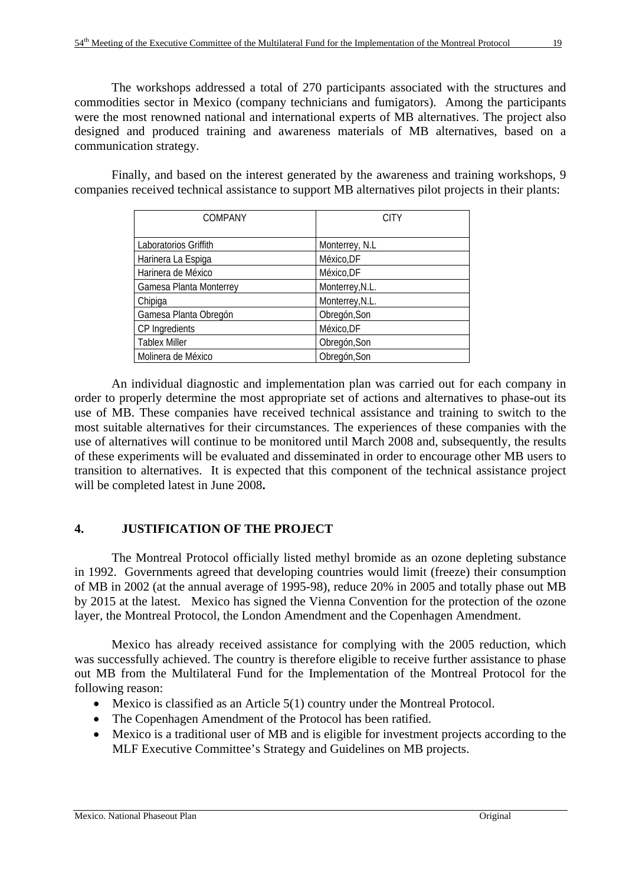The workshops addressed a total of 270 participants associated with the structures and commodities sector in Mexico (company technicians and fumigators). Among the participants were the most renowned national and international experts of MB alternatives. The project also designed and produced training and awareness materials of MB alternatives, based on a communication strategy.

Finally, and based on the interest generated by the awareness and training workshops, 9 companies received technical assistance to support MB alternatives pilot projects in their plants:

| COMPANY | CITY |
|---|---|
| Laboratorios Griffith | Monterrey, N.L |
| Harinera La Espiga | México,DF |
| Harinera de México | México,DF |
| Gamesa Planta Monterrey | Monterrey,N.L. |
| Chipiga | Monterrey,N.L. |
| Gamesa Planta Obregón | Obregón,Son |
| CP Ingredients | México,DF |
| Tablex Miller | Obregón,Son |
| Molinera de México | Obregón,Son |

An individual diagnostic and implementation plan was carried out for each company in order to properly determine the most appropriate set of actions and alternatives to phase-out its use of MB. These companies have received technical assistance and training to switch to the most suitable alternatives for their circumstances. The experiences of these companies with the use of alternatives will continue to be monitored until March 2008 and, subsequently, the results of these experiments will be evaluated and disseminated in order to encourage other MB users to transition to alternatives. It is expected that this component of the technical assistance project will be completed latest in June 2008**.**

## 4. JUSTIFICATION OF THE PROJECT

The Montreal Protocol officially listed methyl bromide as an ozone depleting substance in 1992. Governments agreed that developing countries would limit (freeze) their consumption of MB in 2002 (at the annual average of 1995-98), reduce 20% in 2005 and totally phase out MB by 2015 at the latest. Mexico has signed the Vienna Convention for the protection of the ozone layer, the Montreal Protocol, the London Amendment and the Copenhagen Amendment.

Mexico has already received assistance for complying with the 2005 reduction, which was successfully achieved. The country is therefore eligible to receive further assistance to phase out MB from the Multilateral Fund for the Implementation of the Montreal Protocol for the following reason:

- Mexico is classified as an Article 5(1) country under the Montreal Protocol.
- The Copenhagen Amendment of the Protocol has been ratified.
- Mexico is a traditional user of MB and is eligible for investment projects according to the MLF Executive Committee's Strategy and Guidelines on MB projects.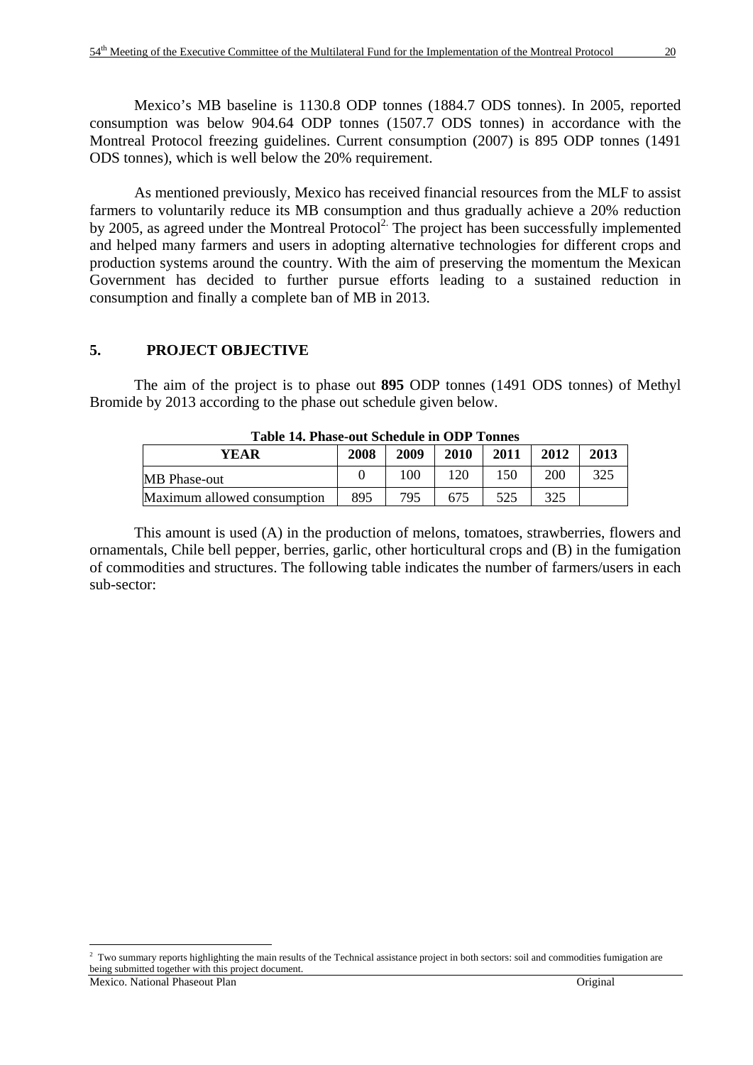Mexico's MB baseline is 1130.8 ODP tonnes (1884.7 ODS tonnes). In 2005, reported consumption was below 904.64 ODP tonnes (1507.7 ODS tonnes) in accordance with the Montreal Protocol freezing guidelines. Current consumption (2007) is 895 ODP tonnes (1491 ODS tonnes), which is well below the 20% requirement.

As mentioned previously, Mexico has received financial resources from the MLF to assist farmers to voluntarily reduce its MB consumption and thus gradually achieve a 20% reduction by 2005, as agreed under the Montreal Protocol[2]. The project has been successfully implemented and helped many farmers and users in adopting alternative technologies for different crops and production systems around the country. With the aim of preserving the momentum the Mexican Government has decided to further pursue efforts leading to a sustained reduction in consumption and finally a complete ban of MB in 2013.

## 5. PROJECT OBJECTIVE

The aim of the project is to phase out **895** ODP tonnes (1491 ODS tonnes) of Methyl Bromide by 2013 according to the phase out schedule given below.

**Table 14. Phase-out Schedule in ODP Tonnes**

| YEAR | 2008 | 2009 | 2010 | 2011 | 2012 | 2013 |
|---|---|---|---|---|---|---|
| MB Phase-out | 0 | 100 | 120 | 150 | 200 | 325 |
| Maximum allowed consumption | 895 | 795 | 675 | 525 | 325 | |

This amount is used (A) in the production of melons, tomatoes, strawberries, flowers and ornamentals, Chile bell pepper, berries, garlic, other horticultural crops and (B) in the fumigation of commodities and structures. The following table indicates the number of farmers/users in each sub-sector:

[2] Two summary reports highlighting the main results of the Technical assistance project in both sectors: soil and commodities fumigation are being submitted together with this project document.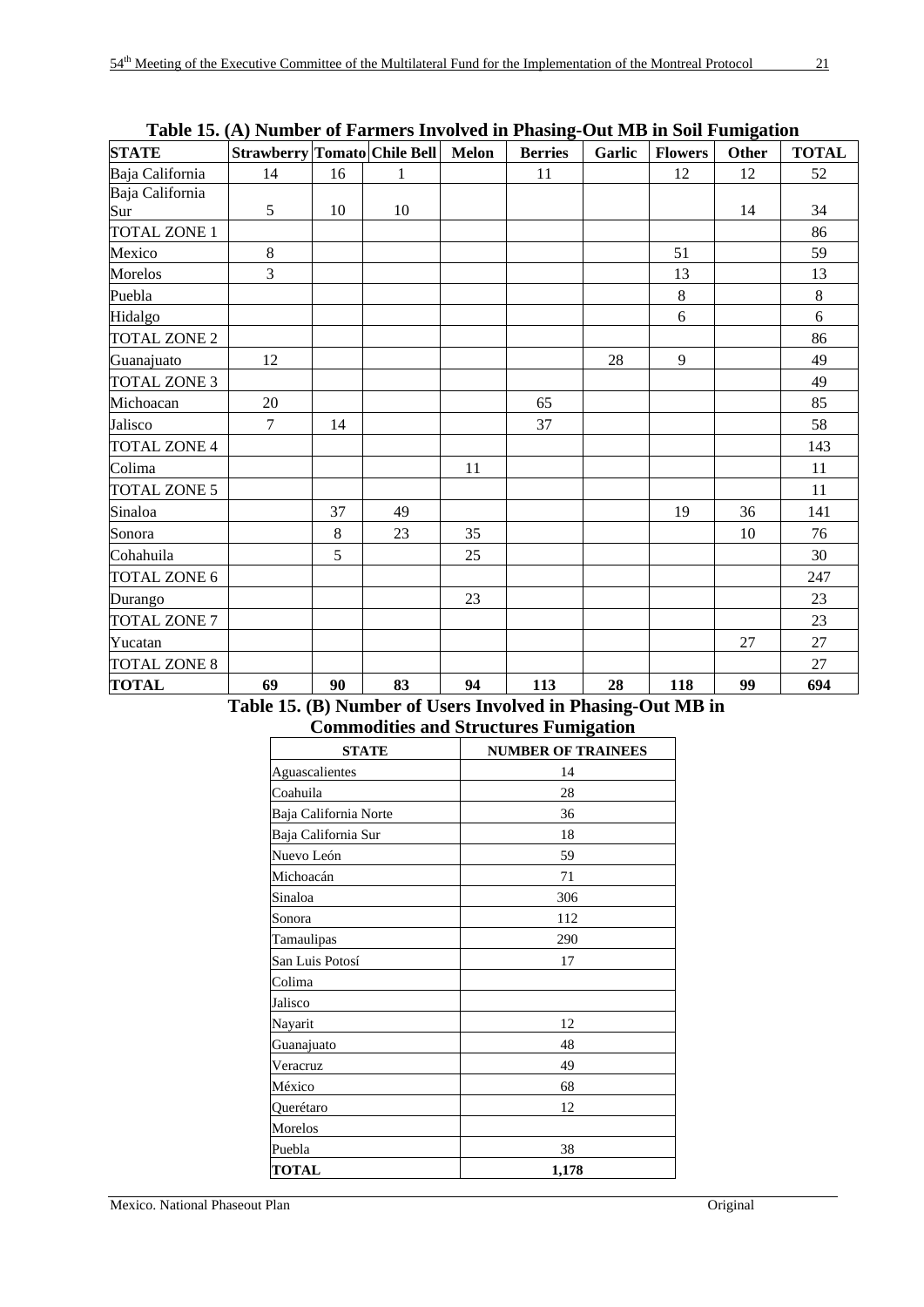**Table 15. (A) Number of Farmers Involved in Phasing-Out MB in Soil Fumigation**

| STATE | Strawberry | Tomato | Chile Bell | Melon | Berries | Garlic | Flowers | Other | TOTAL |
|---|---|---|---|---|---|---|---|---|---|
| Baja California | 14 | 16 | 1 | | 11 | | 12 | 12 | 52 |
| Baja California Sur | 5 | 10 | 10 | | | | | 14 | 34 |
| TOTAL ZONE 1 | | | | | | | | | 86 |
| Mexico | 8 | | | | | | 51 | | 59 |
| Morelos | 3 | | | | | | 13 | | 13 |
| Puebla | | | | | | | 8 | | 8 |
| Hidalgo | | | | | | | 6 | | 6 |
| TOTAL ZONE 2 | | | | | | | | | 86 |
| Guanajuato | 12 | | | | | 28 | 9 | | 49 |
| TOTAL ZONE 3 | | | | | | | | | 49 |
| Michoacan | 20 | | | | 65 | | | | 85 |
| Jalisco | 7 | 14 | | | 37 | | | | 58 |
| TOTAL ZONE 4 | | | | | | | | | 143 |
| Colima | | | | 11 | | | | | 11 |
| TOTAL ZONE 5 | | | | | | | | | 11 |
| Sinaloa | | 37 | 49 | | | | 19 | 36 | 141 |
| Sonora | | 8 | 23 | 35 | | | | 10 | 76 |
| Cohahuila | | 5 | | 25 | | | | | 30 |
| TOTAL ZONE 6 | | | | | | | | | 247 |
| Durango | | | | 23 | | | | | 23 |
| TOTAL ZONE 7 | | | | | | | | | 23 |
| Yucatan | | | | | | | | 27 | 27 |
| TOTAL ZONE 8 | | | | | | | | | 27 |
| **TOTAL** | **69** | **90** | **83** | **94** | **113** | **28** | **118** | **99** | **694** |

**Table 15. (B) Number of Users Involved in Phasing-Out MB in Commodities and Structures Fumigation**

| STATE | NUMBER OF TRAINEES |
|---|---|
| Aguascalientes | 14 |
| Coahuila | 28 |
| Baja California Norte | 36 |
| Baja California Sur | 18 |
| Nuevo León | 59 |
| Michoacán | 71 |
| Sinaloa | 306 |
| Sonora | 112 |
| Tamaulipas | 290 |
| San Luis Potosí | 17 |
| Colima | |
| Jalisco | |
| Nayarit | 12 |
| Guanajuato | 48 |
| Veracruz | 49 |
| México | 68 |
| Querétaro | 12 |
| Morelos | |
| Puebla | 38 |
| **TOTAL** | **1,178** |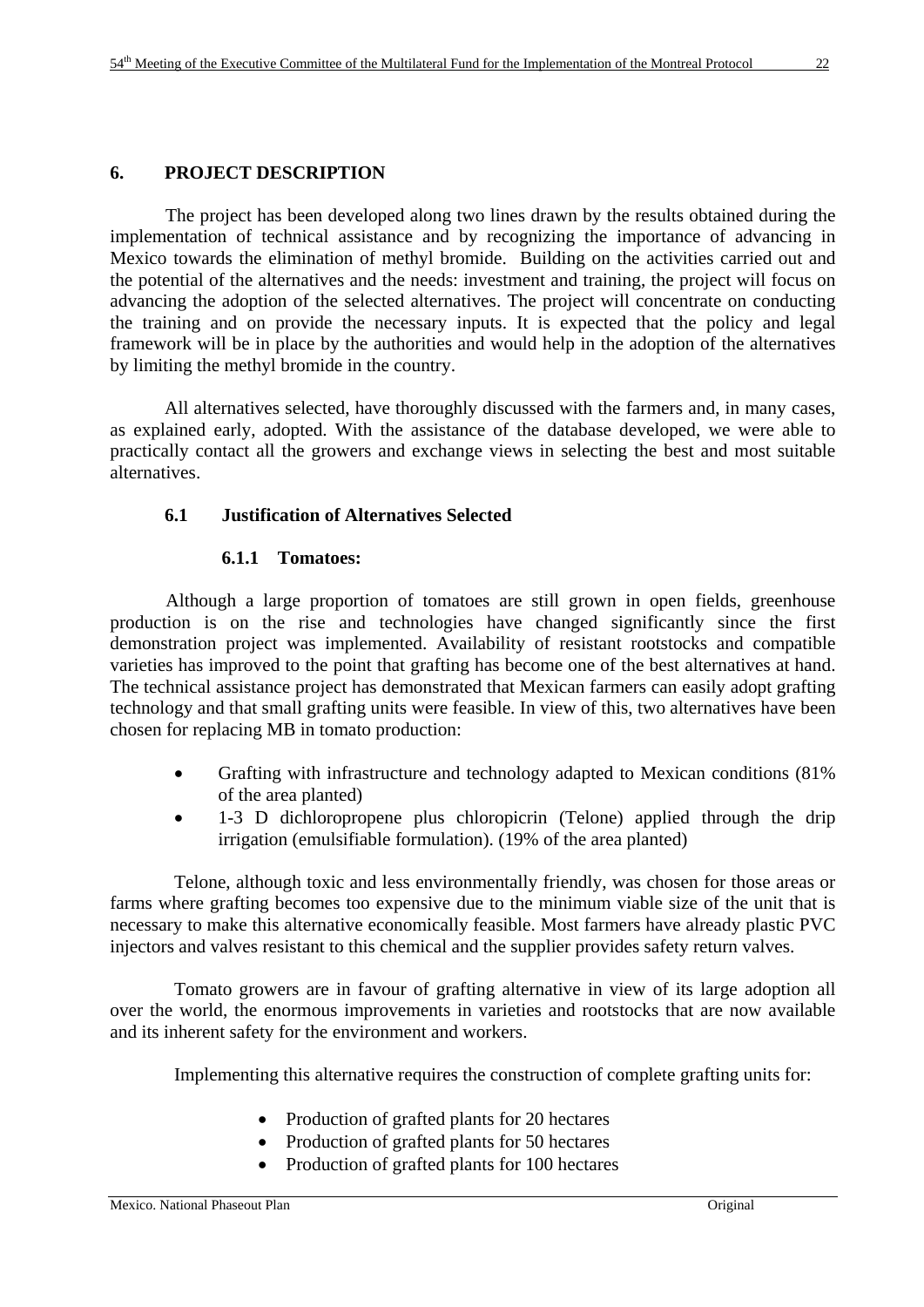## 6. PROJECT DESCRIPTION

The project has been developed along two lines drawn by the results obtained during the implementation of technical assistance and by recognizing the importance of advancing in Mexico towards the elimination of methyl bromide. Building on the activities carried out and the potential of the alternatives and the needs: investment and training, the project will focus on advancing the adoption of the selected alternatives. The project will concentrate on conducting the training and on provide the necessary inputs. It is expected that the policy and legal framework will be in place by the authorities and would help in the adoption of the alternatives by limiting the methyl bromide in the country.

All alternatives selected, have thoroughly discussed with the farmers and, in many cases, as explained early, adopted. With the assistance of the database developed, we were able to practically contact all the growers and exchange views in selecting the best and most suitable alternatives.

### 6.1 Justification of Alternatives Selected

#### 6.1.1 Tomatoes:

Although a large proportion of tomatoes are still grown in open fields, greenhouse production is on the rise and technologies have changed significantly since the first demonstration project was implemented. Availability of resistant rootstocks and compatible varieties has improved to the point that grafting has become one of the best alternatives at hand. The technical assistance project has demonstrated that Mexican farmers can easily adopt grafting technology and that small grafting units were feasible. In view of this, two alternatives have been chosen for replacing MB in tomato production:

- Grafting with infrastructure and technology adapted to Mexican conditions (81% of the area planted)
- 1-3 D dichloropropene plus chloropicrin (Telone) applied through the drip irrigation (emulsifiable formulation). (19% of the area planted)

Telone, although toxic and less environmentally friendly, was chosen for those areas or farms where grafting becomes too expensive due to the minimum viable size of the unit that is necessary to make this alternative economically feasible. Most farmers have already plastic PVC injectors and valves resistant to this chemical and the supplier provides safety return valves.

Tomato growers are in favour of grafting alternative in view of its large adoption all over the world, the enormous improvements in varieties and rootstocks that are now available and its inherent safety for the environment and workers.

Implementing this alternative requires the construction of complete grafting units for:

- Production of grafted plants for 20 hectares
- Production of grafted plants for 50 hectares
- Production of grafted plants for 100 hectares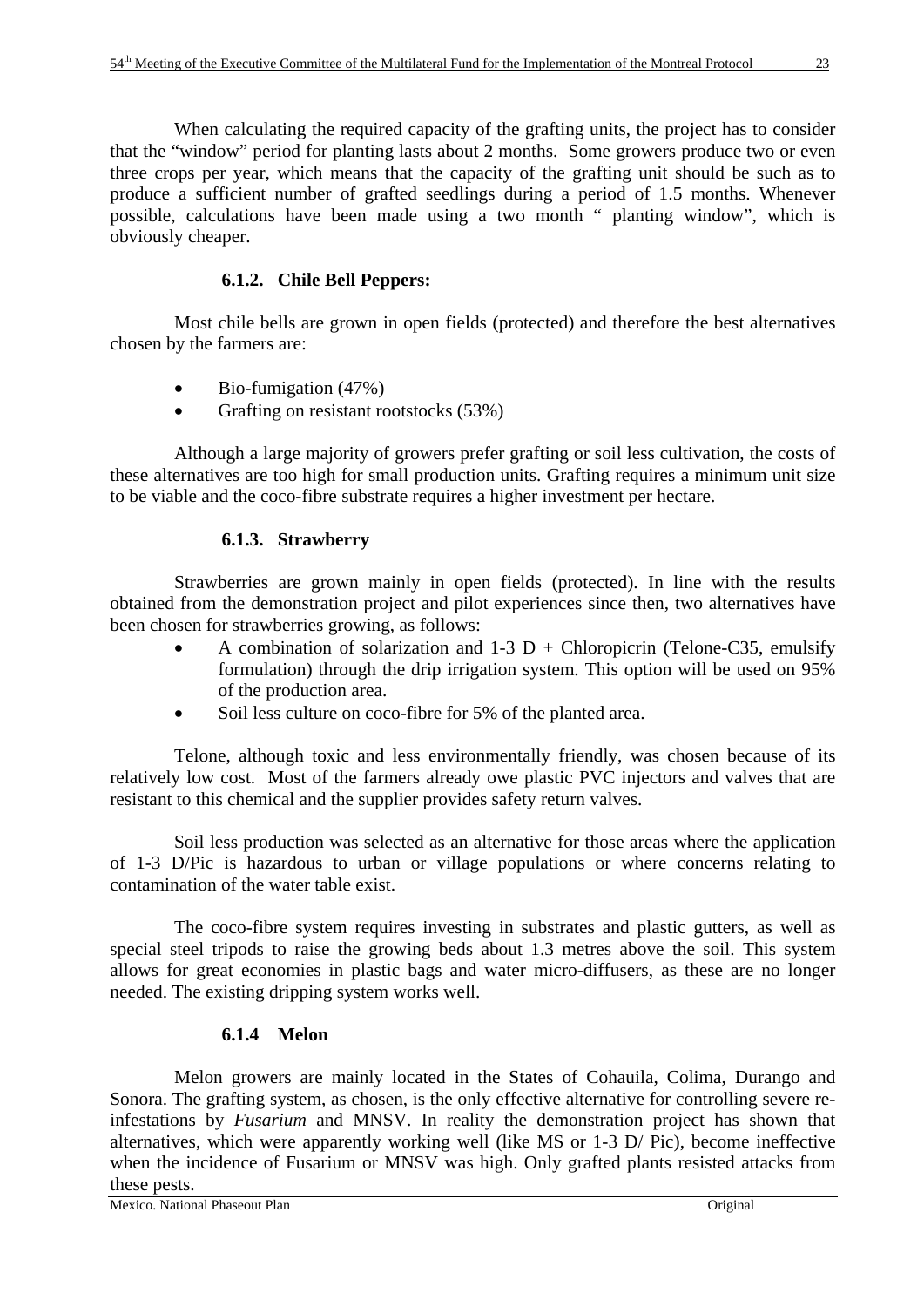When calculating the required capacity of the grafting units, the project has to consider that the "window" period for planting lasts about 2 months. Some growers produce two or even three crops per year, which means that the capacity of the grafting unit should be such as to produce a sufficient number of grafted seedlings during a period of 1.5 months. Whenever possible, calculations have been made using a two month " planting window", which is obviously cheaper.

#### 6.1.2. Chile Bell Peppers:

Most chile bells are grown in open fields (protected) and therefore the best alternatives chosen by the farmers are:

- Bio-fumigation (47%)
- Grafting on resistant rootstocks (53%)

Although a large majority of growers prefer grafting or soil less cultivation, the costs of these alternatives are too high for small production units. Grafting requires a minimum unit size to be viable and the coco-fibre substrate requires a higher investment per hectare.

#### 6.1.3. Strawberry

Strawberries are grown mainly in open fields (protected). In line with the results obtained from the demonstration project and pilot experiences since then, two alternatives have been chosen for strawberries growing, as follows:

- A combination of solarization and 1-3 D + Chloropicrin (Telone-C35, emulsify formulation) through the drip irrigation system. This option will be used on 95% of the production area.
- Soil less culture on coco-fibre for 5% of the planted area.

Telone, although toxic and less environmentally friendly, was chosen because of its relatively low cost. Most of the farmers already owe plastic PVC injectors and valves that are resistant to this chemical and the supplier provides safety return valves.

Soil less production was selected as an alternative for those areas where the application of 1-3 D/Pic is hazardous to urban or village populations or where concerns relating to contamination of the water table exist.

The coco-fibre system requires investing in substrates and plastic gutters, as well as special steel tripods to raise the growing beds about 1.3 metres above the soil. This system allows for great economies in plastic bags and water micro-diffusers, as these are no longer needed. The existing dripping system works well.

#### 6.1.4 Melon

Melon growers are mainly located in the States of Cohauila, Colima, Durango and Sonora. The grafting system, as chosen, is the only effective alternative for controlling severe re-infestations by *Fusarium* and MNSV. In reality the demonstration project has shown that alternatives, which were apparently working well (like MS or 1-3 D/ Pic), become ineffective when the incidence of Fusarium or MNSV was high. Only grafted plants resisted attacks from these pests.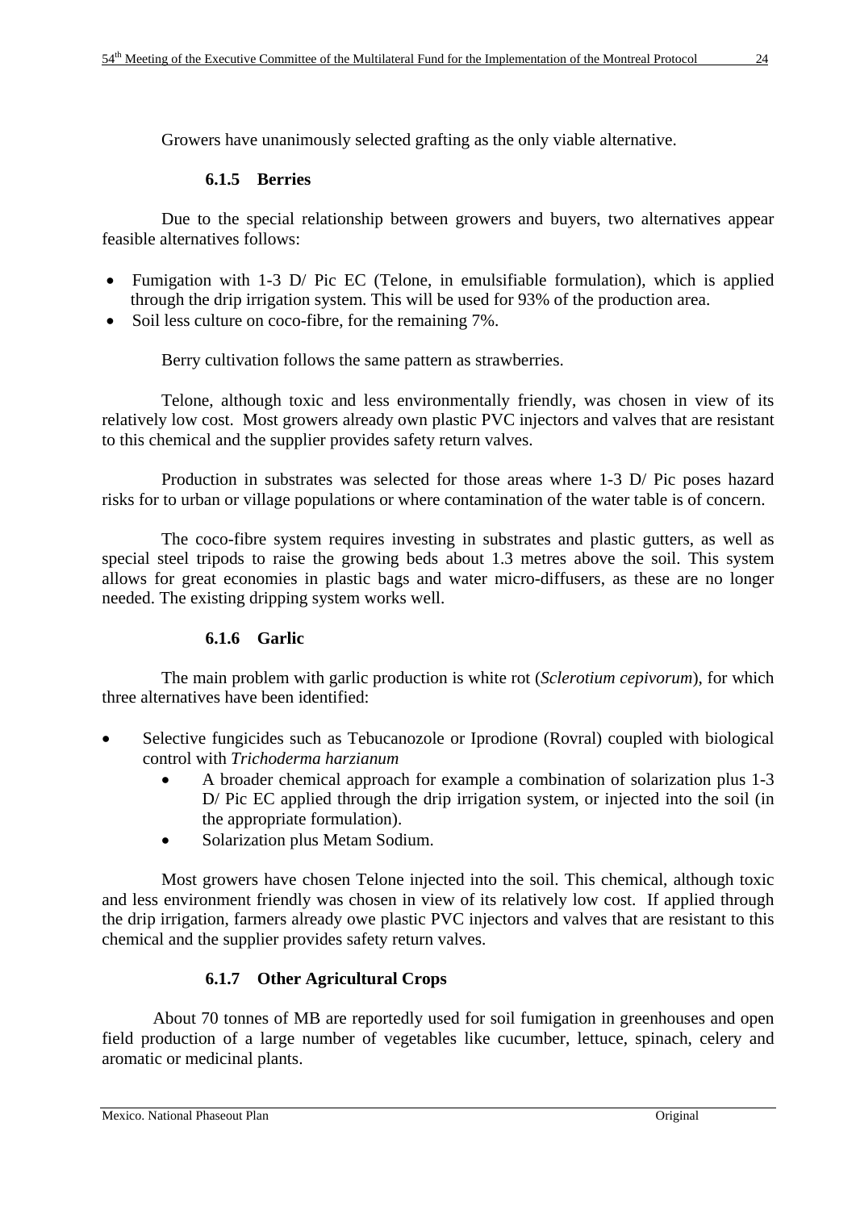Growers have unanimously selected grafting as the only viable alternative.

#### 6.1.5 Berries

Due to the special relationship between growers and buyers, two alternatives appear feasible alternatives follows:

- Fumigation with 1-3 D/ Pic EC (Telone, in emulsifiable formulation), which is applied through the drip irrigation system. This will be used for 93% of the production area.
- Soil less culture on coco-fibre, for the remaining 7%.

Berry cultivation follows the same pattern as strawberries.

Telone, although toxic and less environmentally friendly, was chosen in view of its relatively low cost. Most growers already own plastic PVC injectors and valves that are resistant to this chemical and the supplier provides safety return valves.

Production in substrates was selected for those areas where 1-3 D/ Pic poses hazard risks for to urban or village populations or where contamination of the water table is of concern.

The coco-fibre system requires investing in substrates and plastic gutters, as well as special steel tripods to raise the growing beds about 1.3 metres above the soil. This system allows for great economies in plastic bags and water micro-diffusers, as these are no longer needed. The existing dripping system works well.

#### 6.1.6 Garlic

The main problem with garlic production is white rot (*Sclerotium cepivorum*), for which three alternatives have been identified:

- Selective fungicides such as Tebucanozole or Iprodione (Rovral) coupled with biological control with *Trichoderma harzianum*
  - A broader chemical approach for example a combination of solarization plus 1-3 D/ Pic EC applied through the drip irrigation system, or injected into the soil (in the appropriate formulation).
  - Solarization plus Metam Sodium.

Most growers have chosen Telone injected into the soil. This chemical, although toxic and less environment friendly was chosen in view of its relatively low cost. If applied through the drip irrigation, farmers already owe plastic PVC injectors and valves that are resistant to this chemical and the supplier provides safety return valves.

#### 6.1.7 Other Agricultural Crops

About 70 tonnes of MB are reportedly used for soil fumigation in greenhouses and open field production of a large number of vegetables like cucumber, lettuce, spinach, celery and aromatic or medicinal plants.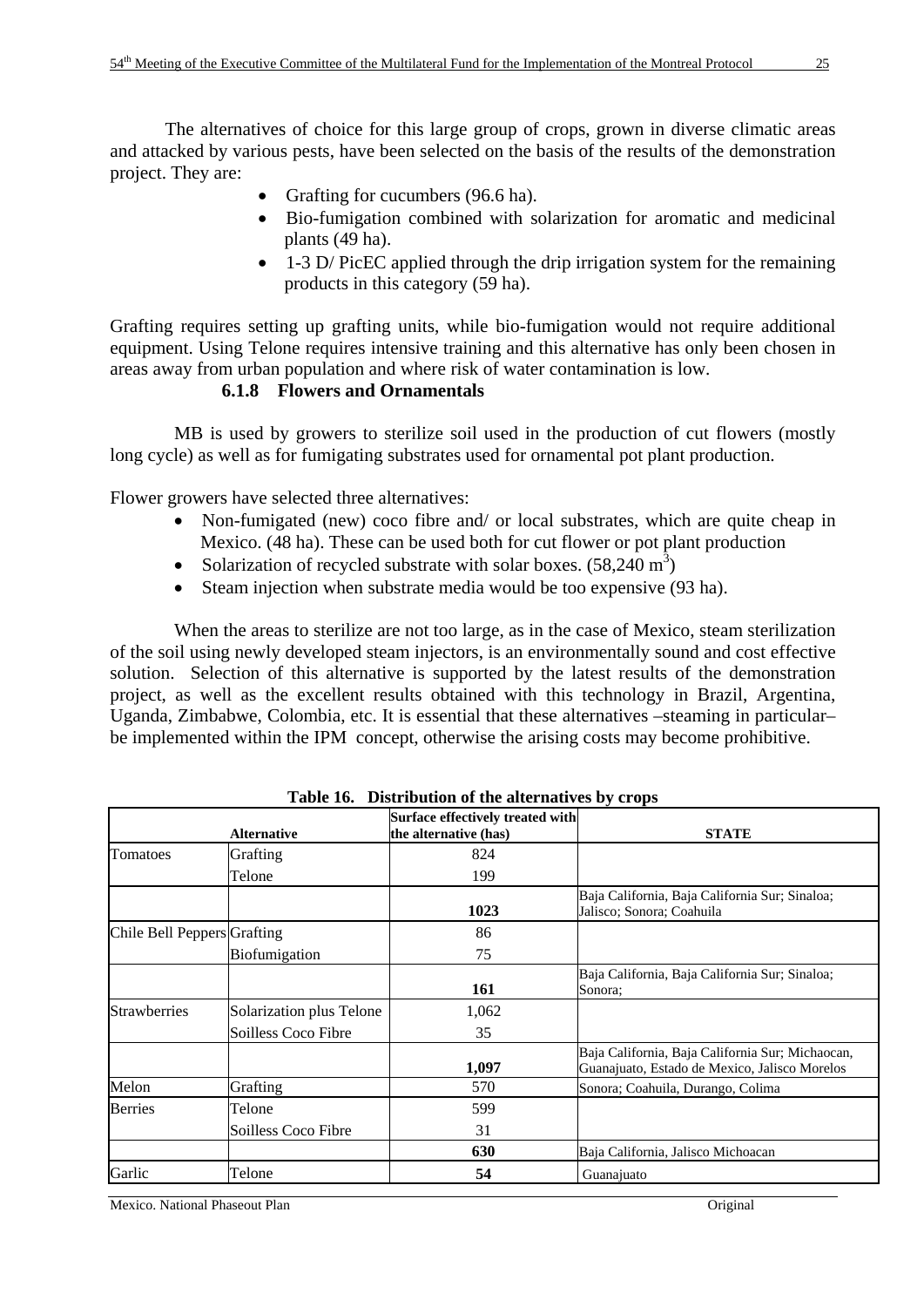The alternatives of choice for this large group of crops, grown in diverse climatic areas and attacked by various pests, have been selected on the basis of the results of the demonstration project. They are:

- Grafting for cucumbers (96.6 ha).
- Bio-fumigation combined with solarization for aromatic and medicinal plants (49 ha).
- 1-3 D/ PicEC applied through the drip irrigation system for the remaining products in this category (59 ha).

Grafting requires setting up grafting units, while bio-fumigation would not require additional equipment. Using Telone requires intensive training and this alternative has only been chosen in areas away from urban population and where risk of water contamination is low.

#### 6.1.8 Flowers and Ornamentals

MB is used by growers to sterilize soil used in the production of cut flowers (mostly long cycle) as well as for fumigating substrates used for ornamental pot plant production.

Flower growers have selected three alternatives:

- Non-fumigated (new) coco fibre and/ or local substrates, which are quite cheap in Mexico. (48 ha). These can be used both for cut flower or pot plant production
- Solarization of recycled substrate with solar boxes. (58,240 $m^3$)
- Steam injection when substrate media would be too expensive (93 ha).

When the areas to sterilize are not too large, as in the case of Mexico, steam sterilization of the soil using newly developed steam injectors, is an environmentally sound and cost effective solution. Selection of this alternative is supported by the latest results of the demonstration project, as well as the excellent results obtained with this technology in Brazil, Argentina, Uganda, Zimbabwe, Colombia, etc. It is essential that these alternatives –steaming in particular– be implemented within the IPM concept, otherwise the arising costs may become prohibitive.

**Table 16. Distribution of the alternatives by crops**

| | Alternative | Surface effectively treated with the alternative (has) | STATE |
|---|---|---|---|
| Tomatoes | Grafting | 824 | |
| | Telone | 199 | |
| | | **1023** | Baja California, Baja California Sur; Sinaloa; Jalisco; Sonora; Coahuila |
| Chile Bell Peppers | Grafting | 86 | |
| | Biofumigation | 75 | |
| | | **161** | Baja California, Baja California Sur; Sinaloa; Sonora; |
| Strawberries | Solarization plus Telone | 1,062 | |
| | Soilless Coco Fibre | 35 | |
| | | **1,097** | Baja California, Baja California Sur; Michaocan, Guanajuato, Estado de Mexico, Jalisco Morelos |
| Melon | Grafting | 570 | Sonora; Coahuila, Durango, Colima |
| Berries | Telone | 599 | |
| | Soilless Coco Fibre | 31 | |
| | | **630** | Baja California, Jalisco Michoacan |
| Garlic | Telone | **54** | Guanajuato |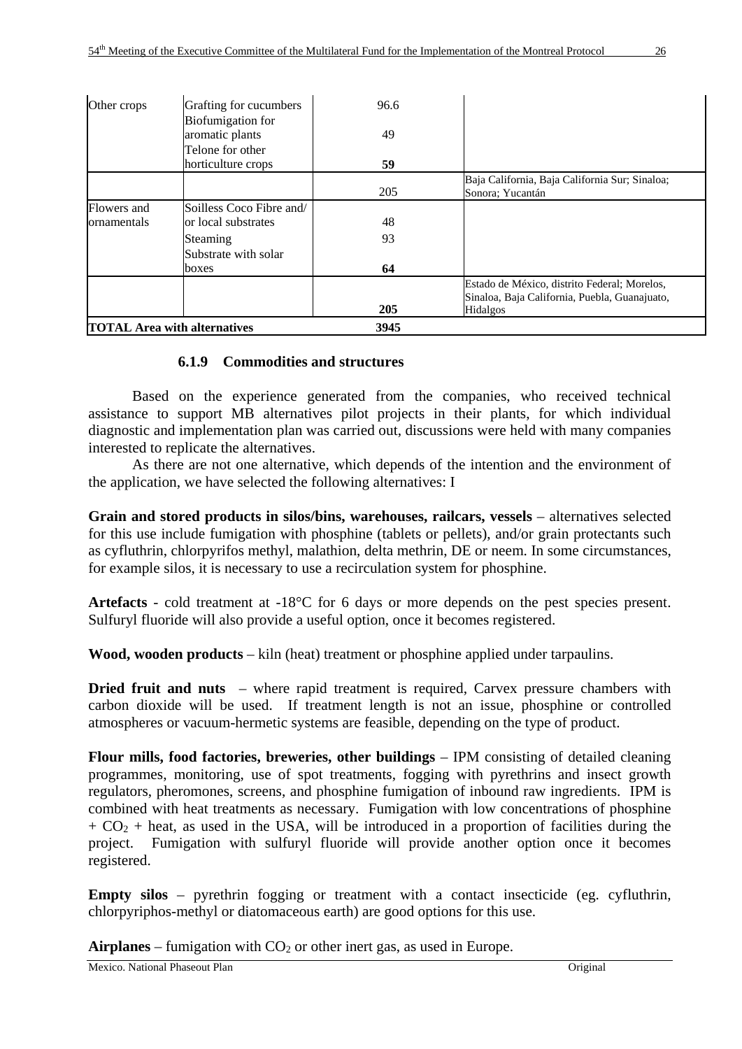| | | | |
|---|---|---|---|
| Other crops | Grafting for cucumbers | 96.6 | |
| | Biofumigation for aromatic plants | 49 | |
| | Telone for other horticulture crops | **59** | |
| | | 205 | Baja California, Baja California Sur; Sinaloa; Sonora; Yucantán |
| Flowers and ornamentals | Soilless Coco Fibre and/ or local substrates | 48 | |
| | Steaming | 93 | |
| | Substrate with solar boxes | **64** | |
| | | **205** | Estado de México, distrito Federal; Morelos, Sinaloa, Baja California, Puebla, Guanajuato, Hidalgos |
| **TOTAL Area with alternatives** | | **3945** | |

### 6.1.9 Commodities and structures

Based on the experience generated from the companies, who received technical assistance to support MB alternatives pilot projects in their plants, for which individual diagnostic and implementation plan was carried out, discussions were held with many companies interested to replicate the alternatives.

As there are not one alternative, which depends of the intention and the environment of the application, we have selected the following alternatives: I

**Grain and stored products in silos/bins, warehouses, railcars, vessels** – alternatives selected for this use include fumigation with phosphine (tablets or pellets), and/or grain protectants such as cyfluthrin, chlorpyrifos methyl, malathion, delta methrin, DE or neem. In some circumstances, for example silos, it is necessary to use a recirculation system for phosphine.

**Artefacts** - cold treatment at -18°C for 6 days or more depends on the pest species present. Sulfuryl fluoride will also provide a useful option, once it becomes registered.

**Wood, wooden products** – kiln (heat) treatment or phosphine applied under tarpaulins.

**Dried fruit and nuts** – where rapid treatment is required, Carvex pressure chambers with carbon dioxide will be used. If treatment length is not an issue, phosphine or controlled atmospheres or vacuum-hermetic systems are feasible, depending on the type of product.

**Flour mills, food factories, breweries, other buildings** – IPM consisting of detailed cleaning programmes, monitoring, use of spot treatments, fogging with pyrethrins and insect growth regulators, pheromones, screens, and phosphine fumigation of inbound raw ingredients. IPM is combined with heat treatments as necessary. Fumigation with low concentrations of phosphine + $CO_2$ + heat, as used in the USA, will be introduced in a proportion of facilities during the project. Fumigation with sulfuryl fluoride will provide another option once it becomes registered.

**Empty silos** – pyrethrin fogging or treatment with a contact insecticide (eg. cyfluthrin, chlorpyriphos-methyl or diatomaceous earth) are good options for this use.

**Airplanes** – fumigation with $CO_2$ or other inert gas, as used in Europe.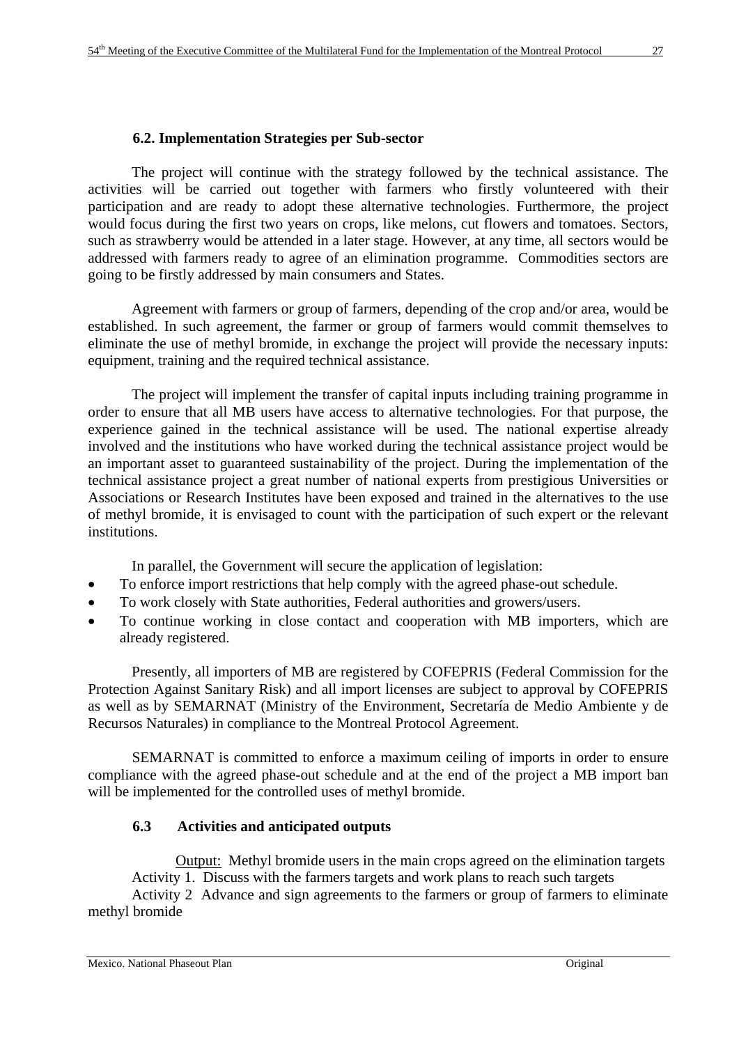### 6.2. Implementation Strategies per Sub-sector

The project will continue with the strategy followed by the technical assistance. The activities will be carried out together with farmers who firstly volunteered with their participation and are ready to adopt these alternative technologies. Furthermore, the project would focus during the first two years on crops, like melons, cut flowers and tomatoes. Sectors, such as strawberry would be attended in a later stage. However, at any time, all sectors would be addressed with farmers ready to agree of an elimination programme. Commodities sectors are going to be firstly addressed by main consumers and States.

Agreement with farmers or group of farmers, depending of the crop and/or area, would be established. In such agreement, the farmer or group of farmers would commit themselves to eliminate the use of methyl bromide, in exchange the project will provide the necessary inputs: equipment, training and the required technical assistance.

The project will implement the transfer of capital inputs including training programme in order to ensure that all MB users have access to alternative technologies. For that purpose, the experience gained in the technical assistance will be used. The national expertise already involved and the institutions who have worked during the technical assistance project would be an important asset to guaranteed sustainability of the project. During the implementation of the technical assistance project a great number of national experts from prestigious Universities or Associations or Research Institutes have been exposed and trained in the alternatives to the use of methyl bromide, it is envisaged to count with the participation of such expert or the relevant institutions.

In parallel, the Government will secure the application of legislation:

- To enforce import restrictions that help comply with the agreed phase-out schedule.
- To work closely with State authorities, Federal authorities and growers/users.
- To continue working in close contact and cooperation with MB importers, which are already registered.

Presently, all importers of MB are registered by COFEPRIS (Federal Commission for the Protection Against Sanitary Risk) and all import licenses are subject to approval by COFEPRIS as well as by SEMARNAT (Ministry of the Environment, Secretaría de Medio Ambiente y de Recursos Naturales) in compliance to the Montreal Protocol Agreement.

SEMARNAT is committed to enforce a maximum ceiling of imports in order to ensure compliance with the agreed phase-out schedule and at the end of the project a MB import ban will be implemented for the controlled uses of methyl bromide.

### 6.3 Activities and anticipated outputs

Output: Methyl bromide users in the main crops agreed on the elimination targets

Activity 1. Discuss with the farmers targets and work plans to reach such targets

Activity 2 Advance and sign agreements to the farmers or group of farmers to eliminate methyl bromide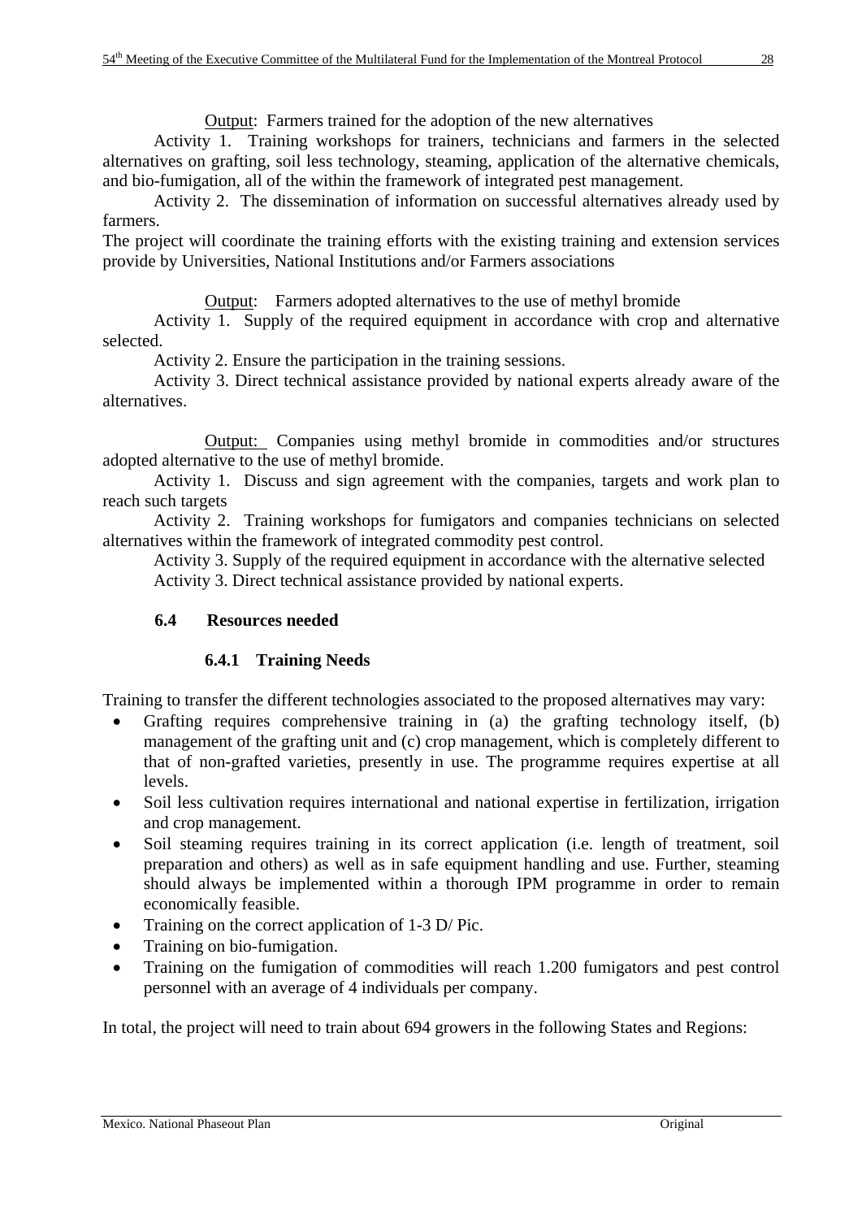<u>Output</u>: Farmers trained for the adoption of the new alternatives

Activity 1. Training workshops for trainers, technicians and farmers in the selected alternatives on grafting, soil less technology, steaming, application of the alternative chemicals, and bio-fumigation, all of the within the framework of integrated pest management.

Activity 2. The dissemination of information on successful alternatives already used by farmers.

The project will coordinate the training efforts with the existing training and extension services provide by Universities, National Institutions and/or Farmers associations

<u>Output</u>: Farmers adopted alternatives to the use of methyl bromide

Activity 1. Supply of the required equipment in accordance with crop and alternative selected.

Activity 2. Ensure the participation in the training sessions.

Activity 3. Direct technical assistance provided by national experts already aware of the alternatives.

<u>Output:</u> Companies using methyl bromide in commodities and/or structures adopted alternative to the use of methyl bromide.

Activity 1. Discuss and sign agreement with the companies, targets and work plan to reach such targets

Activity 2. Training workshops for fumigators and companies technicians on selected alternatives within the framework of integrated commodity pest control.

Activity 3. Supply of the required equipment in accordance with the alternative selected

Activity 3. Direct technical assistance provided by national experts.

### 6.4 Resources needed

#### 6.4.1 Training Needs

Training to transfer the different technologies associated to the proposed alternatives may vary:

- Grafting requires comprehensive training in (a) the grafting technology itself, (b) management of the grafting unit and (c) crop management, which is completely different to that of non-grafted varieties, presently in use. The programme requires expertise at all levels.
- Soil less cultivation requires international and national expertise in fertilization, irrigation and crop management.
- Soil steaming requires training in its correct application (i.e. length of treatment, soil preparation and others) as well as in safe equipment handling and use. Further, steaming should always be implemented within a thorough IPM programme in order to remain economically feasible.
- Training on the correct application of 1-3 D/ Pic.
- Training on bio-fumigation.
- Training on the fumigation of commodities will reach 1.200 fumigators and pest control personnel with an average of 4 individuals per company.

In total, the project will need to train about 694 growers in the following States and Regions: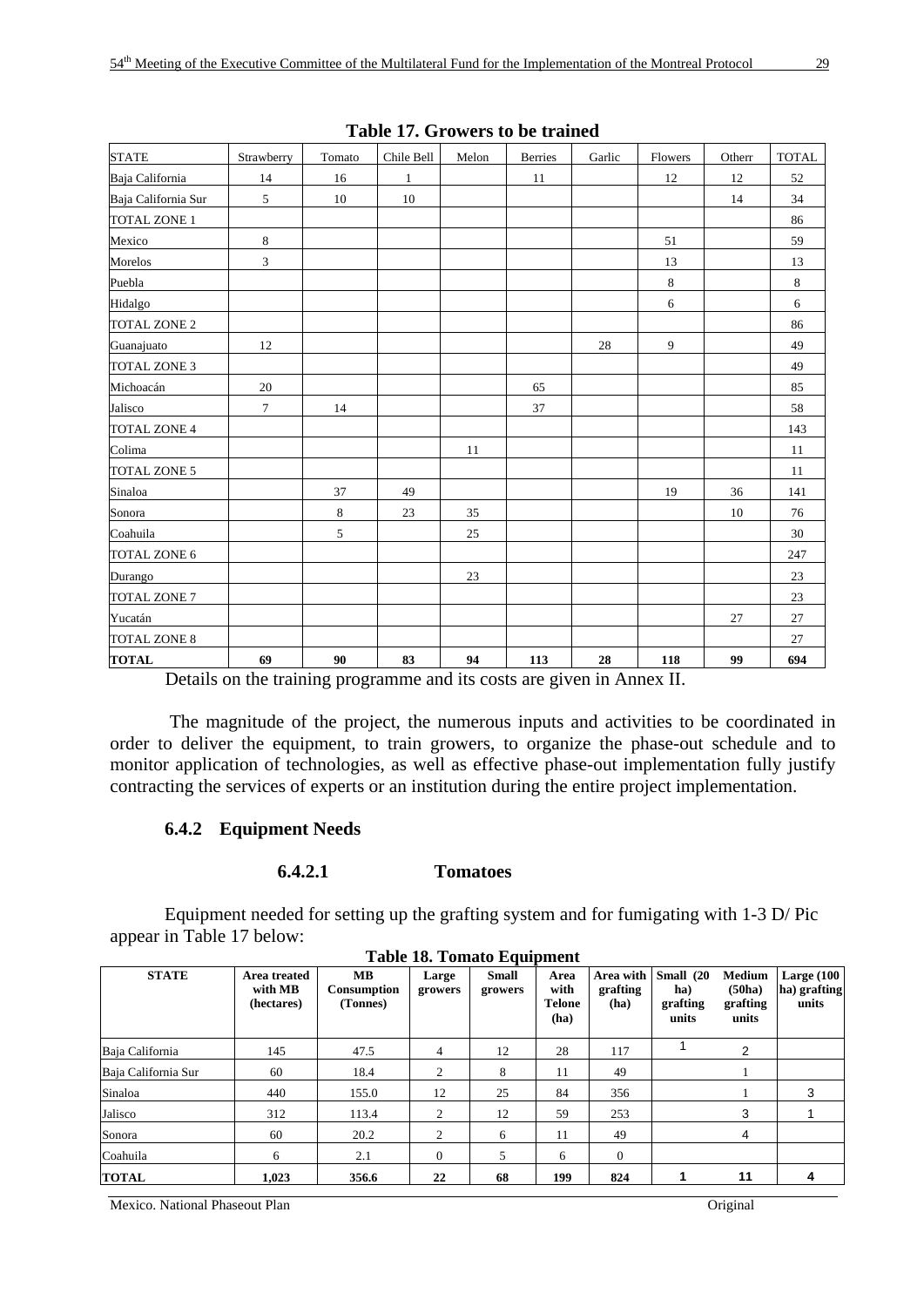**Table 17. Growers to be trained**

| STATE | Strawberry | Tomato | Chile Bell | Melon | Berries | Garlic | Flowers | Otherr | TOTAL |
|---|---|---|---|---|---|---|---|---|---|
| Baja California | 14 | 16 | 1 | | 11 | | 12 | 12 | 52 |
| Baja California Sur | 5 | 10 | 10 | | | | | 14 | 34 |
| TOTAL ZONE 1 | | | | | | | | | 86 |
| Mexico | 8 | | | | | | 51 | | 59 |
| Morelos | 3 | | | | | | 13 | | 13 |
| Puebla | | | | | | | 8 | | 8 |
| Hidalgo | | | | | | | 6 | | 6 |
| TOTAL ZONE 2 | | | | | | | | | 86 |
| Guanajuato | 12 | | | | | 28 | 9 | | 49 |
| TOTAL ZONE 3 | | | | | | | | | 49 |
| Michoacán | 20 | | | | 65 | | | | 85 |
| Jalisco | 7 | 14 | | | 37 | | | | 58 |
| TOTAL ZONE 4 | | | | | | | | | 143 |
| Colima | | | | 11 | | | | | 11 |
| TOTAL ZONE 5 | | | | | | | | | 11 |
| Sinaloa | | 37 | 49 | | | | 19 | 36 | 141 |
| Sonora | | 8 | 23 | 35 | | | | 10 | 76 |
| Coahuila | | 5 | | 25 | | | | | 30 |
| TOTAL ZONE 6 | | | | | | | | | 247 |
| Durango | | | | 23 | | | | | 23 |
| TOTAL ZONE 7 | | | | | | | | | 23 |
| Yucatán | | | | | | | | 27 | 27 |
| TOTAL ZONE 8 | | | | | | | | | 27 |
| **TOTAL** | **69** | **90** | **83** | **94** | **113** | **28** | **118** | **99** | **694** |

Details on the training programme and its costs are given in Annex II.

The magnitude of the project, the numerous inputs and activities to be coordinated in order to deliver the equipment, to train growers, to organize the phase-out schedule and to monitor application of technologies, as well as effective phase-out implementation fully justify contracting the services of experts or an institution during the entire project implementation.

### 6.4.2 Equipment Needs

#### 6.4.2.1 Tomatoes

Equipment needed for setting up the grafting system and for fumigating with 1-3 D/ Pic appear in Table 17 below:

**Table 18. Tomato Equipment**

| STATE | Area treated with MB (hectares) | MB Consumption (Tonnes) | Large growers | Small growers | Area with Telone (ha) | Area with grafting (ha) | Small (20 ha) grafting units | Medium (50ha) grafting units | Large (100 ha) grafting units |
|---|---|---|---|---|---|---|---|---|---|
| Baja California | 145 | 47.5 | 4 | 12 | 28 | 117 | 1 | 2 | |
| Baja California Sur | 60 | 18.4 | 2 | 8 | 11 | 49 | | 1 | |
| Sinaloa | 440 | 155.0 | 12 | 25 | 84 | 356 | | 1 | 3 |
| Jalisco | 312 | 113.4 | 2 | 12 | 59 | 253 | | 3 | 1 |
| Sonora | 60 | 20.2 | 2 | 6 | 11 | 49 | | 4 | |
| Coahuila | 6 | 2.1 | 0 | 5 | 6 | 0 | | | |
| **TOTAL** | **1,023** | **356.6** | **22** | **68** | **199** | **824** | **1** | **11** | **4** |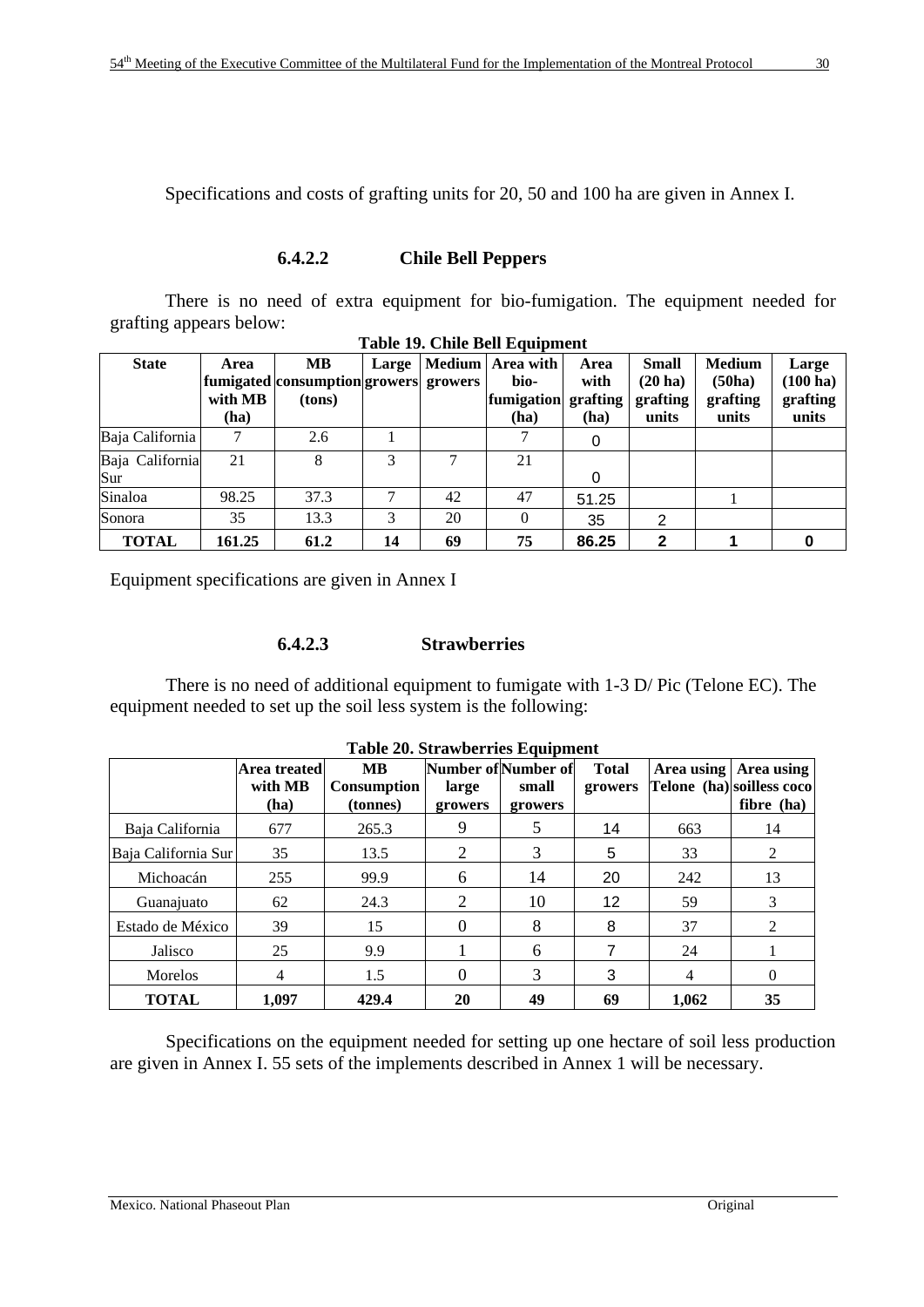Specifications and costs of grafting units for 20, 50 and 100 ha are given in Annex I.

#### 6.4.2.2 Chile Bell Peppers

There is no need of extra equipment for bio-fumigation. The equipment needed for grafting appears below:

**Table 19. Chile Bell Equipment**

| State | Area fumigated with MB (ha) | MB consumption (tons) | Large growers | Medium growers | Area with bio-fumigation (ha) | Area with grafting (ha) | Small (20 ha) grafting units | Medium (50ha) grafting units | Large (100 ha) grafting units |
|---|---|---|---|---|---|---|---|---|---|
| Baja California | 7 | 2.6 | 1 | | 7 | 0 | | | |
| Baja California Sur | 21 | 8 | 3 | 7 | 21 | 0 | | | |
| Sinaloa | 98.25 | 37.3 | 7 | 42 | 47 | 51.25 | | 1 | |
| Sonora | 35 | 13.3 | 3 | 20 | 0 | 35 | 2 | | |
| **TOTAL** | **161.25** | **61.2** | **14** | **69** | **75** | **86.25** | **2** | **1** | **0** |

Equipment specifications are given in Annex I

#### 6.4.2.3 Strawberries

There is no need of additional equipment to fumigate with 1-3 D/ Pic (Telone EC). The equipment needed to set up the soil less system is the following:

**Table 20. Strawberries Equipment**

| | Area treated with MB (ha) | MB Consumption (tonnes) | Number of large growers | Number of small growers | Total growers | Area using Telone (ha) | Area using soilless coco fibre (ha) |
|---|---|---|---|---|---|---|---|
| Baja California | 677 | 265.3 | 9 | 5 | 14 | 663 | 14 |
| Baja California Sur | 35 | 13.5 | 2 | 3 | 5 | 33 | 2 |
| Michoacán | 255 | 99.9 | 6 | 14 | 20 | 242 | 13 |
| Guanajuato | 62 | 24.3 | 2 | 10 | 12 | 59 | 3 |
| Estado de México | 39 | 15 | 0 | 8 | 8 | 37 | 2 |
| Jalisco | 25 | 9.9 | 1 | 6 | 7 | 24 | 1 |
| Morelos | 4 | 1.5 | 0 | 3 | 3 | 4 | 0 |
| **TOTAL** | **1,097** | **429.4** | **20** | **49** | **69** | **1,062** | **35** |

Specifications on the equipment needed for setting up one hectare of soil less production are given in Annex I. 55 sets of the implements described in Annex 1 will be necessary.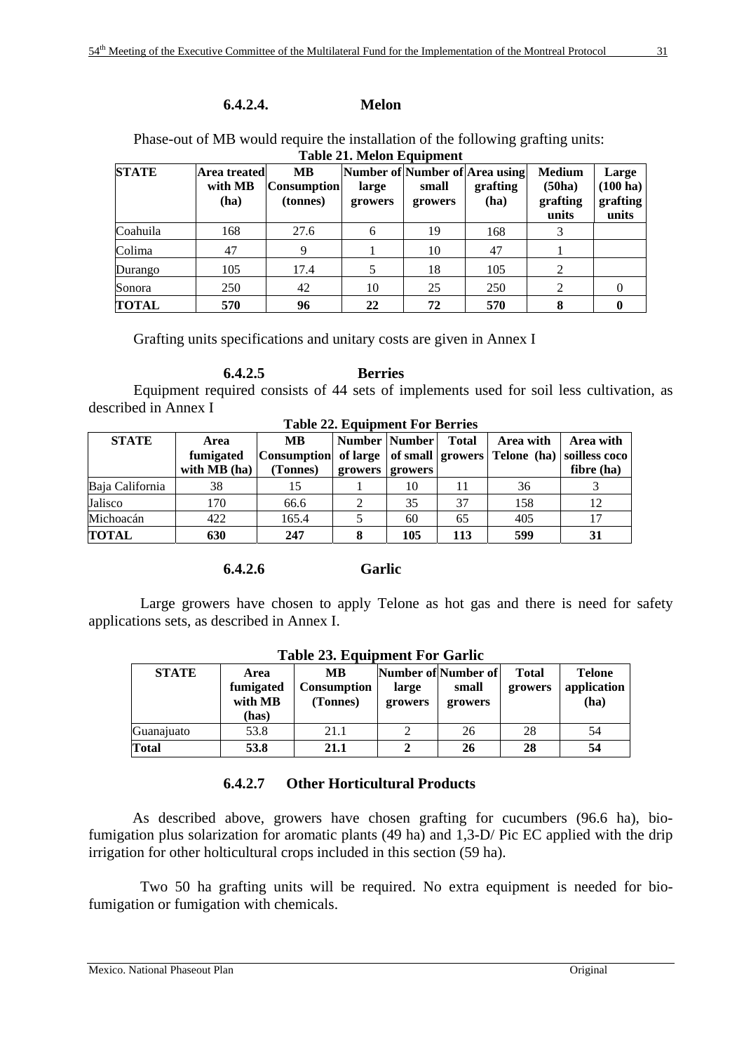### 6.4.2.4. Melon

Phase-out of MB would require the installation of the following grafting units:

**Table 21. Melon Equipment**

| STATE | Area treated with MB (ha) | MB Consumption (tonnes) | Number of large growers | Number of small growers | Area using grafting (ha) | Medium (50ha) grafting units | Large (100 ha) grafting units |
|---|---|---|---|---|---|---|---|
| Coahuila | 168 | 27.6 | 6 | 19 | 168 | 3 | |
| Colima | 47 | 9 | 1 | 10 | 47 | 1 | |
| Durango | 105 | 17.4 | 5 | 18 | 105 | 2 | |
| Sonora | 250 | 42 | 10 | 25 | 250 | 2 | 0 |
| **TOTAL** | **570** | **96** | **22** | **72** | **570** | **8** | **0** |

Grafting units specifications and unitary costs are given in Annex I

### 6.4.2.5 Berries

Equipment required consists of 44 sets of implements used for soil less cultivation, as described in Annex I

**Table 22. Equipment For Berries**

| STATE | Area fumigated with MB (ha) | MB Consumption (Tonnes) | Number of large growers | Number of small growers | Total growers | Area with Telone (ha) | Area with soilless coco fibre (ha) |
|---|---|---|---|---|---|---|---|
| Baja California | 38 | 15 | 1 | 10 | 11 | 36 | 3 |
| Jalisco | 170 | 66.6 | 2 | 35 | 37 | 158 | 12 |
| Michoacán | 422 | 165.4 | 5 | 60 | 65 | 405 | 17 |
| **TOTAL** | **630** | **247** | **8** | **105** | **113** | **599** | **31** |

### 6.4.2.6 Garlic

Large growers have chosen to apply Telone as hot gas and there is need for safety applications sets, as described in Annex I.

**Table 23. Equipment For Garlic**

| STATE | Area fumigated with MB (has) | MB Consumption (Tonnes) | Number of large growers | Number of small growers | Total growers | Telone application (ha) |
|---|---|---|---|---|---|---|
| Guanajuato | 53.8 | 21.1 | 2 | 26 | 28 | 54 |
| **Total** | **53.8** | **21.1** | **2** | **26** | **28** | **54** |

### 6.4.2.7 Other Horticultural Products

As described above, growers have chosen grafting for cucumbers (96.6 ha), bio-fumigation plus solarization for aromatic plants (49 ha) and 1,3-D/ Pic EC applied with the drip irrigation for other holticultural crops included in this section (59 ha).

Two 50 ha grafting units will be required. No extra equipment is needed for bio-fumigation or fumigation with chemicals.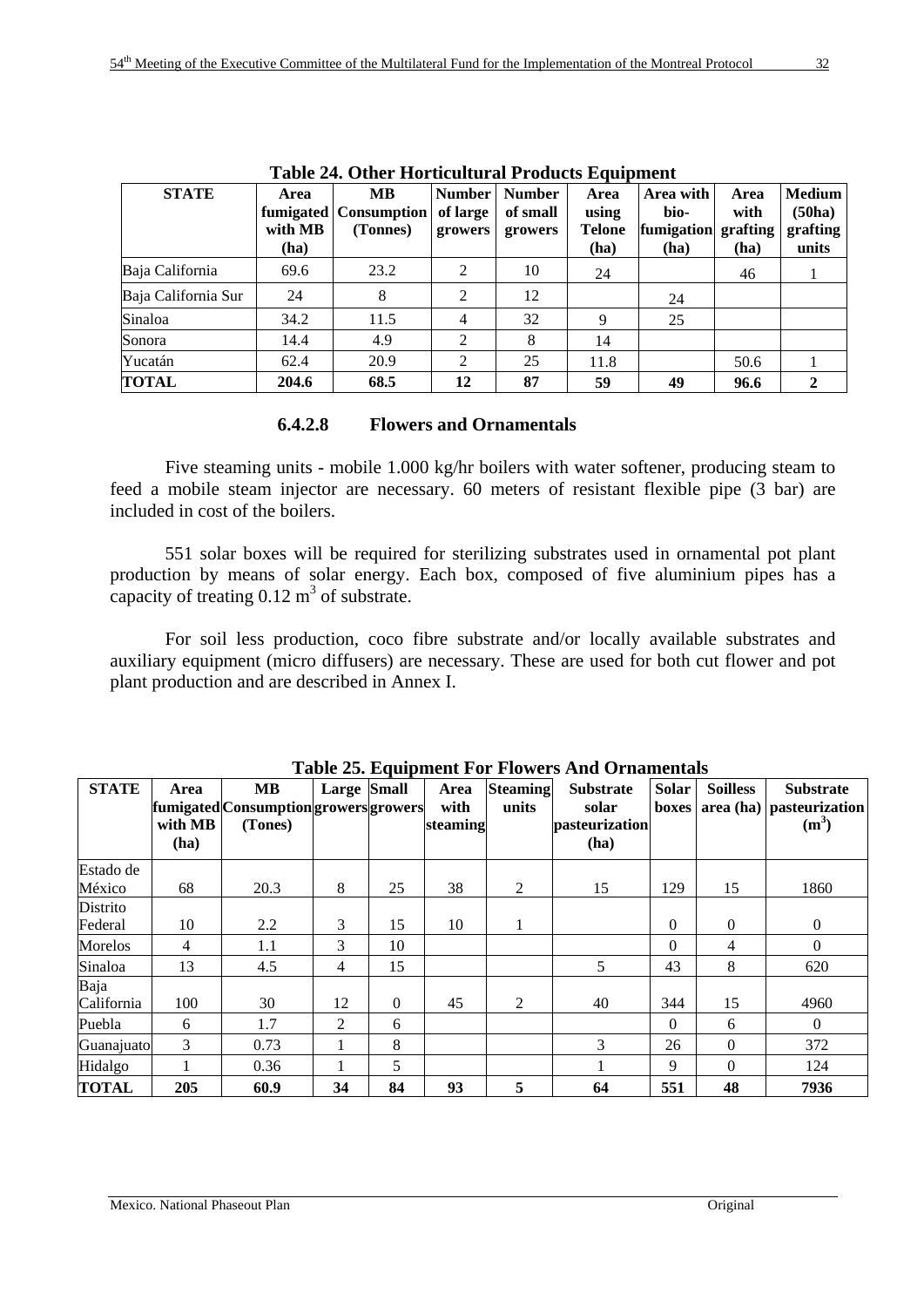**Table 24. Other Horticultural Products Equipment**

| STATE | Area fumigated with MB (ha) | MB Consumption (Tonnes) | Number of large growers | Number of small growers | Area using Telone (ha) | Area with bio-fumigation (ha) | Area with grafting (ha) | Medium (50ha) grafting units |
|---|---|---|---|---|---|---|---|---|
| Baja California | 69.6 | 23.2 | 2 | 10 | 24 | | 46 | 1 |
| Baja California Sur | 24 | 8 | 2 | 12 | | 24 | | |
| Sinaloa | 34.2 | 11.5 | 4 | 32 | 9 | 25 | | |
| Sonora | 14.4 | 4.9 | 2 | 8 | 14 | | | |
| Yucatán | 62.4 | 20.9 | 2 | 25 | 11.8 | | 50.6 | 1 |
| **TOTAL** | **204.6** | **68.5** | **12** | **87** | **59** | **49** | **96.6** | **2** |

#### 6.4.2.8 Flowers and Ornamentals

Five steaming units - mobile 1.000 kg/hr boilers with water softener, producing steam to feed a mobile steam injector are necessary. 60 meters of resistant flexible pipe (3 bar) are included in cost of the boilers.

551 solar boxes will be required for sterilizing substrates used in ornamental pot plant production by means of solar energy. Each box, composed of five aluminium pipes has a capacity of treating 0.12 $m^3$ of substrate.

For soil less production, coco fibre substrate and/or locally available substrates and auxiliary equipment (micro diffusers) are necessary. These are used for both cut flower and pot plant production and are described in Annex I.

**Table 25. Equipment For Flowers And Ornamentals**

| STATE | Area fumigated with MB (ha) | MB Consumption (Tones) | Large growers | Small growers | Area with steaming | Steaming units | Substrate solar pasteurization (ha) | Solar boxes | Soilless area (ha) | Substrate pasteurization ($m^3$) |
|---|---|---|---|---|---|---|---|---|---|---|
| Estado de México | 68 | 20.3 | 8 | 25 | 38 | 2 | 15 | 129 | 15 | 1860 |
| Distrito Federal | 10 | 2.2 | 3 | 15 | 10 | 1 | | 0 | 0 | 0 |
| Morelos | 4 | 1.1 | 3 | 10 | | | | 0 | 4 | 0 |
| Sinaloa | 13 | 4.5 | 4 | 15 | | | 5 | 43 | 8 | 620 |
| Baja California | 100 | 30 | 12 | 0 | 45 | 2 | 40 | 344 | 15 | 4960 |
| Puebla | 6 | 1.7 | 2 | 6 | | | | 0 | 6 | 0 |
| Guanajuato | 3 | 0.73 | 1 | 8 | | | 3 | 26 | 0 | 372 |
| Hidalgo | 1 | 0.36 | 1 | 5 | | | 1 | 9 | 0 | 124 |
| **TOTAL** | **205** | **60.9** | **34** | **84** | **93** | **5** | **64** | **551** | **48** | **7936** |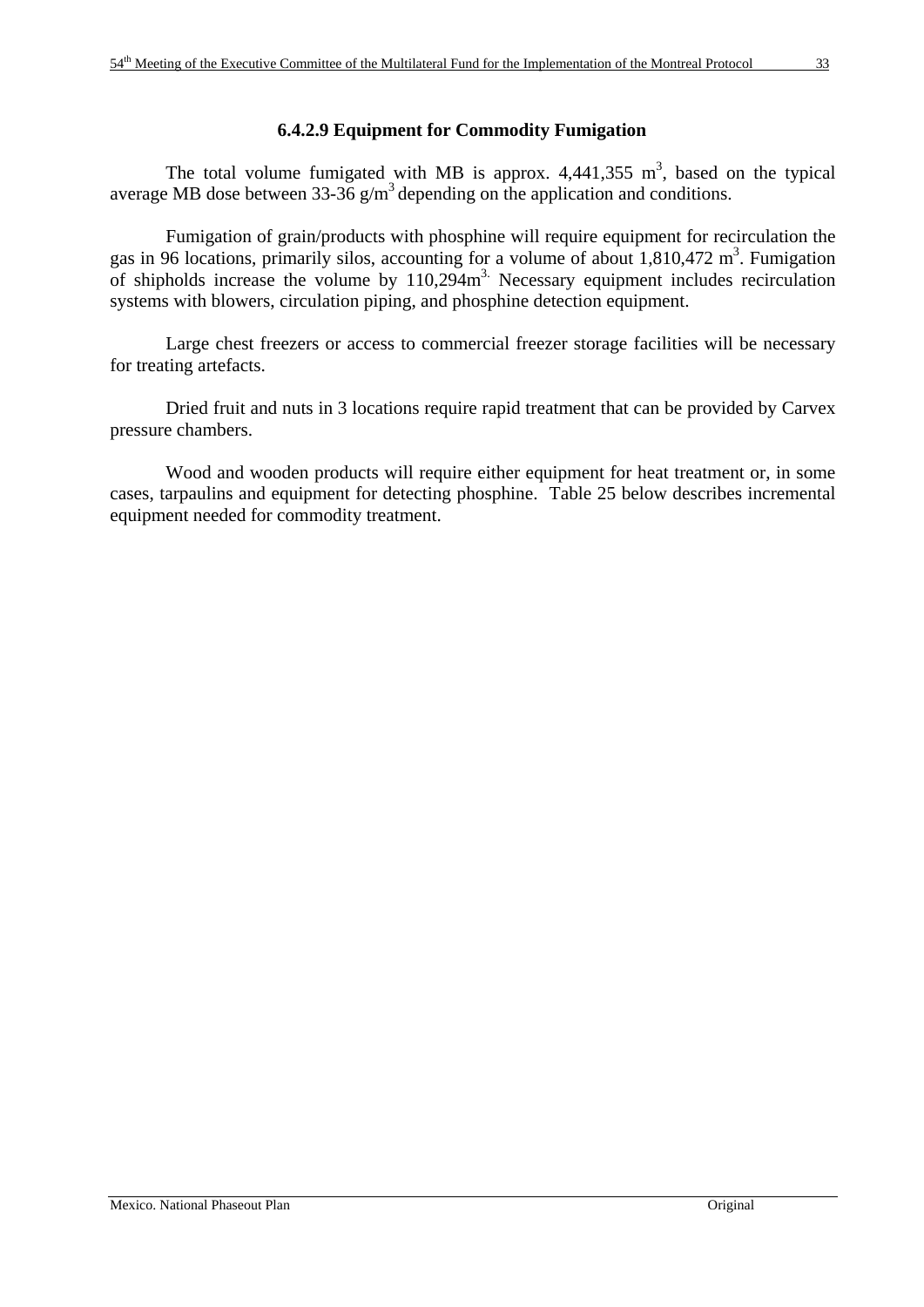### 6.4.2.9 Equipment for Commodity Fumigation

The total volume fumigated with MB is approx. 4,441,355 $m^3$, based on the typical average MB dose between 33-36 $g/m^3$ depending on the application and conditions.

Fumigation of grain/products with phosphine will require equipment for recirculation the gas in 96 locations, primarily silos, accounting for a volume of about 1,810,472 $m^3$. Fumigation of shipholds increase the volume by 110,294$m^{3.}$ Necessary equipment includes recirculation systems with blowers, circulation piping, and phosphine detection equipment.

Large chest freezers or access to commercial freezer storage facilities will be necessary for treating artefacts.

Dried fruit and nuts in 3 locations require rapid treatment that can be provided by Carvex pressure chambers.

Wood and wooden products will require either equipment for heat treatment or, in some cases, tarpaulins and equipment for detecting phosphine. Table 25 below describes incremental equipment needed for commodity treatment.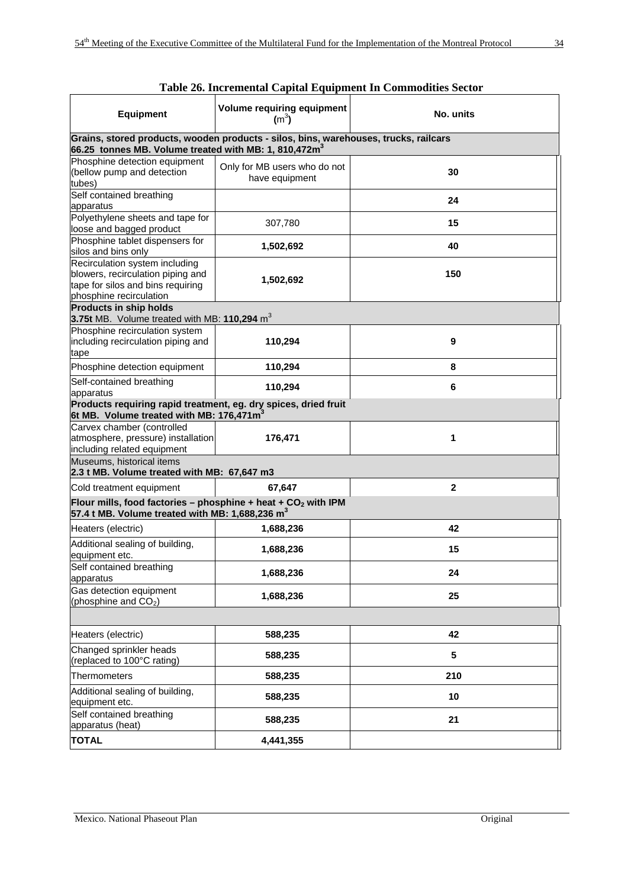**Table 26. Incremental Capital Equipment In Commodities Sector**

| Equipment | Volume requiring equipment ($m^3$) | No. units |
|---|---|---|
| **Grains, stored products, wooden products - silos, bins, warehouses, trucks, railcars 66.25 tonnes MB. Volume treated with MB: 1, 810,472m$^3$** | | |
| Phosphine detection equipment (bellow pump and detection tubes) | Only for MB users who do not have equipment | **30** |
| Self contained breathing apparatus | | **24** |
| Polyethylene sheets and tape for loose and bagged product | 307,780 | **15** |
| Phosphine tablet dispensers for silos and bins only | **1,502,692** | **40** |
| Recirculation system including blowers, recirculation piping and tape for silos and bins requiring phosphine recirculation | **1,502,692** | **150** |
| **Products in ship holds** **3.75t** MB. Volume treated with MB: **110,294** m$^3$ | | |
| Phosphine recirculation system including recirculation piping and tape | **110,294** | **9** |
| Phosphine detection equipment | **110,294** | **8** |
| Self-contained breathing apparatus | **110,294** | **6** |
| **Products requiring rapid treatment, eg. dry spices, dried fruit 6t MB. Volume treated with MB: 176,471m$^3$** | | |
| Carvex chamber (controlled atmosphere, pressure) installation including related equipment | **176,471** | **1** |
| Museums, historical items **2.3 t MB. Volume treated with MB: 67,647 m3** | | |
| Cold treatment equipment | **67,647** | **2** |
| **Flour mills, food factories – phosphine + heat + $CO_2$ with IPM 57.4 t MB. Volume treated with MB: 1,688,236 m$^3$** | | |
| Heaters (electric) | **1,688,236** | **42** |
| Additional sealing of building, equipment etc. | **1,688,236** | **15** |
| Self contained breathing apparatus | **1,688,236** | **24** |
| Gas detection equipment (phosphine and $CO_2$) | **1,688,236** | **25** |
| | | |
| Heaters (electric) | **588,235** | **42** |
| Changed sprinkler heads (replaced to 100°C rating) | **588,235** | **5** |
| Thermometers | **588,235** | **210** |
| Additional sealing of building, equipment etc. | **588,235** | **10** |
| Self contained breathing apparatus (heat) | **588,235** | **21** |
| **TOTAL** | **4,441,355** | |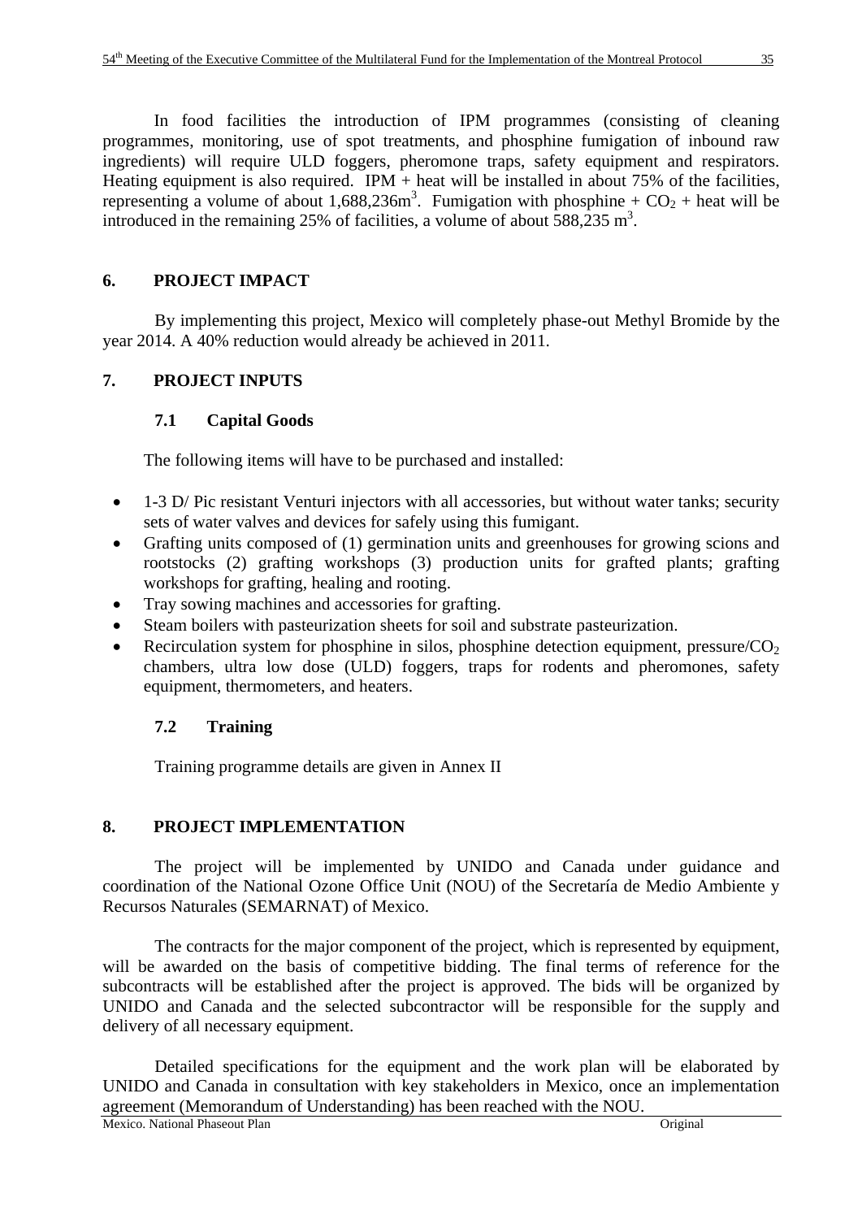In food facilities the introduction of IPM programmes (consisting of cleaning programmes, monitoring, use of spot treatments, and phosphine fumigation of inbound raw ingredients) will require ULD foggers, pheromone traps, safety equipment and respirators. Heating equipment is also required. IPM + heat will be installed in about 75% of the facilities, representing a volume of about 1,688,236m$^3$. Fumigation with phosphine + $CO_2$ + heat will be introduced in the remaining 25% of facilities, a volume of about 588,235 m$^3$.

## 6. PROJECT IMPACT

By implementing this project, Mexico will completely phase-out Methyl Bromide by the year 2014. A 40% reduction would already be achieved in 2011.

## 7. PROJECT INPUTS

### 7.1 Capital Goods

The following items will have to be purchased and installed:

- 1-3 D/ Pic resistant Venturi injectors with all accessories, but without water tanks; security sets of water valves and devices for safely using this fumigant.
- Grafting units composed of (1) germination units and greenhouses for growing scions and rootstocks (2) grafting workshops (3) production units for grafted plants; grafting workshops for grafting, healing and rooting.
- Tray sowing machines and accessories for grafting.
- Steam boilers with pasteurization sheets for soil and substrate pasteurization.
- Recirculation system for phosphine in silos, phosphine detection equipment, pressure/$CO_2$ chambers, ultra low dose (ULD) foggers, traps for rodents and pheromones, safety equipment, thermometers, and heaters.

### 7.2 Training

Training programme details are given in Annex II

## 8. PROJECT IMPLEMENTATION

The project will be implemented by UNIDO and Canada under guidance and coordination of the National Ozone Office Unit (NOU) of the Secretaría de Medio Ambiente y Recursos Naturales (SEMARNAT) of Mexico.

The contracts for the major component of the project, which is represented by equipment, will be awarded on the basis of competitive bidding. The final terms of reference for the subcontracts will be established after the project is approved. The bids will be organized by UNIDO and Canada and the selected subcontractor will be responsible for the supply and delivery of all necessary equipment.

Detailed specifications for the equipment and the work plan will be elaborated by UNIDO and Canada in consultation with key stakeholders in Mexico, once an implementation agreement (Memorandum of Understanding) has been reached with the NOU.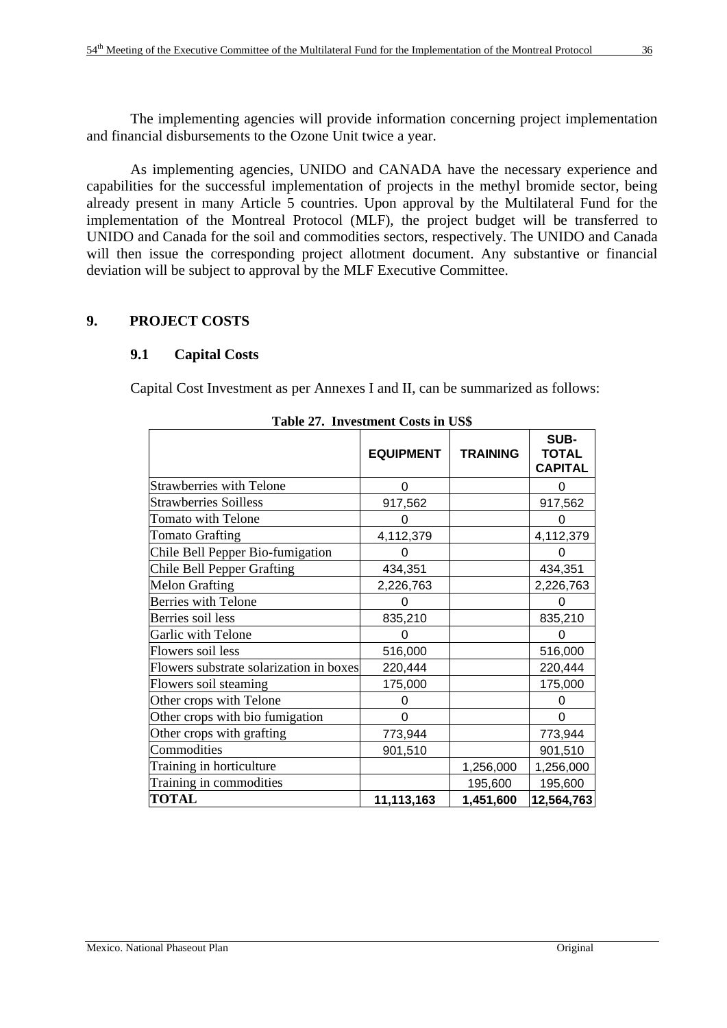The implementing agencies will provide information concerning project implementation and financial disbursements to the Ozone Unit twice a year.

As implementing agencies, UNIDO and CANADA have the necessary experience and capabilities for the successful implementation of projects in the methyl bromide sector, being already present in many Article 5 countries. Upon approval by the Multilateral Fund for the implementation of the Montreal Protocol (MLF), the project budget will be transferred to UNIDO and Canada for the soil and commodities sectors, respectively. The UNIDO and Canada will then issue the corresponding project allotment document. Any substantive or financial deviation will be subject to approval by the MLF Executive Committee.

## 9. PROJECT COSTS

### 9.1 Capital Costs

Capital Cost Investment as per Annexes I and II, can be summarized as follows:

**Table 27. Investment Costs in US$**

| | EQUIPMENT | TRAINING | SUB-TOTAL CAPITAL |
|---|---|---|---|
| Strawberries with Telone | 0 | | 0 |
| Strawberries Soilless | 917,562 | | 917,562 |
| Tomato with Telone | 0 | | 0 |
| Tomato Grafting | 4,112,379 | | 4,112,379 |
| Chile Bell Pepper Bio-fumigation | 0 | | 0 |
| Chile Bell Pepper Grafting | 434,351 | | 434,351 |
| Melon Grafting | 2,226,763 | | 2,226,763 |
| Berries with Telone | 0 | | 0 |
| Berries soil less | 835,210 | | 835,210 |
| Garlic with Telone | 0 | | 0 |
| Flowers soil less | 516,000 | | 516,000 |
| Flowers substrate solarization in boxes | 220,444 | | 220,444 |
| Flowers soil steaming | 175,000 | | 175,000 |
| Other crops with Telone | 0 | | 0 |
| Other crops with bio fumigation | 0 | | 0 |
| Other crops with grafting | 773,944 | | 773,944 |
| Commodities | 901,510 | | 901,510 |
| Training in horticulture | | 1,256,000 | 1,256,000 |
| Training in commodities | | 195,600 | 195,600 |
| **TOTAL** | **11,113,163** | **1,451,600** | **12,564,763** |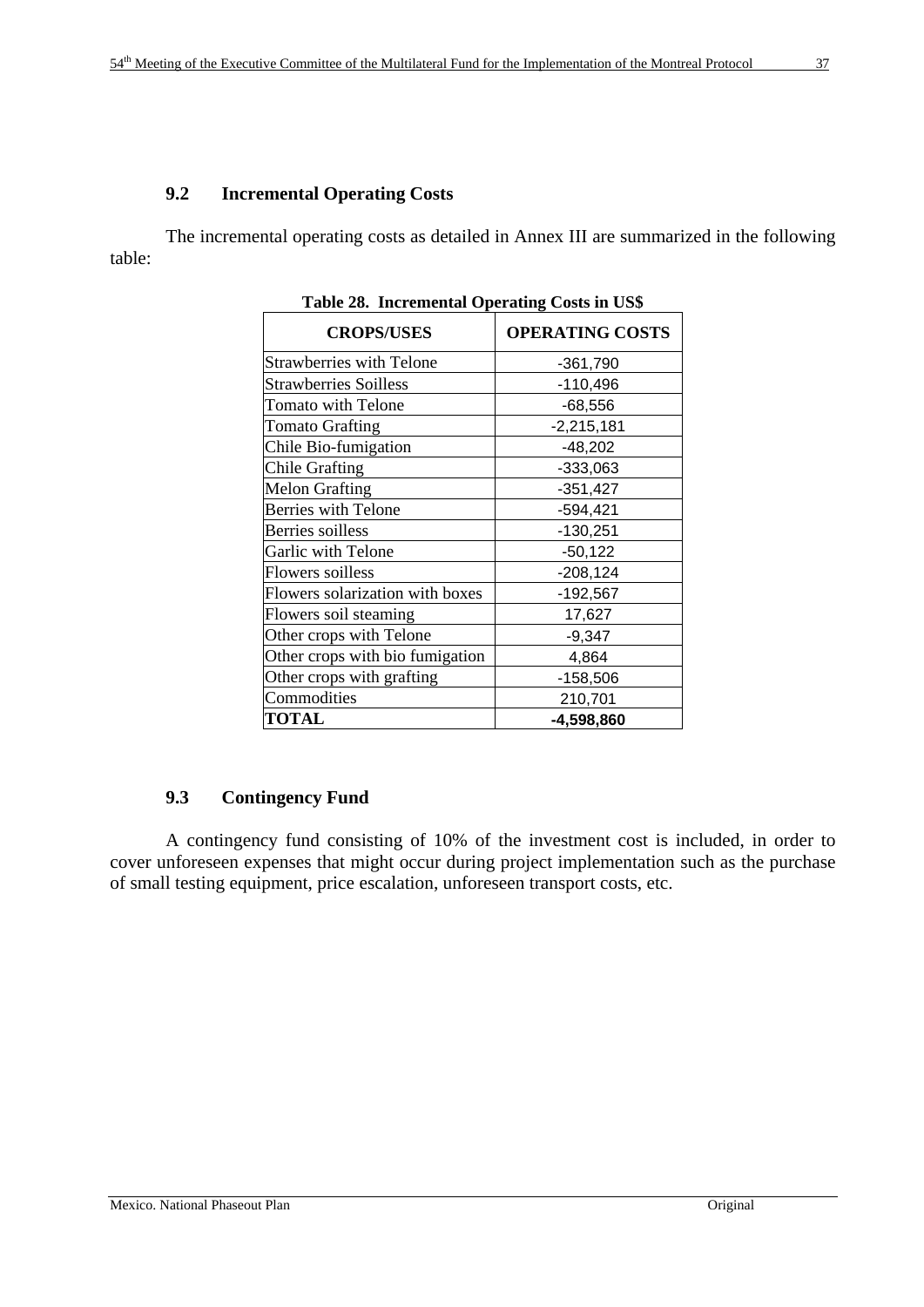### 9.2 Incremental Operating Costs

The incremental operating costs as detailed in Annex III are summarized in the following table:

**Table 28. Incremental Operating Costs in US$**

| CROPS/USES | OPERATING COSTS |
|---|---|
| Strawberries with Telone | -361,790 |
| Strawberries Soilless | -110,496 |
| Tomato with Telone | -68,556 |
| Tomato Grafting | -2,215,181 |
| Chile Bio-fumigation | -48,202 |
| Chile Grafting | -333,063 |
| Melon Grafting | -351,427 |
| Berries with Telone | -594,421 |
| Berries soilless | -130,251 |
| Garlic with Telone | -50,122 |
| Flowers soilless | -208,124 |
| Flowers solarization with boxes | -192,567 |
| Flowers soil steaming | 17,627 |
| Other crops with Telone | -9,347 |
| Other crops with bio fumigation | 4,864 |
| Other crops with grafting | -158,506 |
| Commodities | 210,701 |
| **TOTAL** | **-4,598,860** |

### 9.3 Contingency Fund

A contingency fund consisting of 10% of the investment cost is included, in order to cover unforeseen expenses that might occur during project implementation such as the purchase of small testing equipment, price escalation, unforeseen transport costs, etc.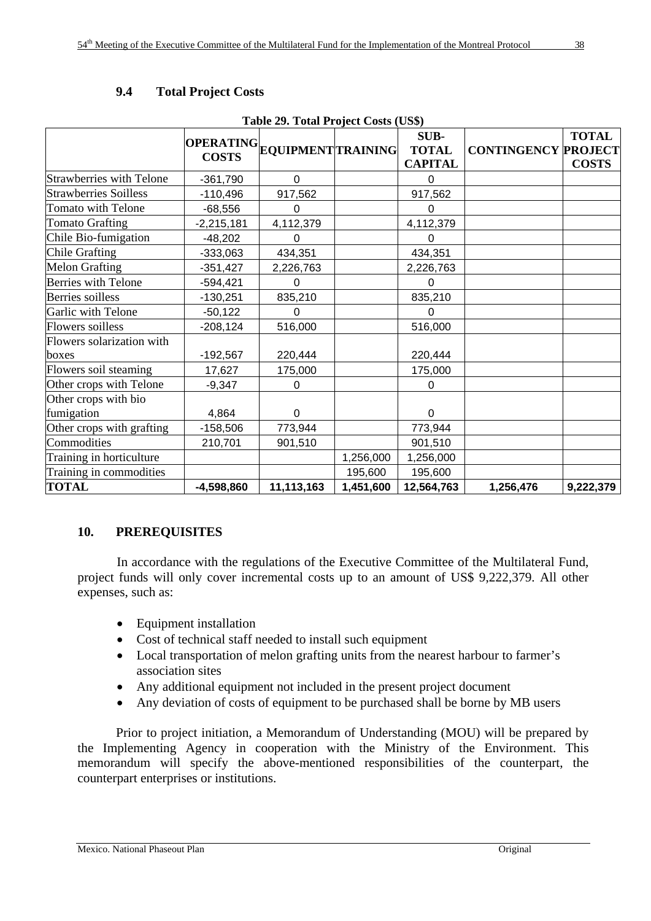### 9.4 Total Project Costs

**Table 29. Total Project Costs (US$)**

| | OPERATING COSTS | EQUIPMENT | TRAINING | SUB-TOTAL CAPITAL | CONTINGENCY | TOTAL PROJECT COSTS |
|---|---|---|---|---|---|---|
| Strawberries with Telone | -361,790 | 0 | | 0 | | |
| Strawberries Soilless | -110,496 | 917,562 | | 917,562 | | |
| Tomato with Telone | -68,556 | 0 | | 0 | | |
| Tomato Grafting | -2,215,181 | 4,112,379 | | 4,112,379 | | |
| Chile Bio-fumigation | -48,202 | 0 | | 0 | | |
| Chile Grafting | -333,063 | 434,351 | | 434,351 | | |
| Melon Grafting | -351,427 | 2,226,763 | | 2,226,763 | | |
| Berries with Telone | -594,421 | 0 | | 0 | | |
| Berries soilless | -130,251 | 835,210 | | 835,210 | | |
| Garlic with Telone | -50,122 | 0 | | 0 | | |
| Flowers soilless | -208,124 | 516,000 | | 516,000 | | |
| Flowers solarization with boxes | -192,567 | 220,444 | | 220,444 | | |
| Flowers soil steaming | 17,627 | 175,000 | | 175,000 | | |
| Other crops with Telone | -9,347 | 0 | | 0 | | |
| Other crops with bio fumigation | 4,864 | 0 | | 0 | | |
| Other crops with grafting | -158,506 | 773,944 | | 773,944 | | |
| Commodities | 210,701 | 901,510 | | 901,510 | | |
| Training in horticulture | | | 1,256,000 | 1,256,000 | | |
| Training in commodities | | | 195,600 | 195,600 | | |
| **TOTAL** | **-4,598,860** | **11,113,163** | **1,451,600** | **12,564,763** | **1,256,476** | **9,222,379** |

## 10. PREREQUISITES

In accordance with the regulations of the Executive Committee of the Multilateral Fund, project funds will only cover incremental costs up to an amount of US$ 9,222,379. All other expenses, such as:

- Equipment installation
- Cost of technical staff needed to install such equipment
- Local transportation of melon grafting units from the nearest harbour to farmer's association sites
- Any additional equipment not included in the present project document
- Any deviation of costs of equipment to be purchased shall be borne by MB users

Prior to project initiation, a Memorandum of Understanding (MOU) will be prepared by the Implementing Agency in cooperation with the Ministry of the Environment. This memorandum will specify the above-mentioned responsibilities of the counterpart, the counterpart enterprises or institutions.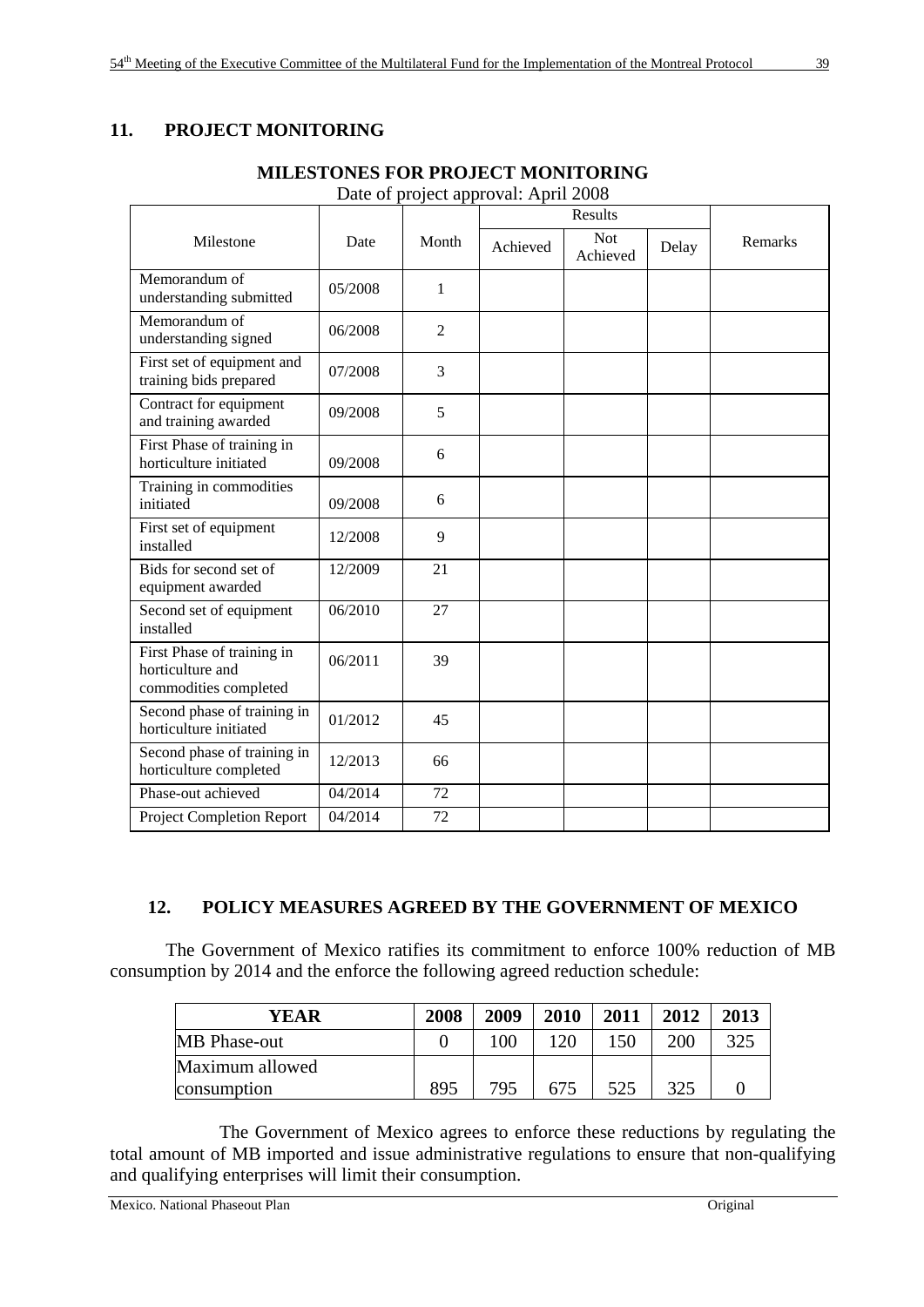## 11. PROJECT MONITORING

**MILESTONES FOR PROJECT MONITORING**

Date of project approval: April 2008

| Milestone | Date | Month | Results | | | Remarks |
|---|---|---|---|---|---|---|
| | | | Achieved | Not Achieved | Delay | |
| Memorandum of understanding submitted | 05/2008 | 1 | | | | |
| Memorandum of understanding signed | 06/2008 | 2 | | | | |
| First set of equipment and training bids prepared | 07/2008 | 3 | | | | |
| Contract for equipment and training awarded | 09/2008 | 5 | | | | |
| First Phase of training in horticulture initiated | 09/2008 | 6 | | | | |
| Training in commodities initiated | 09/2008 | 6 | | | | |
| First set of equipment installed | 12/2008 | 9 | | | | |
| Bids for second set of equipment awarded | 12/2009 | 21 | | | | |
| Second set of equipment installed | 06/2010 | 27 | | | | |
| First Phase of training in horticulture and commodities completed | 06/2011 | 39 | | | | |
| Second phase of training in horticulture initiated | 01/2012 | 45 | | | | |
| Second phase of training in horticulture completed | 12/2013 | 66 | | | | |
| Phase-out achieved | 04/2014 | 72 | | | | |
| Project Completion Report | 04/2014 | 72 | | | | |

## 12. POLICY MEASURES AGREED BY THE GOVERNMENT OF MEXICO

The Government of Mexico ratifies its commitment to enforce 100% reduction of MB consumption by 2014 and the enforce the following agreed reduction schedule:

| YEAR | 2008 | 2009 | 2010 | 2011 | 2012 | 2013 |
|---|---|---|---|---|---|---|
| MB Phase-out | 0 | 100 | 120 | 150 | 200 | 325 |
| Maximum allowed consumption | 895 | 795 | 675 | 525 | 325 | 0 |

The Government of Mexico agrees to enforce these reductions by regulating the total amount of MB imported and issue administrative regulations to ensure that non-qualifying and qualifying enterprises will limit their consumption.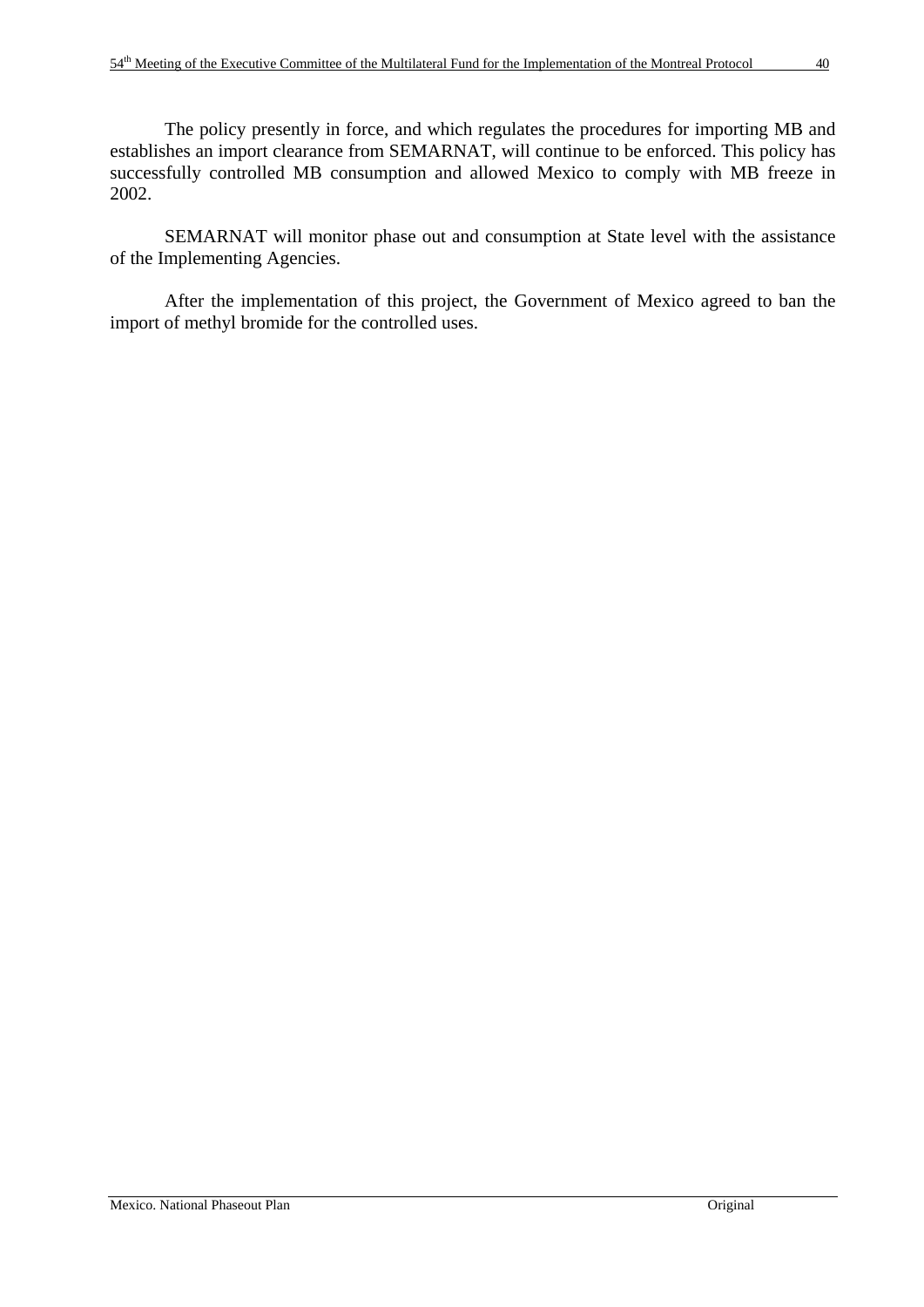The policy presently in force, and which regulates the procedures for importing MB and establishes an import clearance from SEMARNAT, will continue to be enforced. This policy has successfully controlled MB consumption and allowed Mexico to comply with MB freeze in 2002.

SEMARNAT will monitor phase out and consumption at State level with the assistance of the Implementing Agencies.

After the implementation of this project, the Government of Mexico agreed to ban the import of methyl bromide for the controlled uses.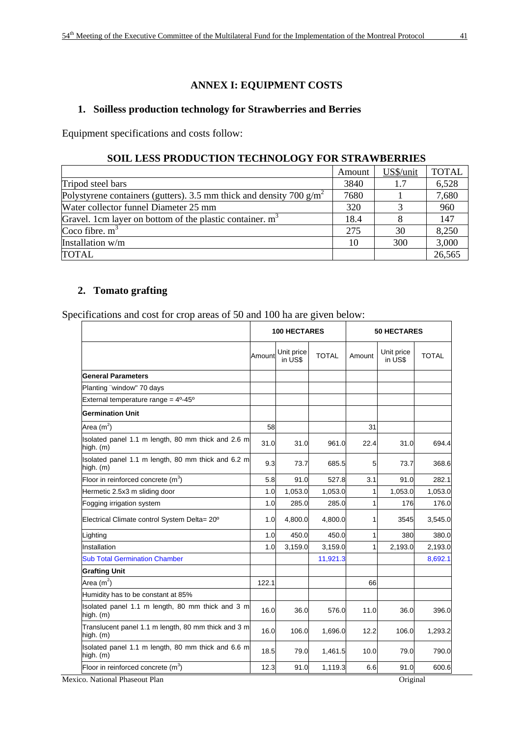# ANNEX I: EQUIPMENT COSTS

## 1. Soilless production technology for Strawberries and Berries

Equipment specifications and costs follow:

**SOIL LESS PRODUCTION TECHNOLOGY FOR STRAWBERRIES**

| | Amount | US$/unit | TOTAL |
|---|---|---|---|
| Tripod steel bars | 3840 | 1.7 | 6,528 |
| Polystyrene containers (gutters). 3.5 mm thick and density 700 g/m$^2$ | 7680 | 1 | 7,680 |
| Water collector funnel Diameter 25 mm | 320 | 3 | 960 |
| Gravel. 1cm layer on bottom of the plastic container. m$^3$ | 18.4 | 8 | 147 |
| Coco fibre. m$^3$ | 275 | 30 | 8,250 |
| Installation w/m | 10 | 300 | 3,000 |
| TOTAL | | | 26,565 |

## 2. Tomato grafting

Specifications and cost for crop areas of 50 and 100 ha are given below:

| | 100 HECTARES | | | 50 HECTARES | | |
|---|---|---|---|---|---|---|
| | Amount | Unit price in US$ | TOTAL | Amount | Unit price in US$ | TOTAL |
| **General Parameters** | | | | | | |
| Planting `window" 70 days | | | | | | |
| External temperature range = 4º-45º | | | | | | |
| **Germination Unit** | | | | | | |
| Area (m$^2$) | 58 | | | 31 | | |
| Isolated panel 1.1 m length, 80 mm thick and 2.6 m high. (m) | 31.0 | 31.0 | 961.0 | 22.4 | 31.0 | 694.4 |
| Isolated panel 1.1 m length, 80 mm thick and 6.2 m high. (m) | 9.3 | 73.7 | 685.5 | 5 | 73.7 | 368.6 |
| Floor in reinforced concrete (m$^3$) | 5.8 | 91.0 | 527.8 | 3.1 | 91.0 | 282.1 |
| Hermetic 2.5x3 m sliding door | 1.0 | 1,053.0 | 1,053.0 | 1 | 1,053.0 | 1,053.0 |
| Fogging irrigation system | 1.0 | 285.0 | 285.0 | 1 | 176 | 176.0 |
| Electrical Climate control System Delta= 20º | 1.0 | 4,800.0 | 4,800.0 | 1 | 3545 | 3,545.0 |
| Lighting | 1.0 | 450.0 | 450.0 | 1 | 380 | 380.0 |
| Installation | 1.0 | 3,159.0 | 3,159.0 | 1 | 2,193.0 | 2,193.0 |
| Sub Total Germination Chamber | | | 11,921.3 | | | 8,692.1 |
| **Grafting Unit** | | | | | | |
| Area (m$^2$) | 122.1 | | | 66 | | |
| Humidity has to be constant at 85% | | | | | | |
| Isolated panel 1.1 m length, 80 mm thick and 3 m high. (m) | 16.0 | 36.0 | 576.0 | 11.0 | 36.0 | 396.0 |
| Translucent panel 1.1 m length, 80 mm thick and 3 m high. (m) | 16.0 | 106.0 | 1,696.0 | 12.2 | 106.0 | 1,293.2 |
| Isolated panel 1.1 m length, 80 mm thick and 6.6 m high. (m) | 18.5 | 79.0 | 1,461.5 | 10.0 | 79.0 | 790.0 |
| Floor in reinforced concrete (m$^3$) | 12.3 | 91.0 | 1,119.3 | 6.6 | 91.0 | 600.6 |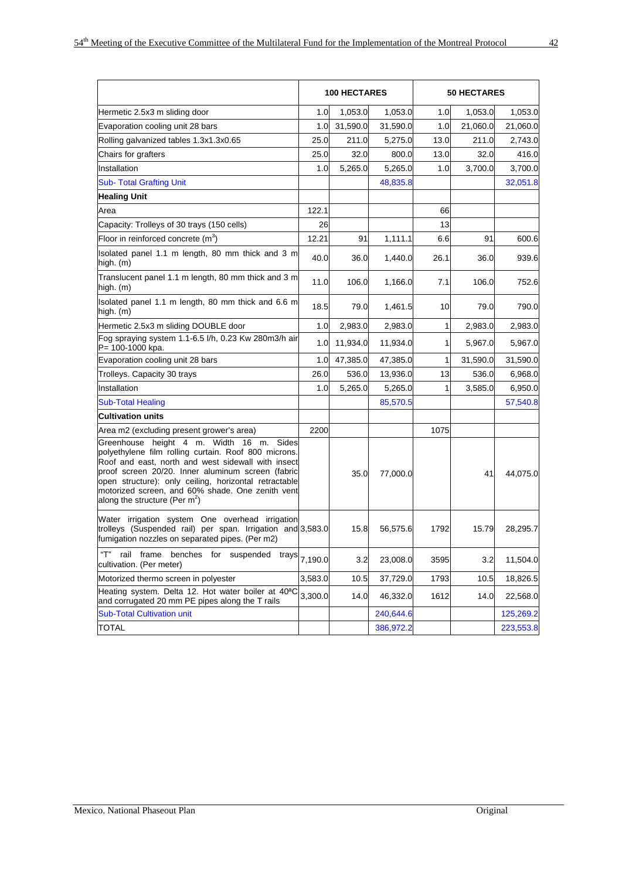| | 100 HECTARES | | | 50 HECTARES | | |
|---|---|---|---|---|---|---|
| Hermetic 2.5x3 m sliding door | 1.0 | 1,053.0 | 1,053.0 | 1.0 | 1,053.0 | 1,053.0 |
| Evaporation cooling unit 28 bars | 1.0 | 31,590.0 | 31,590.0 | 1.0 | 21,060.0 | 21,060.0 |
| Rolling galvanized tables 1.3x1.3x0.65 | 25.0 | 211.0 | 5,275.0 | 13.0 | 211.0 | 2,743.0 |
| Chairs for grafters | 25.0 | 32.0 | 800.0 | 13.0 | 32.0 | 416.0 |
| Installation | 1.0 | 5,265.0 | 5,265.0 | 1.0 | 3,700.0 | 3,700.0 |
| Sub- Total Grafting Unit | | | 48,835.8 | | | 32,051.8 |
| **Healing Unit** | | | | | | |
| Area | 122.1 | | | 66 | | |
| Capacity: Trolleys of 30 trays (150 cells) | 26 | | | 13 | | |
| Floor in reinforced concrete ($m^3$) | 12.21 | 91 | 1,111.1 | 6.6 | 91 | 600.6 |
| Isolated panel 1.1 m length, 80 mm thick and 3 m high. (m) | 40.0 | 36.0 | 1,440.0 | 26.1 | 36.0 | 939.6 |
| Translucent panel 1.1 m length, 80 mm thick and 3 m high. (m) | 11.0 | 106.0 | 1,166.0 | 7.1 | 106.0 | 752.6 |
| Isolated panel 1.1 m length, 80 mm thick and 6.6 m high. (m) | 18.5 | 79.0 | 1,461.5 | 10 | 79.0 | 790.0 |
| Hermetic 2.5x3 m sliding DOUBLE door | 1.0 | 2,983.0 | 2,983.0 | 1 | 2,983.0 | 2,983.0 |
| Fog spraying system 1.1-6.5 l/h, 0.23 Kw 280m3/h air P= 100-1000 kpa. | 1.0 | 11,934.0 | 11,934.0 | 1 | 5,967.0 | 5,967.0 |
| Evaporation cooling unit 28 bars | 1.0 | 47,385.0 | 47,385.0 | 1 | 31,590.0 | 31,590.0 |
| Trolleys. Capacity 30 trays | 26.0 | 536.0 | 13,936.0 | 13 | 536.0 | 6,968.0 |
| Installation | 1.0 | 5,265.0 | 5,265.0 | 1 | 3,585.0 | 6,950.0 |
| Sub-Total Healing | | | 85,570.5 | | | 57,540.8 |
| **Cultivation units** | | | | | | |
| Area m2 (excluding present grower's area) | 2200 | | | 1075 | | |
| Greenhouse height 4 m. Width 16 m. Sides polyethylene film rolling curtain. Roof 800 microns. Roof and east, north and west sidewall with insect proof screen 20/20. Inner aluminum screen (fabric open structure): only ceiling, horizontal retractable motorized screen, and 60% shade. One zenith vent along the structure (Per $m^2$) | | 35.0 | 77,000.0 | | 41 | 44,075.0 |
| Water irrigation system One overhead irrigation trolleys (Suspended rail) per span. Irrigation and fumigation nozzles on separated pipes. (Per m2) | 3,583.0 | 15.8 | 56,575.6 | 1792 | 15.79 | 28,295.7 |
| "T" rail frame benches for suspended trays cultivation. (Per meter) | 7,190.0 | 3.2 | 23,008.0 | 3595 | 3.2 | 11,504.0 |
| Motorized thermo screen in polyester | 3,583.0 | 10.5 | 37,729.0 | 1793 | 10.5 | 18,826.5 |
| Heating system. Delta 12. Hot water boiler at 40ºC and corrugated 20 mm PE pipes along the T rails | 3,300.0 | 14.0 | 46,332.0 | 1612 | 14.0 | 22,568.0 |
| Sub-Total Cultivation unit | | | 240,644.6 | | | 125,269.2 |
| TOTAL | | | 386,972.2 | | | 223,553.8 |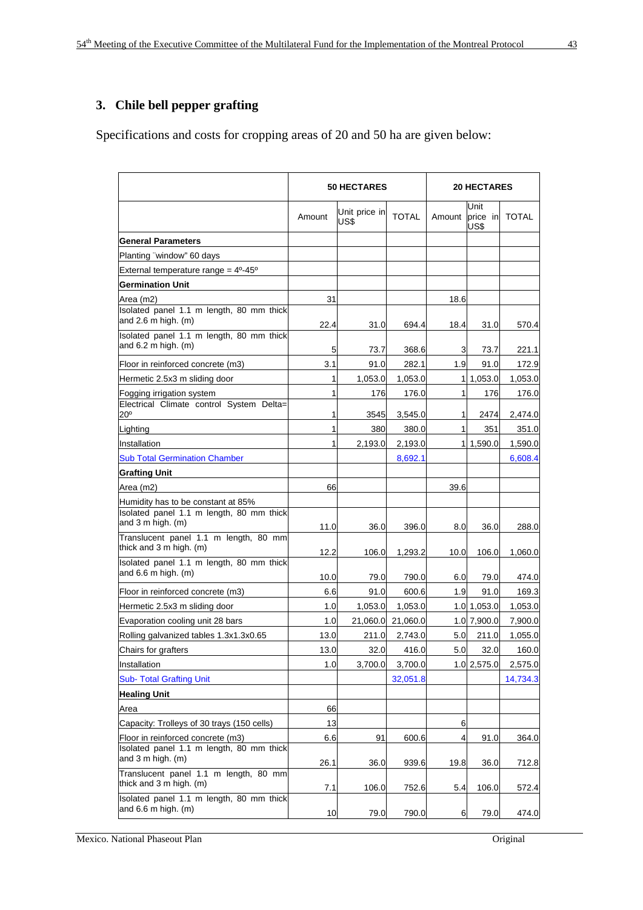## 3. Chile bell pepper grafting

Specifications and costs for cropping areas of 20 and 50 ha are given below:

| | 50 HECTARES | | | 20 HECTARES | | |
|---|---|---|---|---|---|---|
| | Amount | Unit price in US$ | TOTAL | Amount | Unit price in US$ | TOTAL |
| **General Parameters** | | | | | | |
| Planting ¨window" 60 days | | | | | | |
| External temperature range = 4º-45º | | | | | | |
| **Germination Unit** | | | | | | |
| Area (m2) | 31 | | | 18.6 | | |
| Isolated panel 1.1 m length, 80 mm thick and 2.6 m high. (m) | 22.4 | 31.0 | 694.4 | 18.4 | 31.0 | 570.4 |
| Isolated panel 1.1 m length, 80 mm thick and 6.2 m high. (m) | 5 | 73.7 | 368.6 | 3 | 73.7 | 221.1 |
| Floor in reinforced concrete (m3) | 3.1 | 91.0 | 282.1 | 1.9 | 91.0 | 172.9 |
| Hermetic 2.5x3 m sliding door | 1 | 1,053.0 | 1,053.0 | 1 | 1,053.0 | 1,053.0 |
| Fogging irrigation system | 1 | 176 | 176.0 | 1 | 176 | 176.0 |
| Electrical Climate control System Delta= 20º | 1 | 3545 | 3,545.0 | 1 | 2474 | 2,474.0 |
| Lighting | 1 | 380 | 380.0 | 1 | 351 | 351.0 |
| Installation | 1 | 2,193.0 | 2,193.0 | 1 | 1,590.0 | 1,590.0 |
| Sub Total Germination Chamber | | | 8,692.1 | | | 6,608.4 |
| **Grafting Unit** | | | | | | |
| Area (m2) | 66 | | | 39.6 | | |
| Humidity has to be constant at 85% | | | | | | |
| Isolated panel 1.1 m length, 80 mm thick and 3 m high. (m) | 11.0 | 36.0 | 396.0 | 8.0 | 36.0 | 288.0 |
| Translucent panel 1.1 m length, 80 mm thick and 3 m high. (m) | 12.2 | 106.0 | 1,293.2 | 10.0 | 106.0 | 1,060.0 |
| Isolated panel 1.1 m length, 80 mm thick and 6.6 m high. (m) | 10.0 | 79.0 | 790.0 | 6.0 | 79.0 | 474.0 |
| Floor in reinforced concrete (m3) | 6.6 | 91.0 | 600.6 | 1.9 | 91.0 | 169.3 |
| Hermetic 2.5x3 m sliding door | 1.0 | 1,053.0 | 1,053.0 | 1.0 | 1,053.0 | 1,053.0 |
| Evaporation cooling unit 28 bars | 1.0 | 21,060.0 | 21,060.0 | 1.0 | 7,900.0 | 7,900.0 |
| Rolling galvanized tables 1.3x1.3x0.65 | 13.0 | 211.0 | 2,743.0 | 5.0 | 211.0 | 1,055.0 |
| Chairs for grafters | 13.0 | 32.0 | 416.0 | 5.0 | 32.0 | 160.0 |
| Installation | 1.0 | 3,700.0 | 3,700.0 | 1.0 | 2,575.0 | 2,575.0 |
| Sub- Total Grafting Unit | | | 32,051.8 | | | 14,734.3 |
| **Healing Unit** | | | | | | |
| Area | 66 | | | | | |
| Capacity: Trolleys of 30 trays (150 cells) | 13 | | | 6 | | |
| Floor in reinforced concrete (m3) | 6.6 | 91 | 600.6 | 4 | 91.0 | 364.0 |
| Isolated panel 1.1 m length, 80 mm thick and 3 m high. (m) | 26.1 | 36.0 | 939.6 | 19.8 | 36.0 | 712.8 |
| Translucent panel 1.1 m length, 80 mm thick and 3 m high. (m) | 7.1 | 106.0 | 752.6 | 5.4 | 106.0 | 572.4 |
| Isolated panel 1.1 m length, 80 mm thick and 6.6 m high. (m) | 10 | 79.0 | 790.0 | 6 | 79.0 | 474.0 |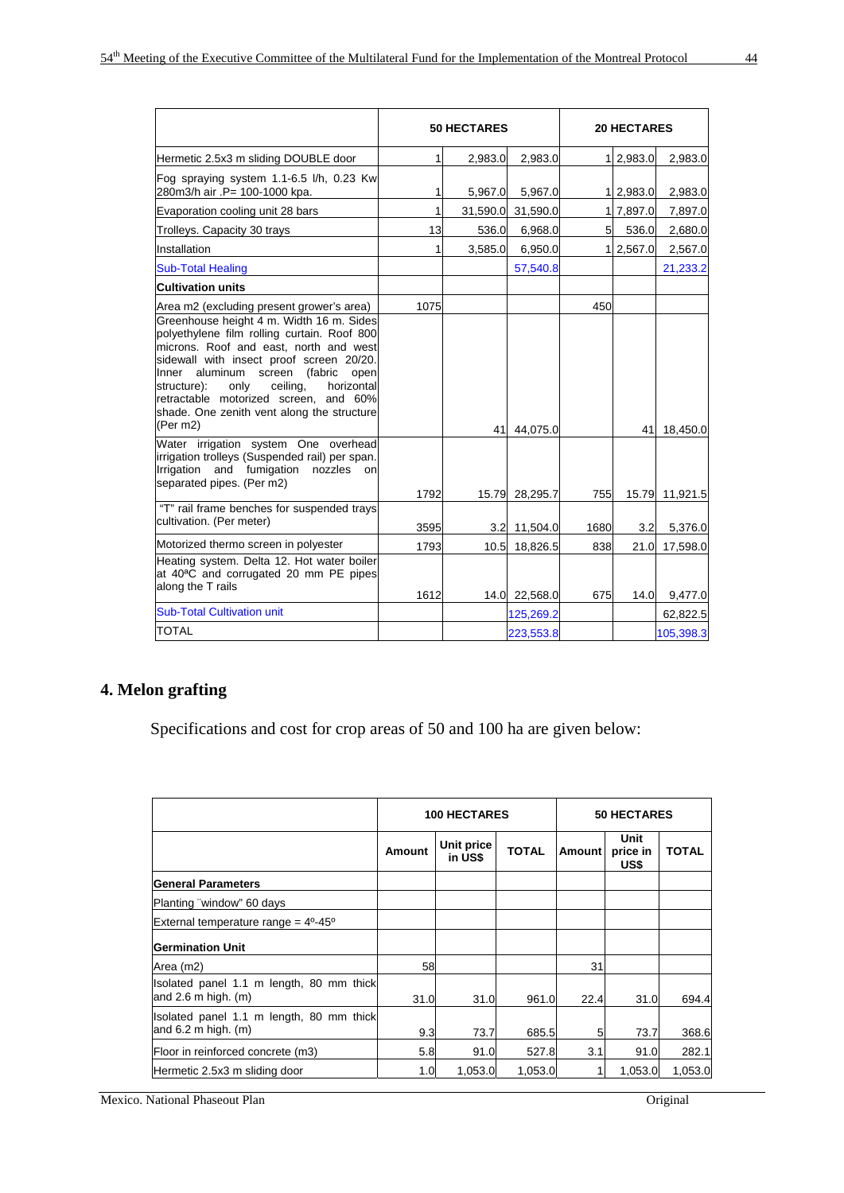| | 50 HECTARES | | | 20 HECTARES | | |
|---|---|---|---|---|---|---|
| Hermetic 2.5x3 m sliding DOUBLE door | 1 | 2,983.0 | 2,983.0 | 1 | 2,983.0 | 2,983.0 |
| Fog spraying system 1.1-6.5 l/h, 0.23 Kw 280m3/h air .P= 100-1000 kpa. | 1 | 5,967.0 | 5,967.0 | 1 | 2,983.0 | 2,983.0 |
| Evaporation cooling unit 28 bars | 1 | 31,590.0 | 31,590.0 | 1 | 7,897.0 | 7,897.0 |
| Trolleys. Capacity 30 trays | 13 | 536.0 | 6,968.0 | 5 | 536.0 | 2,680.0 |
| Installation | 1 | 3,585.0 | 6,950.0 | 1 | 2,567.0 | 2,567.0 |
| Sub-Total Healing | | | 57,540.8 | | | 21,233.2 |
| **Cultivation units** | | | | | | |
| Area m2 (excluding present grower's area) | 1075 | | | 450 | | |
| Greenhouse height 4 m. Width 16 m. Sides polyethylene film rolling curtain. Roof 800 microns. Roof and east, north and west sidewall with insect proof screen 20/20. Inner aluminum screen (fabric open structure): only ceiling, horizontal retractable motorized screen, and 60% shade. One zenith vent along the structure (Per m2) | | 41 | 44,075.0 | | 41 | 18,450.0 |
| Water irrigation system One overhead irrigation trolleys (Suspended rail) per span. Irrigation and fumigation nozzles on separated pipes. (Per m2) | 1792 | 15.79 | 28,295.7 | 755 | 15.79 | 11,921.5 |
| "T" rail frame benches for suspended trays cultivation. (Per meter) | 3595 | 3.2 | 11,504.0 | 1680 | 3.2 | 5,376.0 |
| Motorized thermo screen in polyester | 1793 | 10.5 | 18,826.5 | 838 | 21.0 | 17,598.0 |
| Heating system. Delta 12. Hot water boiler at 40ªC and corrugated 20 mm PE pipes along the T rails | 1612 | 14.0 | 22,568.0 | 675 | 14.0 | 9,477.0 |
| Sub-Total Cultivation unit | | | 125,269.2 | | | 62,822.5 |
| TOTAL | | | 223,553.8 | | | 105,398.3 |

## 4. Melon grafting

Specifications and cost for crop areas of 50 and 100 ha are given below:

| | 100 HECTARES | | | 50 HECTARES | | |
|---|---|---|---|---|---|---|
| | Amount | Unit price in US$ | TOTAL | Amount | Unit price in US$ | TOTAL |
| **General Parameters** | | | | | | |
| Planting ¨window" 60 days | | | | | | |
| External temperature range = 4º-45º | | | | | | |
| **Germination Unit** | | | | | | |
| Area (m2) | 58 | | | 31 | | |
| Isolated panel 1.1 m length, 80 mm thick and 2.6 m high. (m) | 31.0 | 31.0 | 961.0 | 22.4 | 31.0 | 694.4 |
| Isolated panel 1.1 m length, 80 mm thick and 6.2 m high. (m) | 9.3 | 73.7 | 685.5 | 5 | 73.7 | 368.6 |
| Floor in reinforced concrete (m3) | 5.8 | 91.0 | 527.8 | 3.1 | 91.0 | 282.1 |
| Hermetic 2.5x3 m sliding door | 1.0 | 1,053.0 | 1,053.0 | 1 | 1,053.0 | 1,053.0 |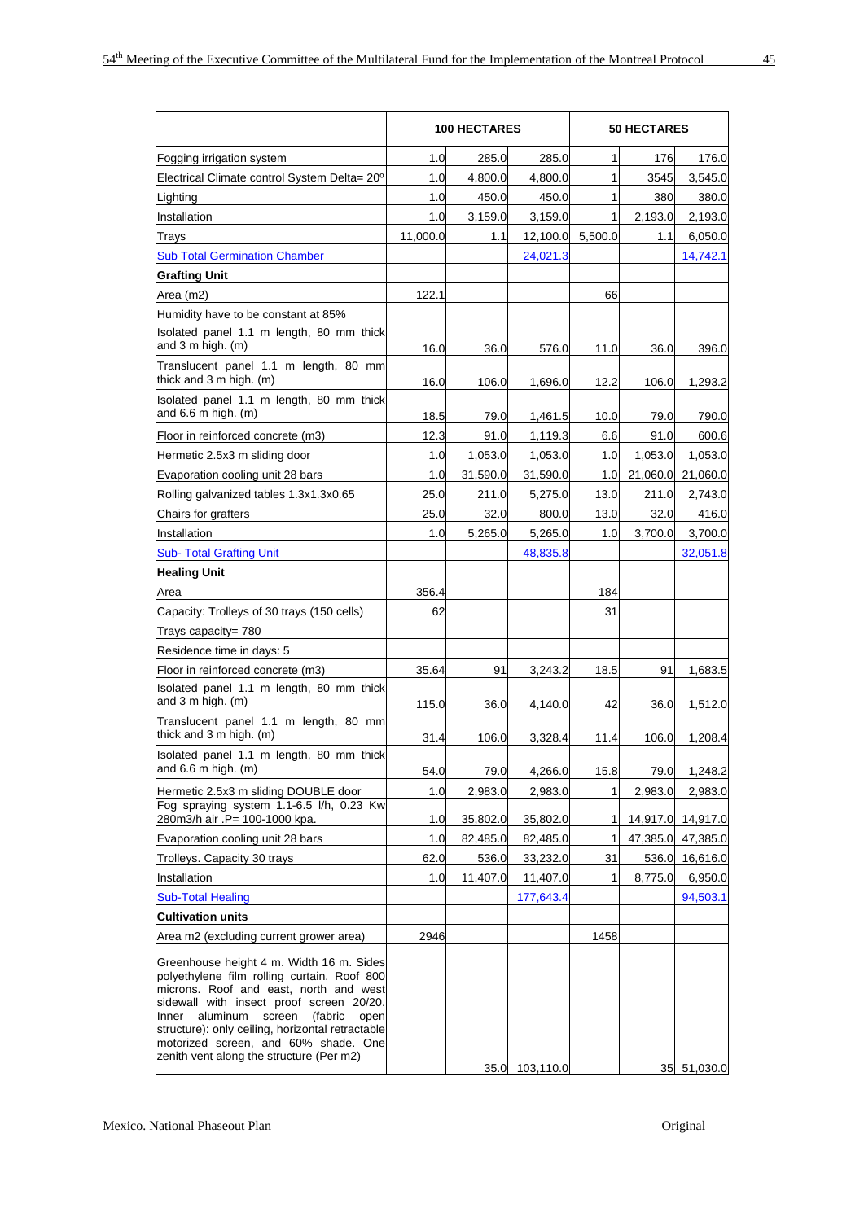| | 100 HECTARES | | | 50 HECTARES | | |
|---|---|---|---|---|---|---|
| Fogging irrigation system | 1.0 | 285.0 | 285.0 | 1 | 176 | 176.0 |
| Electrical Climate control System Delta= 20º | 1.0 | 4,800.0 | 4,800.0 | 1 | 3545 | 3,545.0 |
| Lighting | 1.0 | 450.0 | 450.0 | 1 | 380 | 380.0 |
| Installation | 1.0 | 3,159.0 | 3,159.0 | 1 | 2,193.0 | 2,193.0 |
| Trays | 11,000.0 | 1.1 | 12,100.0 | 5,500.0 | 1.1 | 6,050.0 |
| Sub Total Germination Chamber | | | 24,021.3 | | | 14,742.1 |
| **Grafting Unit** | | | | | | |
| Area (m2) | 122.1 | | | 66 | | |
| Humidity have to be constant at 85% | | | | | | |
| Isolated panel 1.1 m length, 80 mm thick and 3 m high. (m) | 16.0 | 36.0 | 576.0 | 11.0 | 36.0 | 396.0 |
| Translucent panel 1.1 m length, 80 mm thick and 3 m high. (m) | 16.0 | 106.0 | 1,696.0 | 12.2 | 106.0 | 1,293.2 |
| Isolated panel 1.1 m length, 80 mm thick and 6.6 m high. (m) | 18.5 | 79.0 | 1,461.5 | 10.0 | 79.0 | 790.0 |
| Floor in reinforced concrete (m3) | 12.3 | 91.0 | 1,119.3 | 6.6 | 91.0 | 600.6 |
| Hermetic 2.5x3 m sliding door | 1.0 | 1,053.0 | 1,053.0 | 1.0 | 1,053.0 | 1,053.0 |
| Evaporation cooling unit 28 bars | 1.0 | 31,590.0 | 31,590.0 | 1.0 | 21,060.0 | 21,060.0 |
| Rolling galvanized tables 1.3x1.3x0.65 | 25.0 | 211.0 | 5,275.0 | 13.0 | 211.0 | 2,743.0 |
| Chairs for grafters | 25.0 | 32.0 | 800.0 | 13.0 | 32.0 | 416.0 |
| Installation | 1.0 | 5,265.0 | 5,265.0 | 1.0 | 3,700.0 | 3,700.0 |
| Sub- Total Grafting Unit | | | 48,835.8 | | | 32,051.8 |
| **Healing Unit** | | | | | | |
| Area | 356.4 | | | 184 | | |
| Capacity: Trolleys of 30 trays (150 cells) | 62 | | | 31 | | |
| Trays capacity= 780 | | | | | | |
| Residence time in days: 5 | | | | | | |
| Floor in reinforced concrete (m3) | 35.64 | 91 | 3,243.2 | 18.5 | 91 | 1,683.5 |
| Isolated panel 1.1 m length, 80 mm thick and 3 m high. (m) | 115.0 | 36.0 | 4,140.0 | 42 | 36.0 | 1,512.0 |
| Translucent panel 1.1 m length, 80 mm thick and 3 m high. (m) | 31.4 | 106.0 | 3,328.4 | 11.4 | 106.0 | 1,208.4 |
| Isolated panel 1.1 m length, 80 mm thick and 6.6 m high. (m) | 54.0 | 79.0 | 4,266.0 | 15.8 | 79.0 | 1,248.2 |
| Hermetic 2.5x3 m sliding DOUBLE door | 1.0 | 2,983.0 | 2,983.0 | 1 | 2,983.0 | 2,983.0 |
| Fog spraying system 1.1-6.5 l/h, 0.23 Kw 280m3/h air .P= 100-1000 kpa. | 1.0 | 35,802.0 | 35,802.0 | 1 | 14,917.0 | 14,917.0 |
| Evaporation cooling unit 28 bars | 1.0 | 82,485.0 | 82,485.0 | 1 | 47,385.0 | 47,385.0 |
| Trolleys. Capacity 30 trays | 62.0 | 536.0 | 33,232.0 | 31 | 536.0 | 16,616.0 |
| Installation | 1.0 | 11,407.0 | 11,407.0 | 1 | 8,775.0 | 6,950.0 |
| Sub-Total Healing | | | 177,643.4 | | | 94,503.1 |
| **Cultivation units** | | | | | | |
| Area m2 (excluding current grower area) | 2946 | | | 1458 | | |
| Greenhouse height 4 m. Width 16 m. Sides polyethylene film rolling curtain. Roof 800 microns. Roof and east, north and west sidewall with insect proof screen 20/20. Inner aluminum screen (fabric open structure): only ceiling, horizontal retractable motorized screen, and 60% shade. One zenith vent along the structure (Per m2) | | 35.0 | 103,110.0 | | 35 | 51,030.0 |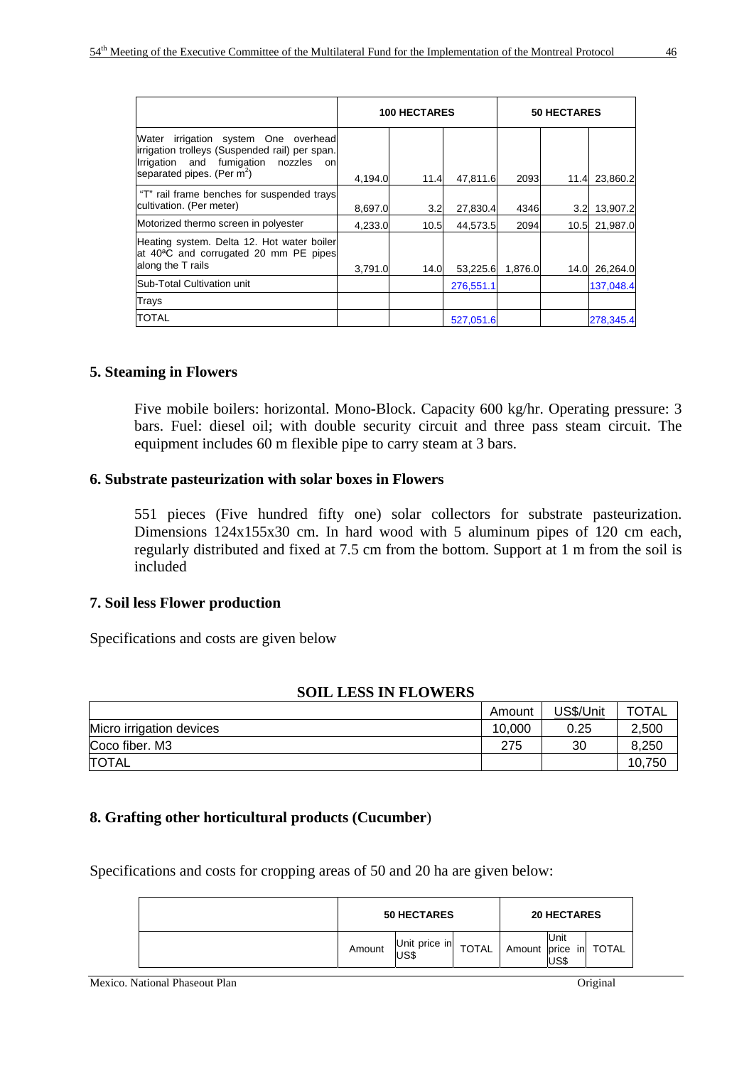| | 100 HECTARES | | | 50 HECTARES | | |
|---|---|---|---|---|---|---|
| Water irrigation system One overhead irrigation trolleys (Suspended rail) per span. Irrigation and fumigation nozzles on separated pipes. (Per $m^2$) | 4,194.0 | 11.4 | 47,811.6 | 2093 | 11.4 | 23,860.2 |
| "T" rail frame benches for suspended trays cultivation. (Per meter) | 8,697.0 | 3.2 | 27,830.4 | 4346 | 3.2 | 13,907.2 |
| Motorized thermo screen in polyester | 4,233.0 | 10.5 | 44,573.5 | 2094 | 10.5 | 21,987.0 |
| Heating system. Delta 12. Hot water boiler at 40ªC and corrugated 20 mm PE pipes along the T rails | 3,791.0 | 14.0 | 53,225.6 | 1,876.0 | 14.0 | 26,264.0 |
| Sub-Total Cultivation unit | | | 276,551.1 | | | 137,048.4 |
| Trays | | | | | | |
| TOTAL | | | 527,051.6 | | | 278,345.4 |

## 5. Steaming in Flowers

Five mobile boilers: horizontal. Mono-Block. Capacity 600 kg/hr. Operating pressure: 3 bars. Fuel: diesel oil; with double security circuit and three pass steam circuit. The equipment includes 60 m flexible pipe to carry steam at 3 bars.

## 6. Substrate pasteurization with solar boxes in Flowers

551 pieces (Five hundred fifty one) solar collectors for substrate pasteurization. Dimensions 124x155x30 cm. In hard wood with 5 aluminum pipes of 120 cm each, regularly distributed and fixed at 7.5 cm from the bottom. Support at 1 m from the soil is included

## 7. Soil less Flower production

Specifications and costs are given below

**SOIL LESS IN FLOWERS**

| | Amount | US$/Unit | TOTAL |
|---|---|---|---|
| Micro irrigation devices | 10,000 | 0.25 | 2,500 |
| Coco fiber. M3 | 275 | 30 | 8,250 |
| TOTAL | | | 10,750 |

## 8. Grafting other horticultural products (Cucumber)

Specifications and costs for cropping areas of 50 and 20 ha are given below:

| | 50 HECTARES | | | 20 HECTARES | | |
|---|---|---|---|---|---|---|
| | Amount | Unit price in US$ | TOTAL | Amount | Unit price in US$ | TOTAL |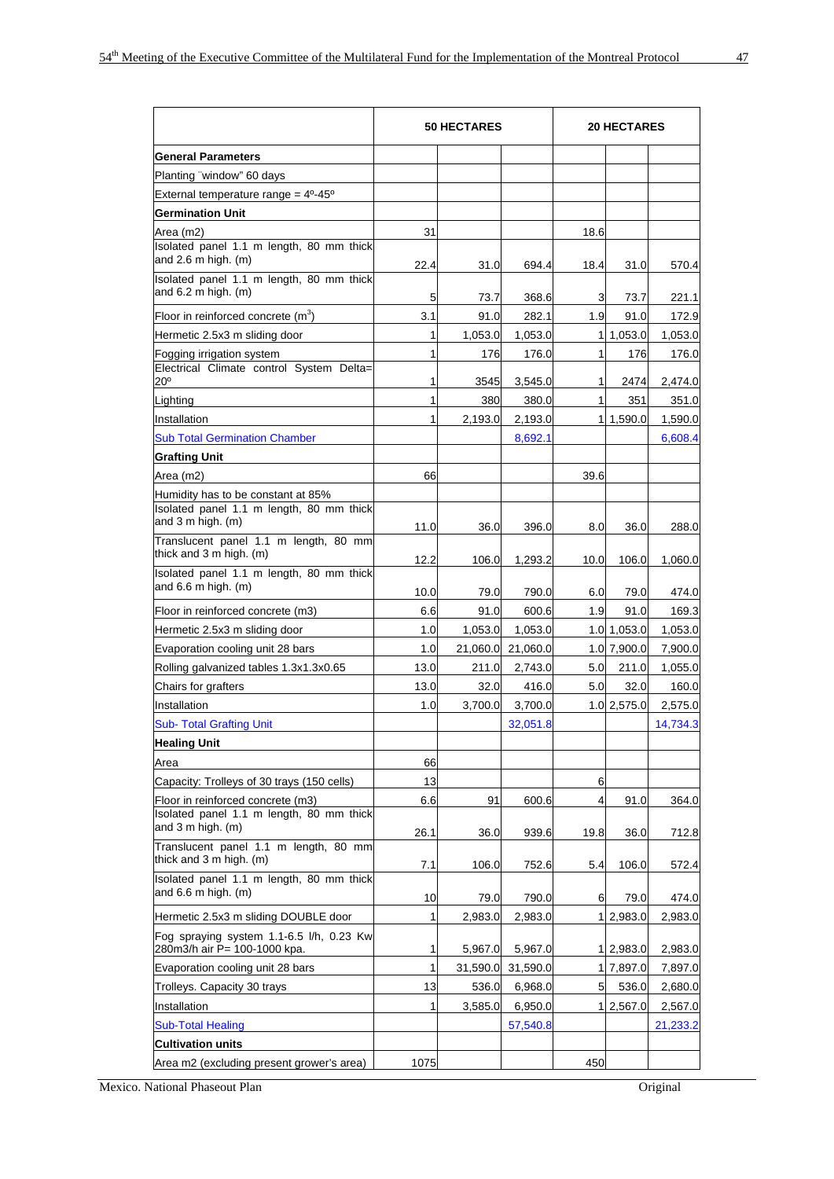| | 50 HECTARES | | | 20 HECTARES | | |
|---|---|---|---|---|---|---|
| **General Parameters** | | | | | | |
| Planting ¨window" 60 days | | | | | | |
| External temperature range = 4º-45º | | | | | | |
| **Germination Unit** | | | | | | |
| Area (m2) | 31 | | | 18.6 | | |
| Isolated panel 1.1 m length, 80 mm thick and 2.6 m high. (m) | 22.4 | 31.0 | 694.4 | 18.4 | 31.0 | 570.4 |
| Isolated panel 1.1 m length, 80 mm thick and 6.2 m high. (m) | 5 | 73.7 | 368.6 | 3 | 73.7 | 221.1 |
| Floor in reinforced concrete ($m^3$) | 3.1 | 91.0 | 282.1 | 1.9 | 91.0 | 172.9 |
| Hermetic 2.5x3 m sliding door | 1 | 1,053.0 | 1,053.0 | 1 | 1,053.0 | 1,053.0 |
| Fogging irrigation system | 1 | 176 | 176.0 | 1 | 176 | 176.0 |
| Electrical Climate control System Delta= 20º | 1 | 3545 | 3,545.0 | 1 | 2474 | 2,474.0 |
| Lighting | 1 | 380 | 380.0 | 1 | 351 | 351.0 |
| Installation | 1 | 2,193.0 | 2,193.0 | 1 | 1,590.0 | 1,590.0 |
| Sub Total Germination Chamber | | | 8,692.1 | | | 6,608.4 |
| **Grafting Unit** | | | | | | |
| Area (m2) | 66 | | | 39.6 | | |
| Humidity has to be constant at 85% | | | | | | |
| Isolated panel 1.1 m length, 80 mm thick and 3 m high. (m) | 11.0 | 36.0 | 396.0 | 8.0 | 36.0 | 288.0 |
| Translucent panel 1.1 m length, 80 mm thick and 3 m high. (m) | 12.2 | 106.0 | 1,293.2 | 10.0 | 106.0 | 1,060.0 |
| Isolated panel 1.1 m length, 80 mm thick and 6.6 m high. (m) | 10.0 | 79.0 | 790.0 | 6.0 | 79.0 | 474.0 |
| Floor in reinforced concrete (m3) | 6.6 | 91.0 | 600.6 | 1.9 | 91.0 | 169.3 |
| Hermetic 2.5x3 m sliding door | 1.0 | 1,053.0 | 1,053.0 | 1.0 | 1,053.0 | 1,053.0 |
| Evaporation cooling unit 28 bars | 1.0 | 21,060.0 | 21,060.0 | 1.0 | 7,900.0 | 7,900.0 |
| Rolling galvanized tables 1.3x1.3x0.65 | 13.0 | 211.0 | 2,743.0 | 5.0 | 211.0 | 1,055.0 |
| Chairs for grafters | 13.0 | 32.0 | 416.0 | 5.0 | 32.0 | 160.0 |
| Installation | 1.0 | 3,700.0 | 3,700.0 | 1.0 | 2,575.0 | 2,575.0 |
| Sub- Total Grafting Unit | | | 32,051.8 | | | 14,734.3 |
| **Healing Unit** | | | | | | |
| Area | 66 | | | | | |
| Capacity: Trolleys of 30 trays (150 cells) | 13 | | | 6 | | |
| Floor in reinforced concrete (m3) | 6.6 | 91 | 600.6 | 4 | 91.0 | 364.0 |
| Isolated panel 1.1 m length, 80 mm thick and 3 m high. (m) | 26.1 | 36.0 | 939.6 | 19.8 | 36.0 | 712.8 |
| Translucent panel 1.1 m length, 80 mm thick and 3 m high. (m) | 7.1 | 106.0 | 752.6 | 5.4 | 106.0 | 572.4 |
| Isolated panel 1.1 m length, 80 mm thick and 6.6 m high. (m) | 10 | 79.0 | 790.0 | 6 | 79.0 | 474.0 |
| Hermetic 2.5x3 m sliding DOUBLE door | 1 | 2,983.0 | 2,983.0 | 1 | 2,983.0 | 2,983.0 |
| Fog spraying system 1.1-6.5 l/h, 0.23 Kw 280m3/h air P= 100-1000 kpa. | 1 | 5,967.0 | 5,967.0 | 1 | 2,983.0 | 2,983.0 |
| Evaporation cooling unit 28 bars | 1 | 31,590.0 | 31,590.0 | 1 | 7,897.0 | 7,897.0 |
| Trolleys. Capacity 30 trays | 13 | 536.0 | 6,968.0 | 5 | 536.0 | 2,680.0 |
| Installation | 1 | 3,585.0 | 6,950.0 | 1 | 2,567.0 | 2,567.0 |
| Sub-Total Healing | | | 57,540.8 | | | 21,233.2 |
| **Cultivation units** | | | | | | |
| Area m2 (excluding present grower's area) | 1075 | | | 450 | | |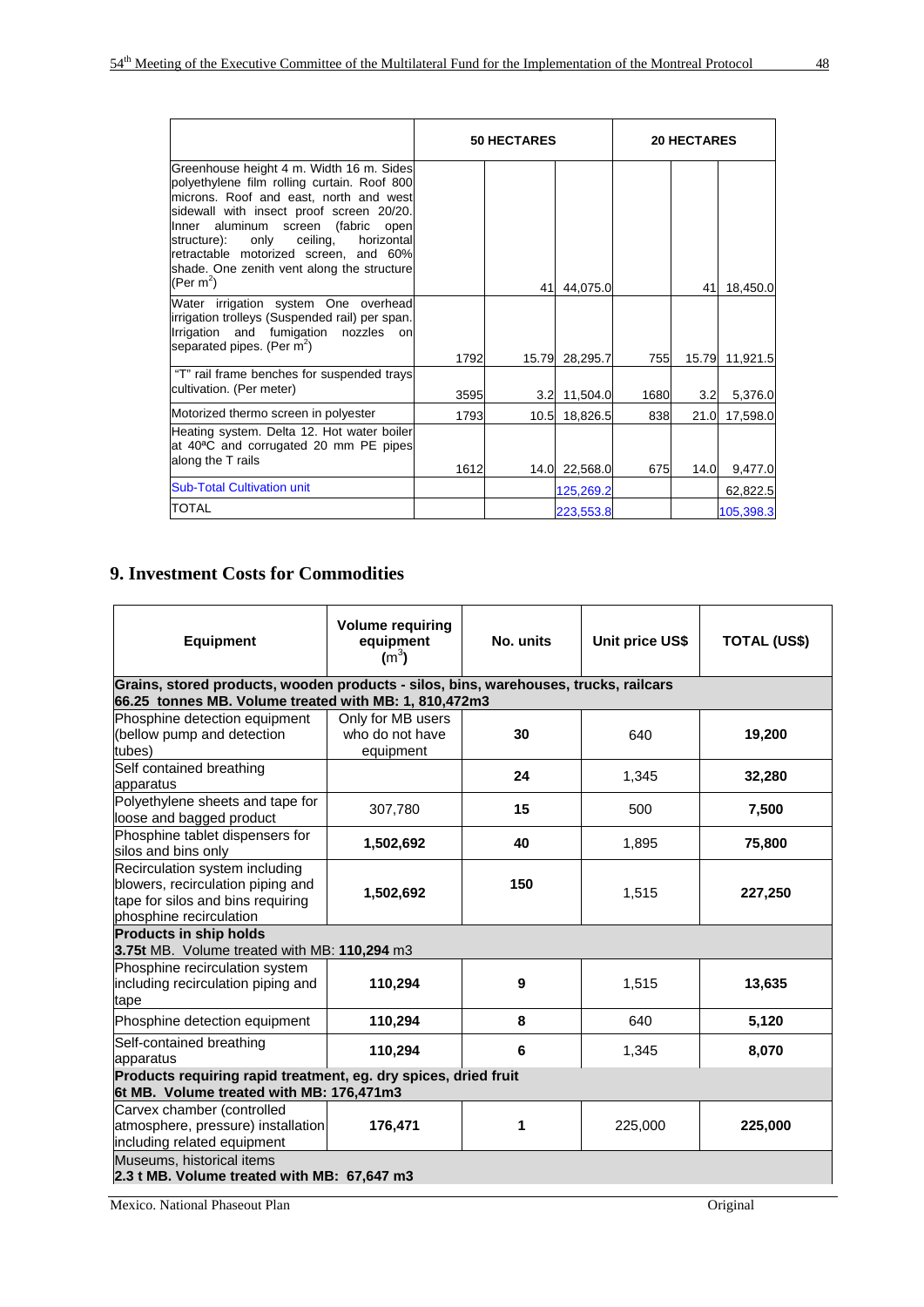| | 50 HECTARES | | | 20 HECTARES | | |
|---|---|---|---|---|---|---|
| Greenhouse height 4 m. Width 16 m. Sides polyethylene film rolling curtain. Roof 800 microns. Roof and east, north and west sidewall with insect proof screen 20/20. Inner aluminum screen (fabric open structure): only ceiling, horizontal retractable motorized screen, and 60% shade. One zenith vent along the structure (Per m$^2$) | | 41 | 44,075.0 | | 41 | 18,450.0 |
| Water irrigation system One overhead irrigation trolleys (Suspended rail) per span. Irrigation and fumigation nozzles on separated pipes. (Per m$^2$) | 1792 | 15.79 | 28,295.7 | 755 | 15.79 | 11,921.5 |
| "T" rail frame benches for suspended trays cultivation. (Per meter) | 3595 | 3.2 | 11,504.0 | 1680 | 3.2 | 5,376.0 |
| Motorized thermo screen in polyester | 1793 | 10.5 | 18,826.5 | 838 | 21.0 | 17,598.0 |
| Heating system. Delta 12. Hot water boiler at 40ªC and corrugated 20 mm PE pipes along the T rails | 1612 | 14.0 | 22,568.0 | 675 | 14.0 | 9,477.0 |
| Sub-Total Cultivation unit | | | 125,269.2 | | | 62,822.5 |
| TOTAL | | | 223,553.8 | | | 105,398.3 |

## 9. Investment Costs for Commodities

| Equipment | Volume requiring equipment (m$^3$) | No. units | Unit price US$ | TOTAL (US$) |
|---|---|---|---|---|
| **Grains, stored products, wooden products - silos, bins, warehouses, trucks, railcars 66.25 tonnes MB. Volume treated with MB: 1, 810,472m3** | | | | |
| Phosphine detection equipment (bellow pump and detection tubes) | Only for MB users who do not have equipment | **30** | 640 | **19,200** |
| Self contained breathing apparatus | | **24** | 1,345 | **32,280** |
| Polyethylene sheets and tape for loose and bagged product | 307,780 | **15** | 500 | **7,500** |
| Phosphine tablet dispensers for silos and bins only | **1,502,692** | **40** | 1,895 | **75,800** |
| Recirculation system including blowers, recirculation piping and tape for silos and bins requiring phosphine recirculation | **1,502,692** | **150** | 1,515 | **227,250** |
| **Products in ship holds** **3.75t** MB. Volume treated with MB: **110,294** m3 | | | | |
| Phosphine recirculation system including recirculation piping and tape | **110,294** | **9** | 1,515 | **13,635** |
| Phosphine detection equipment | **110,294** | **8** | 640 | **5,120** |
| Self-contained breathing apparatus | **110,294** | **6** | 1,345 | **8,070** |
| **Products requiring rapid treatment, eg. dry spices, dried fruit 6t MB. Volume treated with MB: 176,471m3** | | | | |
| Carvex chamber (controlled atmosphere, pressure) installation including related equipment | **176,471** | **1** | 225,000 | **225,000** |
| Museums, historical items **2.3 t MB. Volume treated with MB: 67,647 m3** | | | | |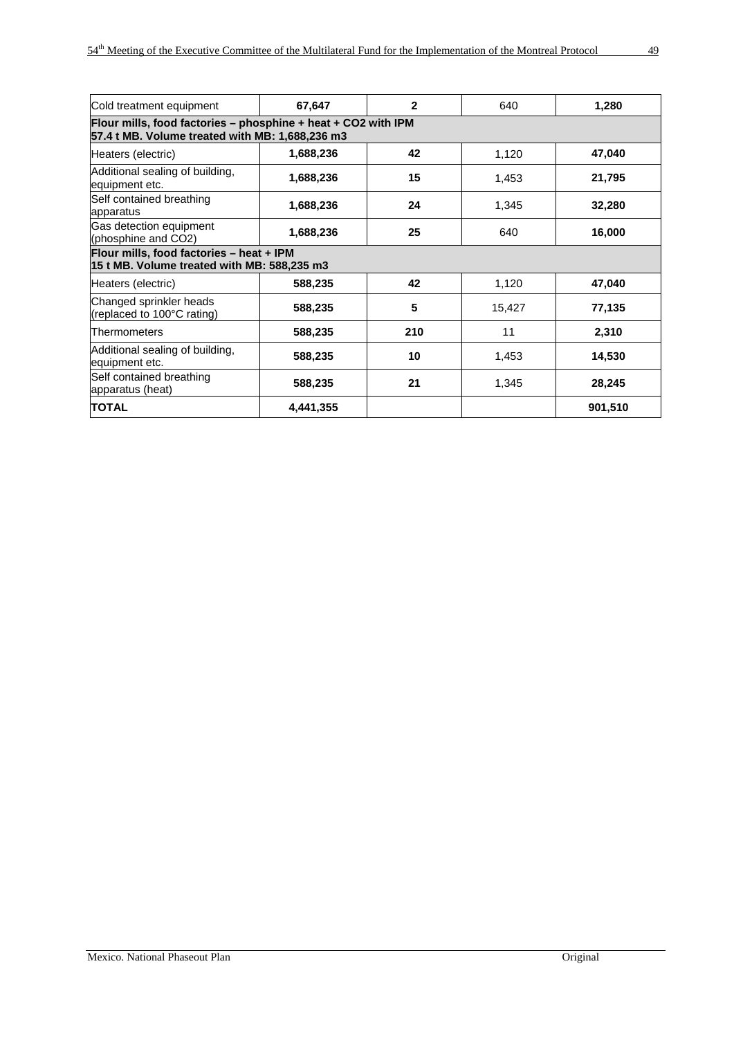| Cold treatment equipment | **67,647** | **2** | 640 | **1,280** |
|---|---|---|---|---|
| **Flour mills, food factories – phosphine + heat + $CO_2$ with IPM 57.4 t MB. Volume treated with MB: 1,688,236 m3** | | | | |
| Heaters (electric) | **1,688,236** | **42** | 1,120 | **47,040** |
| Additional sealing of building, equipment etc. | **1,688,236** | **15** | 1,453 | **21,795** |
| Self contained breathing apparatus | **1,688,236** | **24** | 1,345 | **32,280** |
| Gas detection equipment (phosphine and $CO_2$) | **1,688,236** | **25** | 640 | **16,000** |
| **Flour mills, food factories – heat + IPM 15 t MB. Volume treated with MB: 588,235 m3** | | | | |
| Heaters (electric) | **588,235** | **42** | 1,120 | **47,040** |
| Changed sprinkler heads (replaced to 100°C rating) | **588,235** | **5** | 15,427 | **77,135** |
| Thermometers | **588,235** | **210** | 11 | **2,310** |
| Additional sealing of building, equipment etc. | **588,235** | **10** | 1,453 | **14,530** |
| Self contained breathing apparatus (heat) | **588,235** | **21** | 1,345 | **28,245** |
| **TOTAL** | **4,441,355** | | | **901,510** |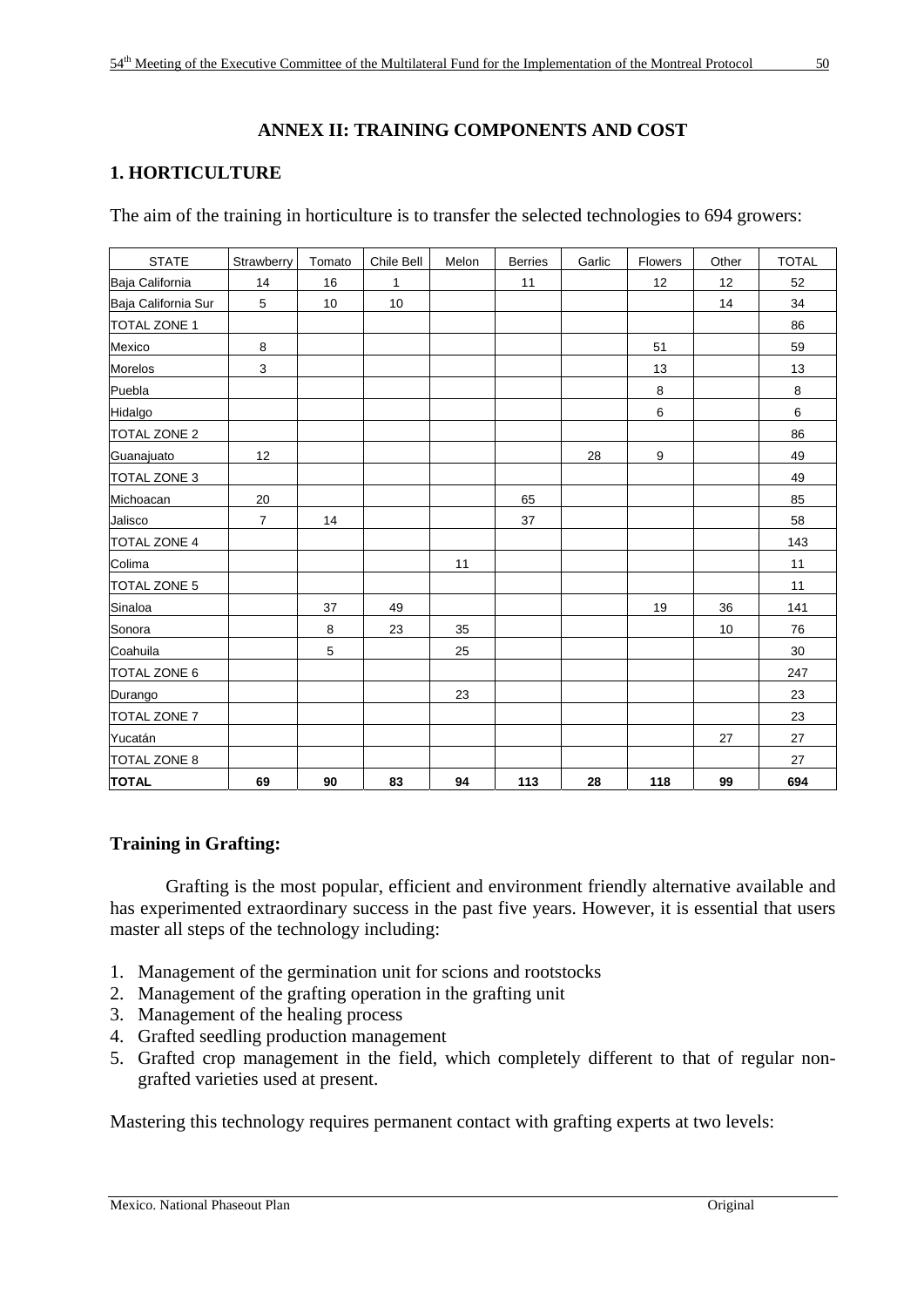## ANNEX II: TRAINING COMPONENTS AND COST

### 1. HORTICULTURE

The aim of the training in horticulture is to transfer the selected technologies to 694 growers:

| STATE | Strawberry | Tomato | Chile Bell | Melon | Berries | Garlic | Flowers | Other | TOTAL |
|---|---|---|---|---|---|---|---|---|---|
| Baja California | 14 | 16 | 1 | | 11 | | 12 | 12 | 52 |
| Baja California Sur | 5 | 10 | 10 | | | | | 14 | 34 |
| TOTAL ZONE 1 | | | | | | | | | 86 |
| Mexico | 8 | | | | | | 51 | | 59 |
| Morelos | 3 | | | | | | 13 | | 13 |
| Puebla | | | | | | | 8 | | 8 |
| Hidalgo | | | | | | | 6 | | 6 |
| TOTAL ZONE 2 | | | | | | | | | 86 |
| Guanajuato | 12 | | | | | 28 | 9 | | 49 |
| TOTAL ZONE 3 | | | | | | | | | 49 |
| Michoacan | 20 | | | | 65 | | | | 85 |
| Jalisco | 7 | 14 | | | 37 | | | | 58 |
| TOTAL ZONE 4 | | | | | | | | | 143 |
| Colima | | | | 11 | | | | | 11 |
| TOTAL ZONE 5 | | | | | | | | | 11 |
| Sinaloa | | 37 | 49 | | | | 19 | 36 | 141 |
| Sonora | | 8 | 23 | 35 | | | | 10 | 76 |
| Coahuila | | 5 | | 25 | | | | | 30 |
| TOTAL ZONE 6 | | | | | | | | | 247 |
| Durango | | | | 23 | | | | | 23 |
| TOTAL ZONE 7 | | | | | | | | | 23 |
| Yucatán | | | | | | | | 27 | 27 |
| TOTAL ZONE 8 | | | | | | | | | 27 |
| **TOTAL** | **69** | **90** | **83** | **94** | **113** | **28** | **118** | **99** | **694** |

### Training in Grafting:

Grafting is the most popular, efficient and environment friendly alternative available and has experimented extraordinary success in the past five years. However, it is essential that users master all steps of the technology including:

1. Management of the germination unit for scions and rootstocks
2. Management of the grafting operation in the grafting unit
3. Management of the healing process
4. Grafted seedling production management
5. Grafted crop management in the field, which completely different to that of regular non-grafted varieties used at present.

Mastering this technology requires permanent contact with grafting experts at two levels: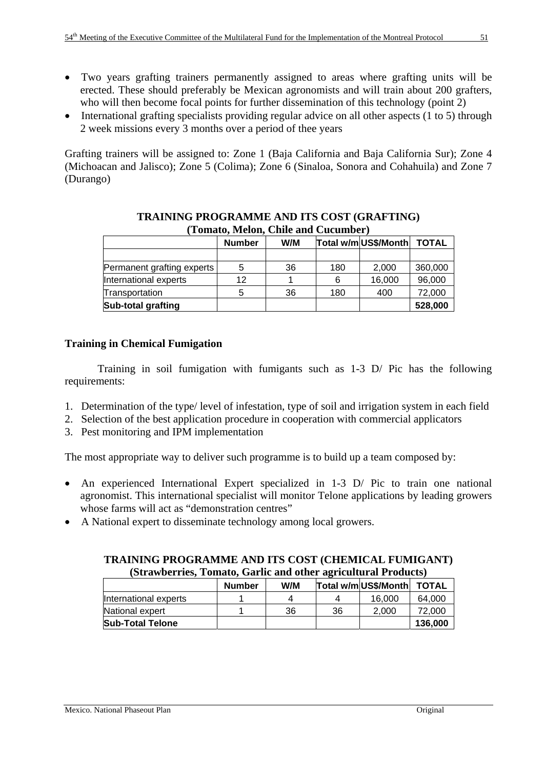- Two years grafting trainers permanently assigned to areas where grafting units will be erected. These should preferably be Mexican agronomists and will train about 200 grafters, who will then become focal points for further dissemination of this technology (point 2)
- International grafting specialists providing regular advice on all other aspects (1 to 5) through 2 week missions every 3 months over a period of thee years

Grafting trainers will be assigned to: Zone 1 (Baja California and Baja California Sur); Zone 4 (Michoacan and Jalisco); Zone 5 (Colima); Zone 6 (Sinaloa, Sonora and Cohahuila) and Zone 7 (Durango)

**TRAINING PROGRAMME AND ITS COST (GRAFTING)**
**(Tomato, Melon, Chile and Cucumber)**

| | Number | W/M | Total w/m | US$/Month | TOTAL |
|---|---|---|---|---|---|
| | | | | | |
| Permanent grafting experts | 5 | 36 | 180 | 2,000 | 360,000 |
| International experts | 12 | 1 | 6 | 16,000 | 96,000 |
| Transportation | 5 | 36 | 180 | 400 | 72,000 |
| **Sub-total grafting** | | | | | **528,000** |

### Training in Chemical Fumigation

Training in soil fumigation with fumigants such as 1-3 D/ Pic has the following requirements:

1. Determination of the type/ level of infestation, type of soil and irrigation system in each field
2. Selection of the best application procedure in cooperation with commercial applicators
3. Pest monitoring and IPM implementation

The most appropriate way to deliver such programme is to build up a team composed by:

- An experienced International Expert specialized in 1-3 D/ Pic to train one national agronomist. This international specialist will monitor Telone applications by leading growers whose farms will act as "demonstration centres"
- A National expert to disseminate technology among local growers.

**TRAINING PROGRAMME AND ITS COST (CHEMICAL FUMIGANT)**
**(Strawberries, Tomato, Garlic and other agricultural Products)**

| | Number | W/M | Total w/m | US$/Month | TOTAL |
|---|---|---|---|---|---|
| International experts | 1 | 4 | 4 | 16,000 | 64,000 |
| National expert | 1 | 36 | 36 | 2,000 | 72,000 |
| **Sub-Total Telone** | | | | | **136,000** |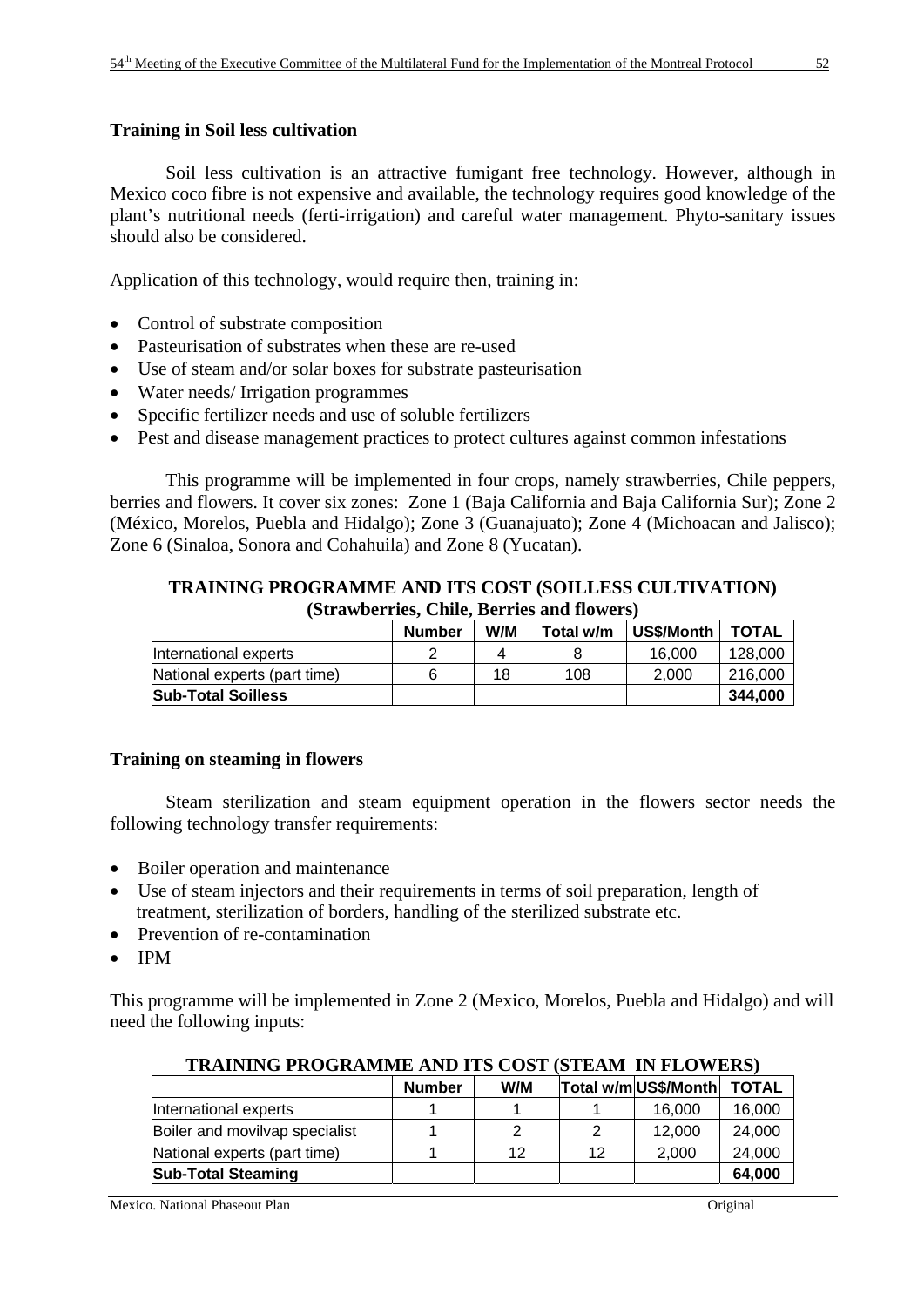### Training in Soil less cultivation

Soil less cultivation is an attractive fumigant free technology. However, although in Mexico coco fibre is not expensive and available, the technology requires good knowledge of the plant's nutritional needs (ferti-irrigation) and careful water management. Phyto-sanitary issues should also be considered.

Application of this technology, would require then, training in:

- Control of substrate composition
- Pasteurisation of substrates when these are re-used
- Use of steam and/or solar boxes for substrate pasteurisation
- Water needs/ Irrigation programmes
- Specific fertilizer needs and use of soluble fertilizers
- Pest and disease management practices to protect cultures against common infestations

This programme will be implemented in four crops, namely strawberries, Chile peppers, berries and flowers. It cover six zones: Zone 1 (Baja California and Baja California Sur); Zone 2 (México, Morelos, Puebla and Hidalgo); Zone 3 (Guanajuato); Zone 4 (Michoacan and Jalisco); Zone 6 (Sinaloa, Sonora and Cohahuila) and Zone 8 (Yucatan).

**TRAINING PROGRAMME AND ITS COST (SOILLESS CULTIVATION)**
**(Strawberries, Chile, Berries and flowers)**

| | Number | W/M | Total w/m | US$/Month | TOTAL |
|---|---|---|---|---|---|
| International experts | 2 | 4 | 8 | 16,000 | 128,000 |
| National experts (part time) | 6 | 18 | 108 | 2,000 | 216,000 |
| **Sub-Total Soilless** | | | | | **344,000** |

### Training on steaming in flowers

Steam sterilization and steam equipment operation in the flowers sector needs the following technology transfer requirements:

- Boiler operation and maintenance
- Use of steam injectors and their requirements in terms of soil preparation, length of treatment, sterilization of borders, handling of the sterilized substrate etc.
- Prevention of re-contamination
- IPM

This programme will be implemented in Zone 2 (Mexico, Morelos, Puebla and Hidalgo) and will need the following inputs:

**TRAINING PROGRAMME AND ITS COST (STEAM IN FLOWERS)**

| | Number | W/M | Total w/m | US$/Month | TOTAL |
|---|---|---|---|---|---|
| International experts | 1 | 1 | 1 | 16,000 | 16,000 |
| Boiler and movilvap specialist | 1 | 2 | 2 | 12,000 | 24,000 |
| National experts (part time) | 1 | 12 | 12 | 2,000 | 24,000 |
| **Sub-Total Steaming** | | | | | **64,000** |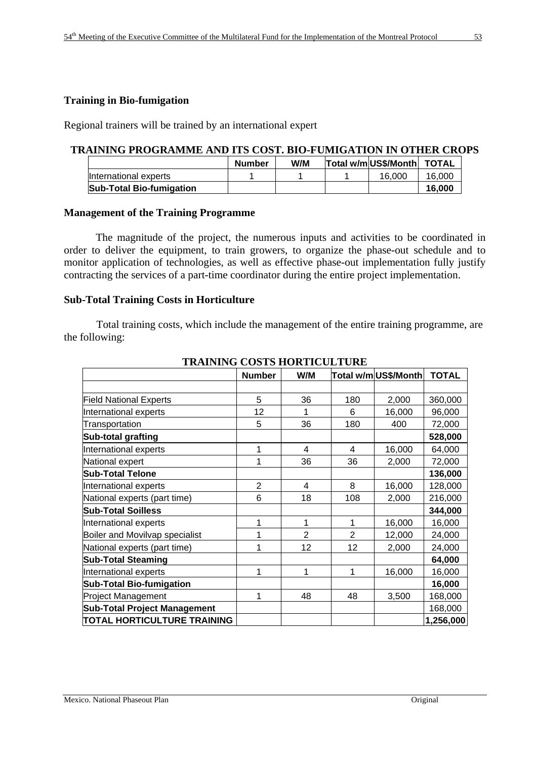### Training in Bio-fumigation

Regional trainers will be trained by an international expert

**TRAINING PROGRAMME AND ITS COST. BIO-FUMIGATION IN OTHER CROPS**

| | Number | W/M | Total w/m | US$/Month | TOTAL |
|---|---|---|---|---|---|
| International experts | 1 | 1 | 1 | 16,000 | 16,000 |
| **Sub-Total Bio-fumigation** | | | | | **16,000** |

### Management of the Training Programme

The magnitude of the project, the numerous inputs and activities to be coordinated in order to deliver the equipment, to train growers, to organize the phase-out schedule and to monitor application of technologies, as well as effective phase-out implementation fully justify contracting the services of a part-time coordinator during the entire project implementation.

### Sub-Total Training Costs in Horticulture

Total training costs, which include the management of the entire training programme, are the following:

**TRAINING COSTS HORTICULTURE**

| | Number | W/M | Total w/m | US$/Month | TOTAL |
|---|---|---|---|---|---|
| | | | | | |
| Field National Experts | 5 | 36 | 180 | 2,000 | 360,000 |
| International experts | 12 | 1 | 6 | 16,000 | 96,000 |
| Transportation | 5 | 36 | 180 | 400 | 72,000 |
| **Sub-total grafting** | | | | | **528,000** |
| International experts | 1 | 4 | 4 | 16,000 | 64,000 |
| National expert | 1 | 36 | 36 | 2,000 | 72,000 |
| **Sub-Total Telone** | | | | | **136,000** |
| International experts | 2 | 4 | 8 | 16,000 | 128,000 |
| National experts (part time) | 6 | 18 | 108 | 2,000 | 216,000 |
| **Sub-Total Soilless** | | | | | **344,000** |
| International experts | 1 | 1 | 1 | 16,000 | 16,000 |
| Boiler and Movilvap specialist | 1 | 2 | 2 | 12,000 | 24,000 |
| National experts (part time) | 1 | 12 | 12 | 2,000 | 24,000 |
| **Sub-Total Steaming** | | | | | **64,000** |
| International experts | 1 | 1 | 1 | 16,000 | 16,000 |
| **Sub-Total Bio-fumigation** | | | | | **16,000** |
| Project Management | 1 | 48 | 48 | 3,500 | 168,000 |
| **Sub-Total Project Management** | | | | | 168,000 |
| **TOTAL HORTICULTURE TRAINING** | | | | | **1,256,000** |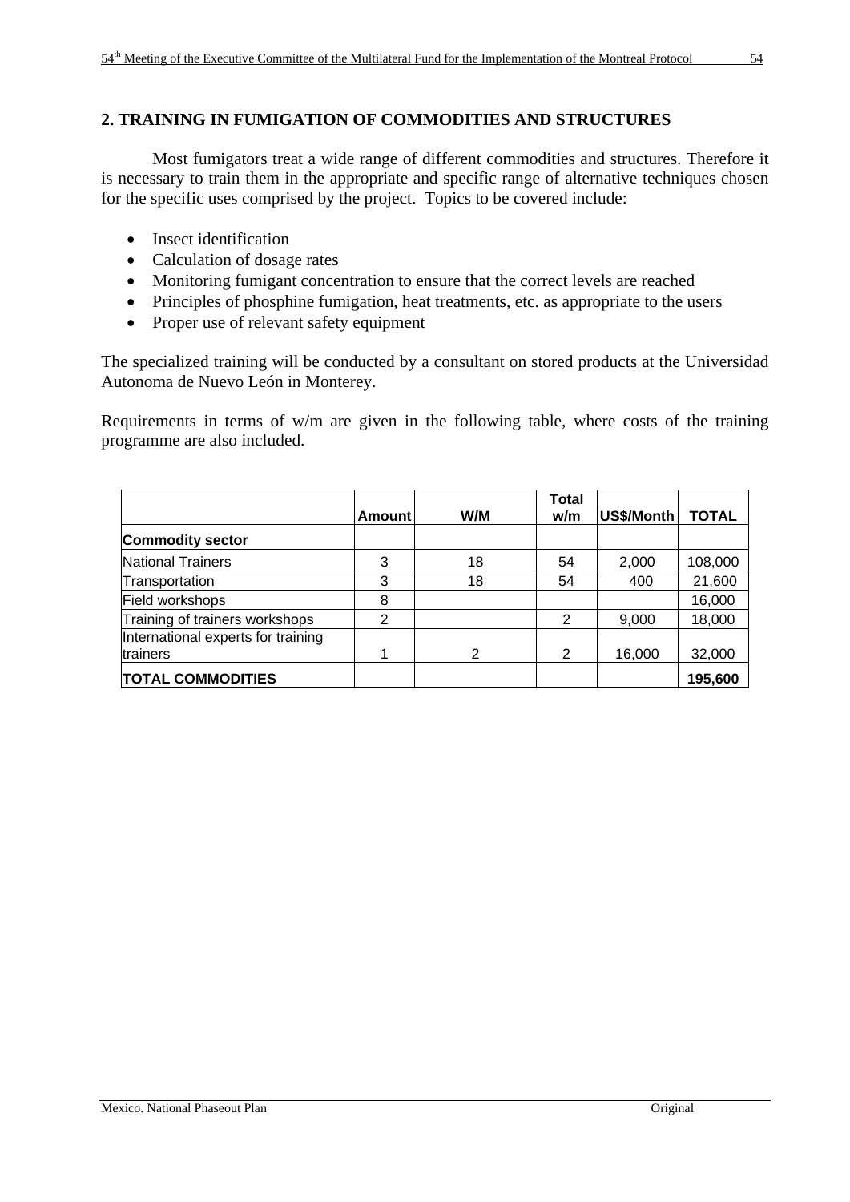## 2. TRAINING IN FUMIGATION OF COMMODITIES AND STRUCTURES

Most fumigators treat a wide range of different commodities and structures. Therefore it is necessary to train them in the appropriate and specific range of alternative techniques chosen for the specific uses comprised by the project. Topics to be covered include:

- Insect identification
- Calculation of dosage rates
- Monitoring fumigant concentration to ensure that the correct levels are reached
- Principles of phosphine fumigation, heat treatments, etc. as appropriate to the users
- Proper use of relevant safety equipment

The specialized training will be conducted by a consultant on stored products at the Universidad Autonoma de Nuevo León in Monterey.

Requirements in terms of w/m are given in the following table, where costs of the training programme are also included.

| | Amount | W/M | Total w/m | US$/Month | TOTAL |
|---|---|---|---|---|---|
| **Commodity sector** | | | | | |
| National Trainers | 3 | 18 | 54 | 2,000 | 108,000 |
| Transportation | 3 | 18 | 54 | 400 | 21,600 |
| Field workshops | 8 | | | | 16,000 |
| Training of trainers workshops | 2 | | 2 | 9,000 | 18,000 |
| International experts for training trainers | 1 | 2 | 2 | 16,000 | 32,000 |
| **TOTAL COMMODITIES** | | | | | **195,600** |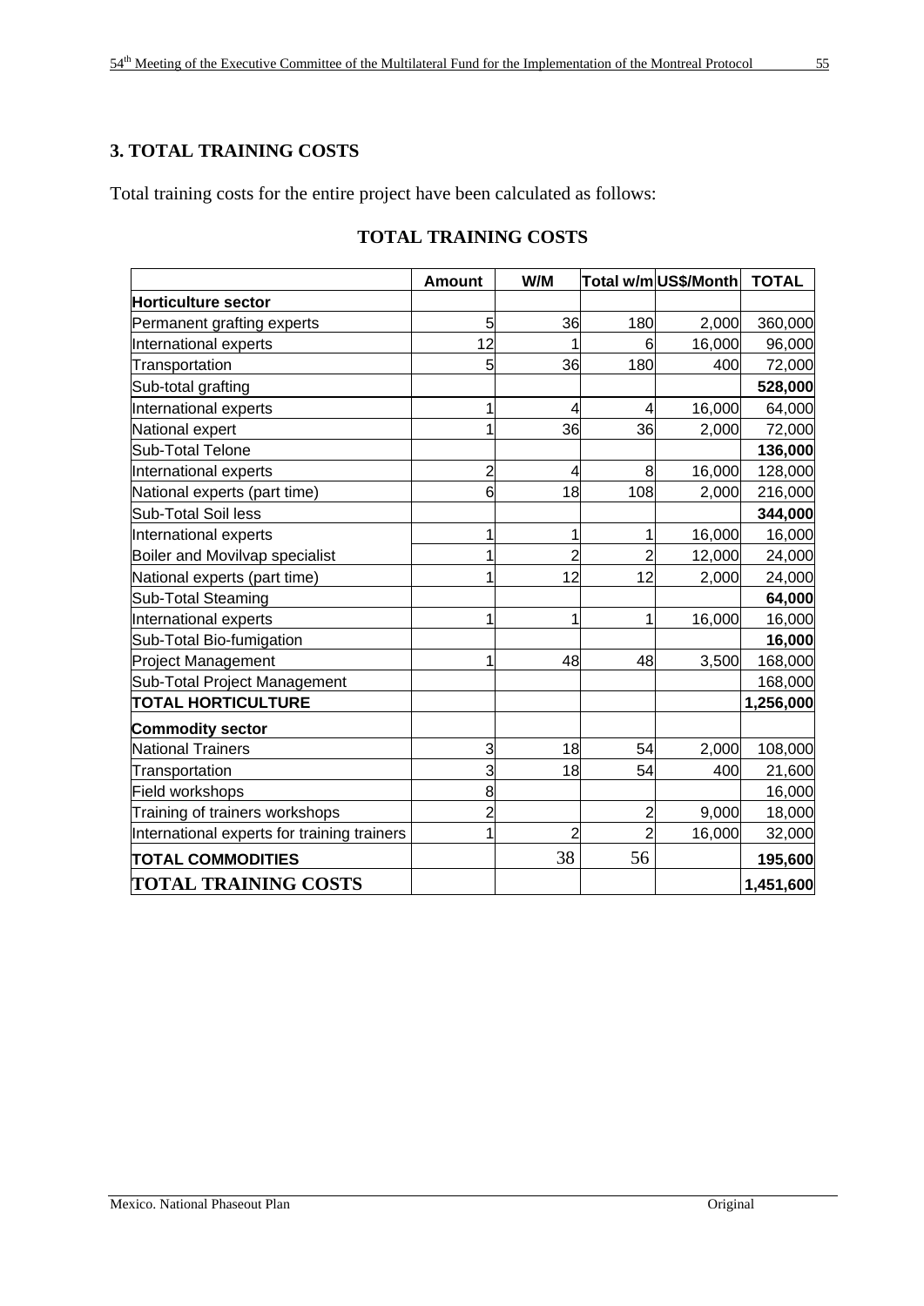## 3. TOTAL TRAINING COSTS

Total training costs for the entire project have been calculated as follows:

**TOTAL TRAINING COSTS**

| | Amount | W/M | Total w/m | US$/Month | TOTAL |
|---|---|---|---|---|---|
| **Horticulture sector** | | | | | |
| Permanent grafting experts | 5 | 36 | 180 | 2,000 | 360,000 |
| International experts | 12 | 1 | 6 | 16,000 | 96,000 |
| Transportation | 5 | 36 | 180 | 400 | 72,000 |
| Sub-total grafting | | | | | **528,000** |
| International experts | 1 | 4 | 4 | 16,000 | 64,000 |
| National expert | 1 | 36 | 36 | 2,000 | 72,000 |
| Sub-Total Telone | | | | | **136,000** |
| International experts | 2 | 4 | 8 | 16,000 | 128,000 |
| National experts (part time) | 6 | 18 | 108 | 2,000 | 216,000 |
| Sub-Total Soil less | | | | | **344,000** |
| International experts | 1 | 1 | 1 | 16,000 | 16,000 |
| Boiler and Movilvap specialist | 1 | 2 | 2 | 12,000 | 24,000 |
| National experts (part time) | 1 | 12 | 12 | 2,000 | 24,000 |
| Sub-Total Steaming | | | | | **64,000** |
| International experts | 1 | 1 | 1 | 16,000 | 16,000 |
| Sub-Total Bio-fumigation | | | | | **16,000** |
| Project Management | 1 | 48 | 48 | 3,500 | 168,000 |
| Sub-Total Project Management | | | | | 168,000 |
| **TOTAL HORTICULTURE** | | | | | **1,256,000** |
| **Commodity sector** | | | | | |
| National Trainers | 3 | 18 | 54 | 2,000 | 108,000 |
| Transportation | 3 | 18 | 54 | 400 | 21,600 |
| Field workshops | 8 | | | | 16,000 |
| Training of trainers workshops | 2 | | 2 | 9,000 | 18,000 |
| International experts for training trainers | 1 | 2 | 2 | 16,000 | 32,000 |
| **TOTAL COMMODITIES** | | 38 | 56 | | **195,600** |
| **TOTAL TRAINING COSTS** | | | | | **1,451,600** |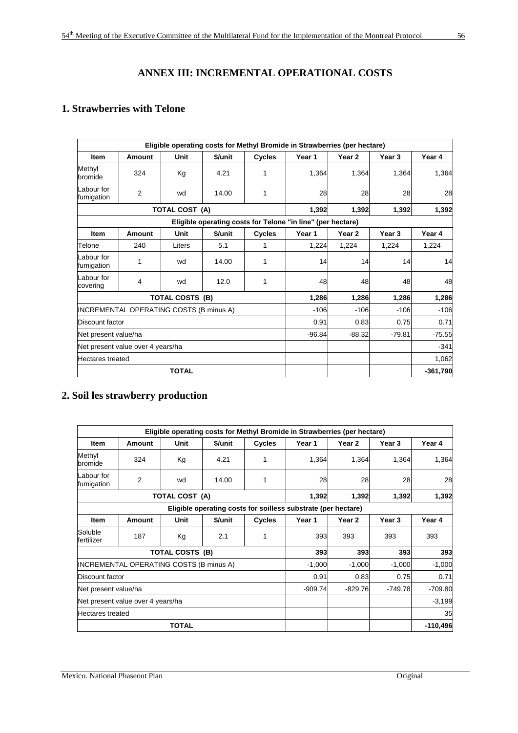# ANNEX III: INCREMENTAL OPERATIONAL COSTS

## 1. Strawberries with Telone

| Eligible operating costs for Methyl Bromide in Strawberries (per hectare) | | | | | | | | |
|---|---|---|---|---|---|---|---|---|
| **Item** | **Amount** | **Unit** | **$/unit** | **Cycles** | **Year 1** | **Year 2** | **Year 3** | **Year 4** |
| Methyl bromide | 324 | Kg | 4.21 | 1 | 1,364 | 1,364 | 1,364 | 1,364 |
| Labour for fumigation | 2 | wd | 14.00 | 1 | 28 | 28 | 28 | 28 |
| **TOTAL COST (A)** | | | | | **1,392** | **1,392** | **1,392** | **1,392** |
| **Eligible operating costs for Telone "in line" (per hectare)** | | | | | | | | |
| **Item** | **Amount** | **Unit** | **$/unit** | **Cycles** | **Year 1** | **Year 2** | **Year 3** | **Year 4** |
| Telone | 240 | Liters | 5.1 | 1 | 1,224 | 1,224 | 1,224 | 1,224 |
| Labour for fumigation | 1 | wd | 14.00 | 1 | 14 | 14 | 14 | 14 |
| Labour for covering | 4 | wd | 12.0 | 1 | 48 | 48 | 48 | 48 |
| **TOTAL COSTS (B)** | | | | | **1,286** | **1,286** | **1,286** | **1,286** |
| INCREMENTAL OPERATING COSTS (B minus A) | | | | | -106 | -106 | -106 | -106 |
| Discount factor | | | | | 0.91 | 0.83 | 0.75 | 0.71 |
| Net present value/ha | | | | | -96.84 | -88.32 | -79.81 | -75.55 |
| Net present value over 4 years/ha | | | | | | | | -341 |
| Hectares treated | | | | | | | | 1,062 |
| **TOTAL** | | | | | | | | **-361,790** |

## 2. Soil les strawberry production

| Eligible operating costs for Methyl Bromide in Strawberries (per hectare) | | | | | | | | |
|---|---|---|---|---|---|---|---|---|
| **Item** | **Amount** | **Unit** | **$/unit** | **Cycles** | **Year 1** | **Year 2** | **Year 3** | **Year 4** |
| Methyl bromide | 324 | Kg | 4.21 | 1 | 1,364 | 1,364 | 1,364 | 1,364 |
| Labour for fumigation | 2 | wd | 14.00 | 1 | 28 | 28 | 28 | 28 |
| **TOTAL COST (A)** | | | | | **1,392** | **1,392** | **1,392** | **1,392** |
| **Eligible operating costs for soilless substrate (per hectare)** | | | | | | | | |
| **Item** | **Amount** | **Unit** | **$/unit** | **Cycles** | **Year 1** | **Year 2** | **Year 3** | **Year 4** |
| Soluble fertilizer | 187 | Kg | 2.1 | 1 | 393 | 393 | 393 | 393 |
| **TOTAL COSTS (B)** | | | | | **393** | **393** | **393** | **393** |
| INCREMENTAL OPERATING COSTS (B minus A) | | | | | -1,000 | -1,000 | -1,000 | -1,000 |
| Discount factor | | | | | 0.91 | 0.83 | 0.75 | 0.71 |
| Net present value/ha | | | | | -909.74 | -829.76 | -749.78 | -709.80 |
| Net present value over 4 years/ha | | | | | | | | -3,199 |
| Hectares treated | | | | | | | | 35 |
| **TOTAL** | | | | | | | | **-110,496** |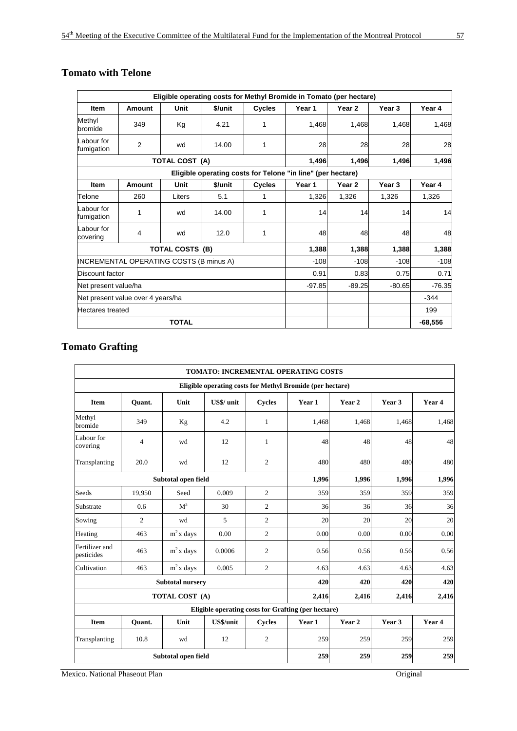## Tomato with Telone

| Eligible operating costs for Methyl Bromide in Tomato (per hectare) | | | | | | | | |
|---|---|---|---|---|---|---|---|---|
| Item | Amount | Unit | $/unit | Cycles | Year 1 | Year 2 | Year 3 | Year 4 |
| Methyl bromide | 349 | Kg | 4.21 | 1 | 1,468 | 1,468 | 1,468 | 1,468 |
| Labour for fumigation | 2 | wd | 14.00 | 1 | 28 | 28 | 28 | 28 |
| TOTAL COST (A) | | | | | 1,496 | 1,496 | 1,496 | 1,496 |
| Eligible operating costs for Telone "in line" (per hectare) | | | | | | | | |
| Item | Amount | Unit | $/unit | Cycles | Year 1 | Year 2 | Year 3 | Year 4 |
| Telone | 260 | Liters | 5.1 | 1 | 1,326 | 1,326 | 1,326 | 1,326 |
| Labour for fumigation | 1 | wd | 14.00 | 1 | 14 | 14 | 14 | 14 |
| Labour for covering | 4 | wd | 12.0 | 1 | 48 | 48 | 48 | 48 |
| TOTAL COSTS (B) | | | | | 1,388 | 1,388 | 1,388 | 1,388 |
| INCREMENTAL OPERATING COSTS (B minus A) | | | | | -108 | -108 | -108 | -108 |
| Discount factor | | | | | 0.91 | 0.83 | 0.75 | 0.71 |
| Net present value/ha | | | | | -97.85 | -89.25 | -80.65 | -76.35 |
| Net present value over 4 years/ha | | | | | | | | -344 |
| Hectares treated | | | | | | | | 199 |
| TOTAL | | | | | | | | -68,556 |

## Tomato Grafting

| TOMATO: INCREMENTAL OPERATING COSTS | | | | | | | | |
|---|---|---|---|---|---|---|---|---|
| Eligible operating costs for Methyl Bromide (per hectare) | | | | | | | | |
| Item | Quant. | Unit | US$/ unit | Cycles | Year 1 | Year 2 | Year 3 | Year 4 |
| Methyl bromide | 349 | Kg | 4.2 | 1 | 1,468 | 1,468 | 1,468 | 1,468 |
| Labour for covering | 4 | wd | 12 | 1 | 48 | 48 | 48 | 48 |
| Transplanting | 20.0 | wd | 12 | 2 | 480 | 480 | 480 | 480 |
| Subtotal open field | | | | | 1,996 | 1,996 | 1,996 | 1,996 |
| Seeds | 19,950 | Seed | 0.009 | 2 | 359 | 359 | 359 | 359 |
| Substrate | 0.6 | $M^3$ | 30 | 2 | 36 | 36 | 36 | 36 |
| Sowing | 2 | wd | 5 | 2 | 20 | 20 | 20 | 20 |
| Heating | 463 | $m^2$ x days | 0.00 | 2 | 0.00 | 0.00 | 0.00 | 0.00 |
| Fertilizer and pesticides | 463 | $m^2$ x days | 0.0006 | 2 | 0.56 | 0.56 | 0.56 | 0.56 |
| Cultivation | 463 | $m^2$ x days | 0.005 | 2 | 4.63 | 4.63 | 4.63 | 4.63 |
| Subtotal nursery | | | | | 420 | 420 | 420 | 420 |
| TOTAL COST (A) | | | | | 2,416 | 2,416 | 2,416 | 2,416 |
| Eligible operating costs for Grafting (per hectare) | | | | | | | | |
| Item | Quant. | Unit | US$/unit | Cycles | Year 1 | Year 2 | Year 3 | Year 4 |
| Transplanting | 10.8 | wd | 12 | 2 | 259 | 259 | 259 | 259 |
| Subtotal open field | | | | | 259 | 259 | 259 | 259 |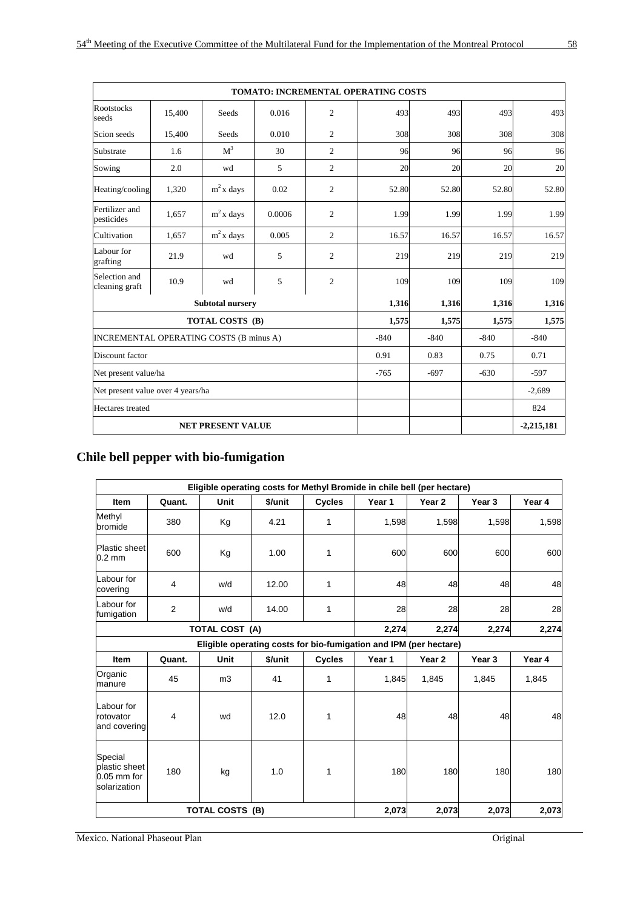| TOMATO: INCREMENTAL OPERATING COSTS | | | | | | | | |
|---|---|---|---|---|---|---|---|---|
| Rootstocks seeds | 15,400 | Seeds | 0.016 | 2 | 493 | 493 | 493 | 493 |
| Scion seeds | 15,400 | Seeds | 0.010 | 2 | 308 | 308 | 308 | 308 |
| Substrate | 1.6 | $M^3$ | 30 | 2 | 96 | 96 | 96 | 96 |
| Sowing | 2.0 | wd | 5 | 2 | 20 | 20 | 20 | 20 |
| Heating/cooling | 1,320 | $m^2$ x days | 0.02 | 2 | 52.80 | 52.80 | 52.80 | 52.80 |
| Fertilizer and pesticides | 1,657 | $m^2$ x days | 0.0006 | 2 | 1.99 | 1.99 | 1.99 | 1.99 |
| Cultivation | 1,657 | $m^2$ x days | 0.005 | 2 | 16.57 | 16.57 | 16.57 | 16.57 |
| Labour for grafting | 21.9 | wd | 5 | 2 | 219 | 219 | 219 | 219 |
| Selection and cleaning graft | 10.9 | wd | 5 | 2 | 109 | 109 | 109 | 109 |
| Subtotal nursery | | | | | 1,316 | 1,316 | 1,316 | 1,316 |
| TOTAL COSTS (B) | | | | | 1,575 | 1,575 | 1,575 | 1,575 |
| INCREMENTAL OPERATING COSTS (B minus A) | | | | | -840 | -840 | -840 | -840 |
| Discount factor | | | | | 0.91 | 0.83 | 0.75 | 0.71 |
| Net present value/ha | | | | | -765 | -697 | -630 | -597 |
| Net present value over 4 years/ha | | | | | | | | -2,689 |
| Hectares treated | | | | | | | | 824 |
| NET PRESENT VALUE | | | | | | | | -2,215,181 |

## Chile bell pepper with bio-fumigation

| Eligible operating costs for Methyl Bromide in chile bell (per hectare) | | | | | | | | |
|---|---|---|---|---|---|---|---|---|
| Item | Quant. | Unit | $/unit | Cycles | Year 1 | Year 2 | Year 3 | Year 4 |
| Methyl bromide | 380 | Kg | 4.21 | 1 | 1,598 | 1,598 | 1,598 | 1,598 |
| Plastic sheet 0.2 mm | 600 | Kg | 1.00 | 1 | 600 | 600 | 600 | 600 |
| Labour for covering | 4 | w/d | 12.00 | 1 | 48 | 48 | 48 | 48 |
| Labour for fumigation | 2 | w/d | 14.00 | 1 | 28 | 28 | 28 | 28 |
| TOTAL COST (A) | | | | | 2,274 | 2,274 | 2,274 | 2,274 |
| Eligible operating costs for bio-fumigation and IPM (per hectare) | | | | | | | | |
| Item | Quant. | Unit | $/unit | Cycles | Year 1 | Year 2 | Year 3 | Year 4 |
| Organic manure | 45 | m3 | 41 | 1 | 1,845 | 1,845 | 1,845 | 1,845 |
| Labour for rotovator and covering | 4 | wd | 12.0 | 1 | 48 | 48 | 48 | 48 |
| Special plastic sheet 0.05 mm for solarization | 180 | kg | 1.0 | 1 | 180 | 180 | 180 | 180 |
| TOTAL COSTS (B) | | | | | 2,073 | 2,073 | 2,073 | 2,073 |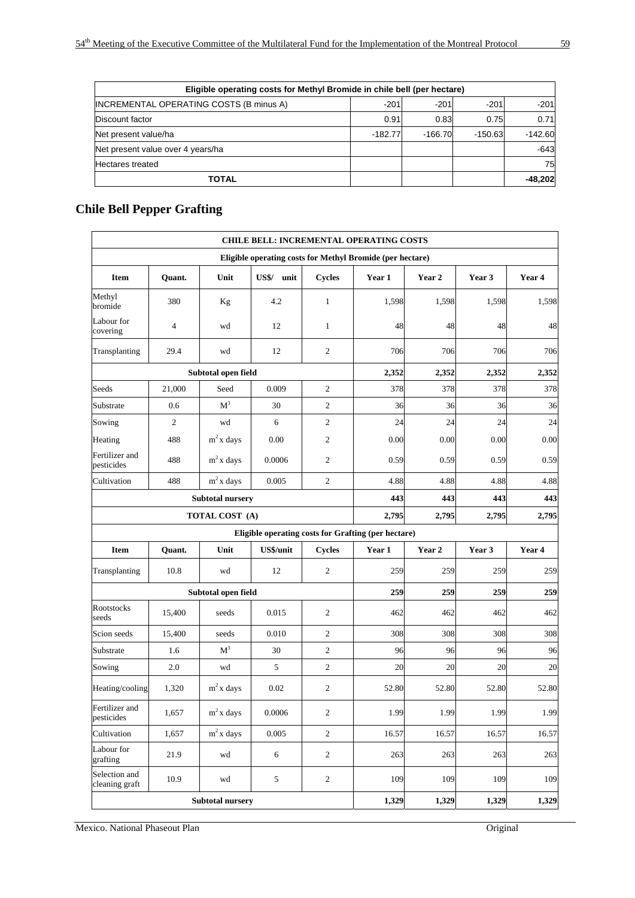| Eligible operating costs for Methyl Bromide in chile bell (per hectare) | | | | |
|---|---|---|---|---|
| INCREMENTAL OPERATING COSTS (B minus A) | -201 | -201 | -201 | -201 |
| Discount factor | 0.91 | 0.83 | 0.75 | 0.71 |
| Net present value/ha | -182.77 | -166.70 | -150.63 | -142.60 |
| Net present value over 4 years/ha | | | | -643 |
| Hectares treated | | | | 75 |
| **TOTAL** | | | | **-48,202** |

## Chile Bell Pepper Grafting

| CHILE BELL: INCREMENTAL OPERATING COSTS | | | | | | | | |
|---|---|---|---|---|---|---|---|---|
| **Eligible operating costs for Methyl Bromide (per hectare)** | | | | | | | | |
| **Item** | **Quant.** | **Unit** | **US$/ unit** | **Cycles** | **Year 1** | **Year 2** | **Year 3** | **Year 4** |
| Methyl bromide | 380 | Kg | 4.2 | 1 | 1,598 | 1,598 | 1,598 | 1,598 |
| Labour for covering | 4 | wd | 12 | 1 | 48 | 48 | 48 | 48 |
| Transplanting | 29.4 | wd | 12 | 2 | 706 | 706 | 706 | 706 |
| **Subtotal open field** | | | | | **2,352** | **2,352** | **2,352** | **2,352** |
| Seeds | 21,000 | Seed | 0.009 | 2 | 378 | 378 | 378 | 378 |
| Substrate | 0.6 | $M^3$ | 30 | 2 | 36 | 36 | 36 | 36 |
| Sowing | 2 | wd | 6 | 2 | 24 | 24 | 24 | 24 |
| Heating | 488 | $m^2$ x days | 0.00 | 2 | 0.00 | 0.00 | 0.00 | 0.00 |
| Fertilizer and pesticides | 488 | $m^2$ x days | 0.0006 | 2 | 0.59 | 0.59 | 0.59 | 0.59 |
| Cultivation | 488 | $m^2$ x days | 0.005 | 2 | 4.88 | 4.88 | 4.88 | 4.88 |
| **Subtotal nursery** | | | | | **443** | **443** | **443** | **443** |
| **TOTAL COST (A)** | | | | | **2,795** | **2,795** | **2,795** | **2,795** |
| **Eligible operating costs for Grafting (per hectare)** | | | | | | | | |
| **Item** | **Quant.** | **Unit** | **US$/unit** | **Cycles** | **Year 1** | **Year 2** | **Year 3** | **Year 4** |
| Transplanting | 10.8 | wd | 12 | 2 | 259 | 259 | 259 | 259 |
| **Subtotal open field** | | | | | **259** | **259** | **259** | **259** |
| Rootstocks seeds | 15,400 | seeds | 0.015 | 2 | 462 | 462 | 462 | 462 |
| Scion seeds | 15,400 | seeds | 0.010 | 2 | 308 | 308 | 308 | 308 |
| Substrate | 1.6 | $M^3$ | 30 | 2 | 96 | 96 | 96 | 96 |
| Sowing | 2.0 | wd | 5 | 2 | 20 | 20 | 20 | 20 |
| Heating/cooling | 1,320 | $m^2$ x days | 0.02 | 2 | 52.80 | 52.80 | 52.80 | 52.80 |
| Fertilizer and pesticides | 1,657 | $m^2$ x days | 0.0006 | 2 | 1.99 | 1.99 | 1.99 | 1.99 |
| Cultivation | 1,657 | $m^2$ x days | 0.005 | 2 | 16.57 | 16.57 | 16.57 | 16.57 |
| Labour for grafting | 21.9 | wd | 6 | 2 | 263 | 263 | 263 | 263 |
| Selection and cleaning graft | 10.9 | wd | 5 | 2 | 109 | 109 | 109 | 109 |
| **Subtotal nursery** | | | | | **1,329** | **1,329** | **1,329** | **1,329** |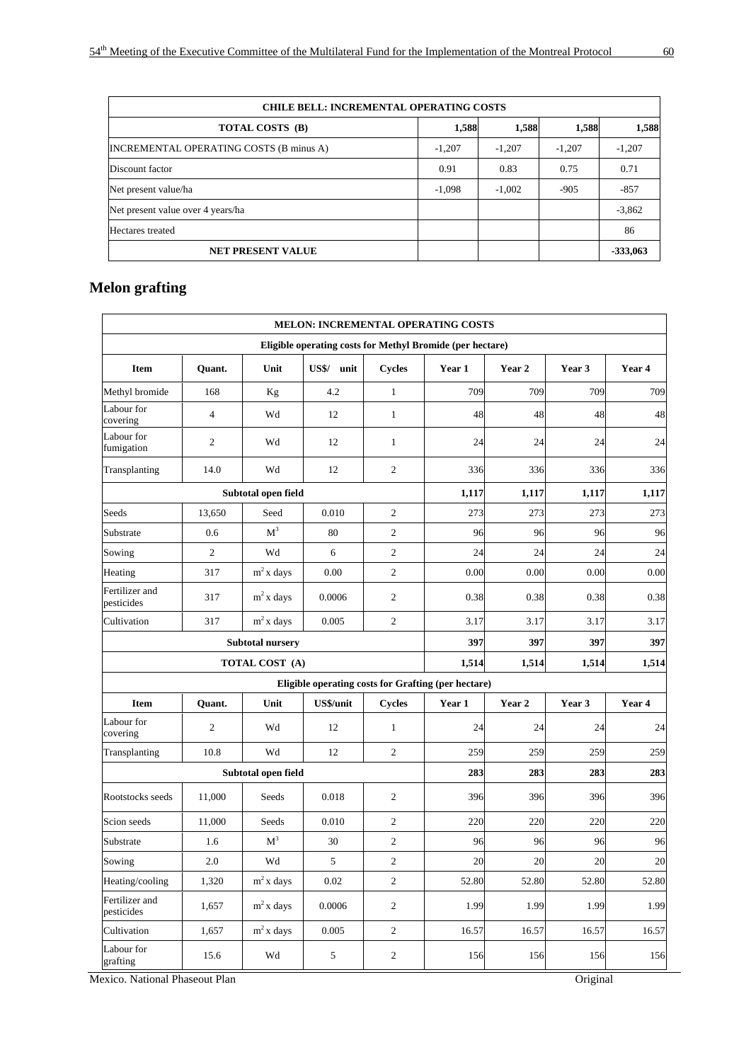| CHILE BELL: INCREMENTAL OPERATING COSTS | | | | |
|---|---|---|---|---|
| **TOTAL COSTS (B)** | **1,588** | **1,588** | **1,588** | **1,588** |
| INCREMENTAL OPERATING COSTS (B minus A) | -1,207 | -1,207 | -1,207 | -1,207 |
| Discount factor | 0.91 | 0.83 | 0.75 | 0.71 |
| Net present value/ha | -1,098 | -1,002 | -905 | -857 |
| Net present value over 4 years/ha | | | | -3,862 |
| Hectares treated | | | | 86 |
| **NET PRESENT VALUE** | | | | **-333,063** |

## Melon grafting

| MELON: INCREMENTAL OPERATING COSTS | | | | | | | | |
|---|---|---|---|---|---|---|---|---|
| **Eligible operating costs for Methyl Bromide (per hectare)** | | | | | | | | |
| **Item** | **Quant.** | **Unit** | **US$/ unit** | **Cycles** | **Year 1** | **Year 2** | **Year 3** | **Year 4** |
| Methyl bromide | 168 | Kg | 4.2 | 1 | 709 | 709 | 709 | 709 |
| Labour for covering | 4 | Wd | 12 | 1 | 48 | 48 | 48 | 48 |
| Labour for fumigation | 2 | Wd | 12 | 1 | 24 | 24 | 24 | 24 |
| Transplanting | 14.0 | Wd | 12 | 2 | 336 | 336 | 336 | 336 |
| **Subtotal open field** | | | | | **1,117** | **1,117** | **1,117** | **1,117** |
| Seeds | 13,650 | Seed | 0.010 | 2 | 273 | 273 | 273 | 273 |
| Substrate | 0.6 | $M^3$ | 80 | 2 | 96 | 96 | 96 | 96 |
| Sowing | 2 | Wd | 6 | 2 | 24 | 24 | 24 | 24 |
| Heating | 317 | $m^2$ x days | 0.00 | 2 | 0.00 | 0.00 | 0.00 | 0.00 |
| Fertilizer and pesticides | 317 | $m^2$ x days | 0.0006 | 2 | 0.38 | 0.38 | 0.38 | 0.38 |
| Cultivation | 317 | $m^2$ x days | 0.005 | 2 | 3.17 | 3.17 | 3.17 | 3.17 |
| **Subtotal nursery** | | | | | **397** | **397** | **397** | **397** |
| **TOTAL COST (A)** | | | | | **1,514** | **1,514** | **1,514** | **1,514** |
| **Eligible operating costs for Grafting (per hectare)** | | | | | | | | |
| **Item** | **Quant.** | **Unit** | **US$/unit** | **Cycles** | **Year 1** | **Year 2** | **Year 3** | **Year 4** |
| Labour for covering | 2 | Wd | 12 | 1 | 24 | 24 | 24 | 24 |
| Transplanting | 10.8 | Wd | 12 | 2 | 259 | 259 | 259 | 259 |
| **Subtotal open field** | | | | | **283** | **283** | **283** | **283** |
| Rootstocks seeds | 11,000 | Seeds | 0.018 | 2 | 396 | 396 | 396 | 396 |
| Scion seeds | 11,000 | Seeds | 0.010 | 2 | 220 | 220 | 220 | 220 |
| Substrate | 1.6 | $M^3$ | 30 | 2 | 96 | 96 | 96 | 96 |
| Sowing | 2.0 | Wd | 5 | 2 | 20 | 20 | 20 | 20 |
| Heating/cooling | 1,320 | $m^2$ x days | 0.02 | 2 | 52.80 | 52.80 | 52.80 | 52.80 |
| Fertilizer and pesticides | 1,657 | $m^2$ x days | 0.0006 | 2 | 1.99 | 1.99 | 1.99 | 1.99 |
| Cultivation | 1,657 | $m^2$ x days | 0.005 | 2 | 16.57 | 16.57 | 16.57 | 16.57 |
| Labour for grafting | 15.6 | Wd | 5 | 2 | 156 | 156 | 156 | 156 |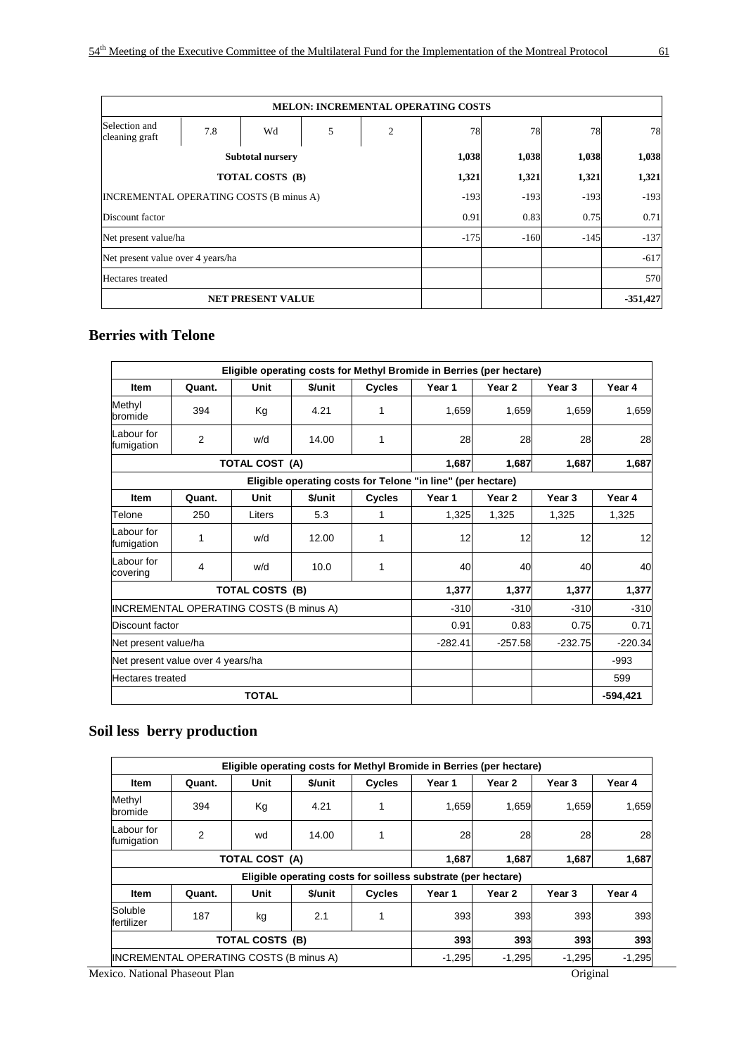| MELON: INCREMENTAL OPERATING COSTS | | | | | | | | |
|---|---|---|---|---|---|---|---|---|
| Selection and cleaning graft | 7.8 | Wd | 5 | 2 | 78 | 78 | 78 | 78 |
| Subtotal nursery | | | | | 1,038 | 1,038 | 1,038 | 1,038 |
| TOTAL COSTS (B) | | | | | 1,321 | 1,321 | 1,321 | 1,321 |
| INCREMENTAL OPERATING COSTS (B minus A) | | | | | -193 | -193 | -193 | -193 |
| Discount factor | | | | | 0.91 | 0.83 | 0.75 | 0.71 |
| Net present value/ha | | | | | -175 | -160 | -145 | -137 |
| Net present value over 4 years/ha | | | | | | | | -617 |
| Hectares treated | | | | | | | | 570 |
| NET PRESENT VALUE | | | | | | | | -351,427 |

## Berries with Telone

| Eligible operating costs for Methyl Bromide in Berries (per hectare) | | | | | | | | |
|---|---|---|---|---|---|---|---|---|
| Item | Quant. | Unit | $/unit | Cycles | Year 1 | Year 2 | Year 3 | Year 4 |
| Methyl bromide | 394 | Kg | 4.21 | 1 | 1,659 | 1,659 | 1,659 | 1,659 |
| Labour for fumigation | 2 | w/d | 14.00 | 1 | 28 | 28 | 28 | 28 |
| TOTAL COST (A) | | | | | 1,687 | 1,687 | 1,687 | 1,687 |
| Eligible operating costs for Telone "in line" (per hectare) | | | | | | | | |
| Item | Quant. | Unit | $/unit | Cycles | Year 1 | Year 2 | Year 3 | Year 4 |
| Telone | 250 | Liters | 5.3 | 1 | 1,325 | 1,325 | 1,325 | 1,325 |
| Labour for fumigation | 1 | w/d | 12.00 | 1 | 12 | 12 | 12 | 12 |
| Labour for covering | 4 | w/d | 10.0 | 1 | 40 | 40 | 40 | 40 |
| TOTAL COSTS (B) | | | | | 1,377 | 1,377 | 1,377 | 1,377 |
| INCREMENTAL OPERATING COSTS (B minus A) | | | | | -310 | -310 | -310 | -310 |
| Discount factor | | | | | 0.91 | 0.83 | 0.75 | 0.71 |
| Net present value/ha | | | | | -282.41 | -257.58 | -232.75 | -220.34 |
| Net present value over 4 years/ha | | | | | | | | -993 |
| Hectares treated | | | | | | | | 599 |
| TOTAL | | | | | | | | -594,421 |

## Soil less berry production

| Eligible operating costs for Methyl Bromide in Berries (per hectare) | | | | | | | | |
|---|---|---|---|---|---|---|---|---|
| Item | Quant. | Unit | $/unit | Cycles | Year 1 | Year 2 | Year 3 | Year 4 |
| Methyl bromide | 394 | Kg | 4.21 | 1 | 1,659 | 1,659 | 1,659 | 1,659 |
| Labour for fumigation | 2 | wd | 14.00 | 1 | 28 | 28 | 28 | 28 |
| TOTAL COST (A) | | | | | 1,687 | 1,687 | 1,687 | 1,687 |
| Eligible operating costs for soilless substrate (per hectare) | | | | | | | | |
| Item | Quant. | Unit | $/unit | Cycles | Year 1 | Year 2 | Year 3 | Year 4 |
| Soluble fertilizer | 187 | kg | 2.1 | 1 | 393 | 393 | 393 | 393 |
| TOTAL COSTS (B) | | | | | 393 | 393 | 393 | 393 |
| INCREMENTAL OPERATING COSTS (B minus A) | | | | | -1,295 | -1,295 | -1,295 | -1,295 |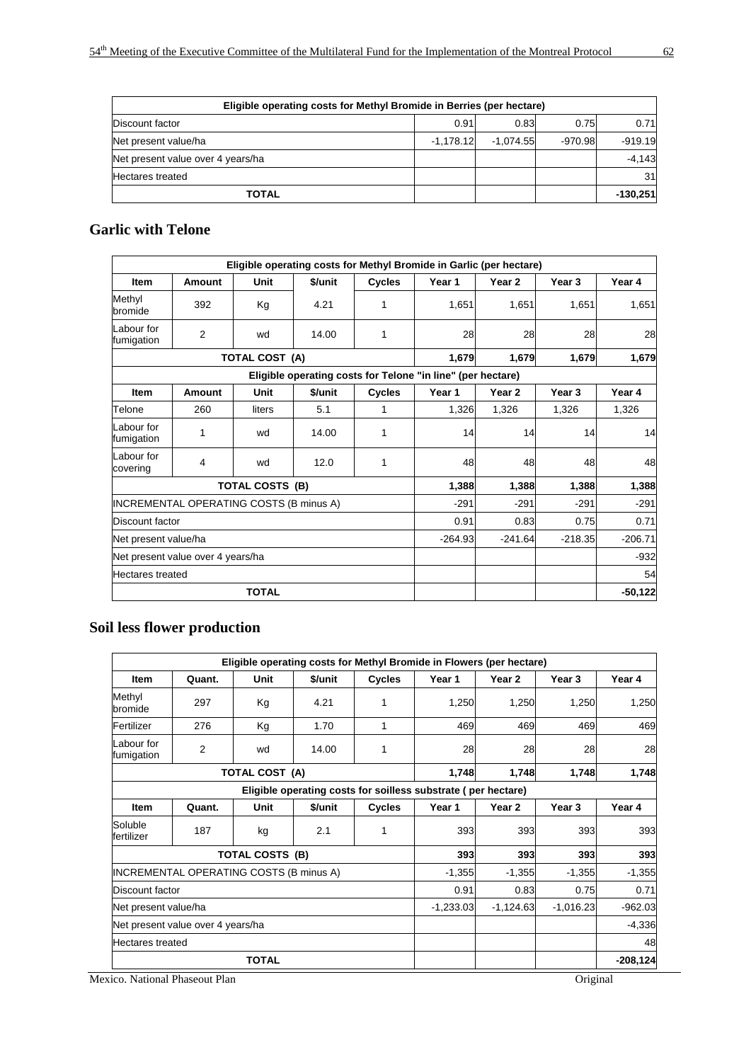| Eligible operating costs for Methyl Bromide in Berries (per hectare) | | | | |
|---|---|---|---|---|
| Discount factor | 0.91 | 0.83 | 0.75 | 0.71 |
| Net present value/ha | -1,178.12 | -1,074.55 | -970.98 | -919.19 |
| Net present value over 4 years/ha | | | | -4,143 |
| Hectares treated | | | | 31 |
| **TOTAL** | | | | **-130,251** |

## Garlic with Telone

| Eligible operating costs for Methyl Bromide in Garlic (per hectare) | | | | | | | | |
|---|---|---|---|---|---|---|---|---|
| **Item** | **Amount** | **Unit** | **$/unit** | **Cycles** | **Year 1** | **Year 2** | **Year 3** | **Year 4** |
| Methyl bromide | 392 | Kg | 4.21 | 1 | 1,651 | 1,651 | 1,651 | 1,651 |
| Labour for fumigation | 2 | wd | 14.00 | 1 | 28 | 28 | 28 | 28 |
| **TOTAL COST (A)** | | | | | **1,679** | **1,679** | **1,679** | **1,679** |
| **Eligible operating costs for Telone "in line" (per hectare)** | | | | | | | | |
| **Item** | **Amount** | **Unit** | **$/unit** | **Cycles** | **Year 1** | **Year 2** | **Year 3** | **Year 4** |
| Telone | 260 | liters | 5.1 | 1 | 1,326 | 1,326 | 1,326 | 1,326 |
| Labour for fumigation | 1 | wd | 14.00 | 1 | 14 | 14 | 14 | 14 |
| Labour for covering | 4 | wd | 12.0 | 1 | 48 | 48 | 48 | 48 |
| **TOTAL COSTS (B)** | | | | | **1,388** | **1,388** | **1,388** | **1,388** |
| INCREMENTAL OPERATING COSTS (B minus A) | | | | | -291 | -291 | -291 | -291 |
| Discount factor | | | | | 0.91 | 0.83 | 0.75 | 0.71 |
| Net present value/ha | | | | | -264.93 | -241.64 | -218.35 | -206.71 |
| Net present value over 4 years/ha | | | | | | | | -932 |
| Hectares treated | | | | | | | | 54 |
| **TOTAL** | | | | | | | | **-50,122** |

## Soil less flower production

| Eligible operating costs for Methyl Bromide in Flowers (per hectare) | | | | | | | | |
|---|---|---|---|---|---|---|---|---|
| **Item** | **Quant.** | **Unit** | **$/unit** | **Cycles** | **Year 1** | **Year 2** | **Year 3** | **Year 4** |
| Methyl bromide | 297 | Kg | 4.21 | 1 | 1,250 | 1,250 | 1,250 | 1,250 |
| Fertilizer | 276 | Kg | 1.70 | 1 | 469 | 469 | 469 | 469 |
| Labour for fumigation | 2 | wd | 14.00 | 1 | 28 | 28 | 28 | 28 |
| **TOTAL COST (A)** | | | | | **1,748** | **1,748** | **1,748** | **1,748** |
| **Eligible operating costs for soilless substrate ( per hectare)** | | | | | | | | |
| **Item** | **Quant.** | **Unit** | **$/unit** | **Cycles** | **Year 1** | **Year 2** | **Year 3** | **Year 4** |
| Soluble fertilizer | 187 | kg | 2.1 | 1 | 393 | 393 | 393 | 393 |
| **TOTAL COSTS (B)** | | | | | **393** | **393** | **393** | **393** |
| INCREMENTAL OPERATING COSTS (B minus A) | | | | | -1,355 | -1,355 | -1,355 | -1,355 |
| Discount factor | | | | | 0.91 | 0.83 | 0.75 | 0.71 |
| Net present value/ha | | | | | -1,233.03 | -1,124.63 | -1,016.23 | -962.03 |
| Net present value over 4 years/ha | | | | | | | | -4,336 |
| Hectares treated | | | | | | | | 48 |
| **TOTAL** | | | | | | | | **-208,124** |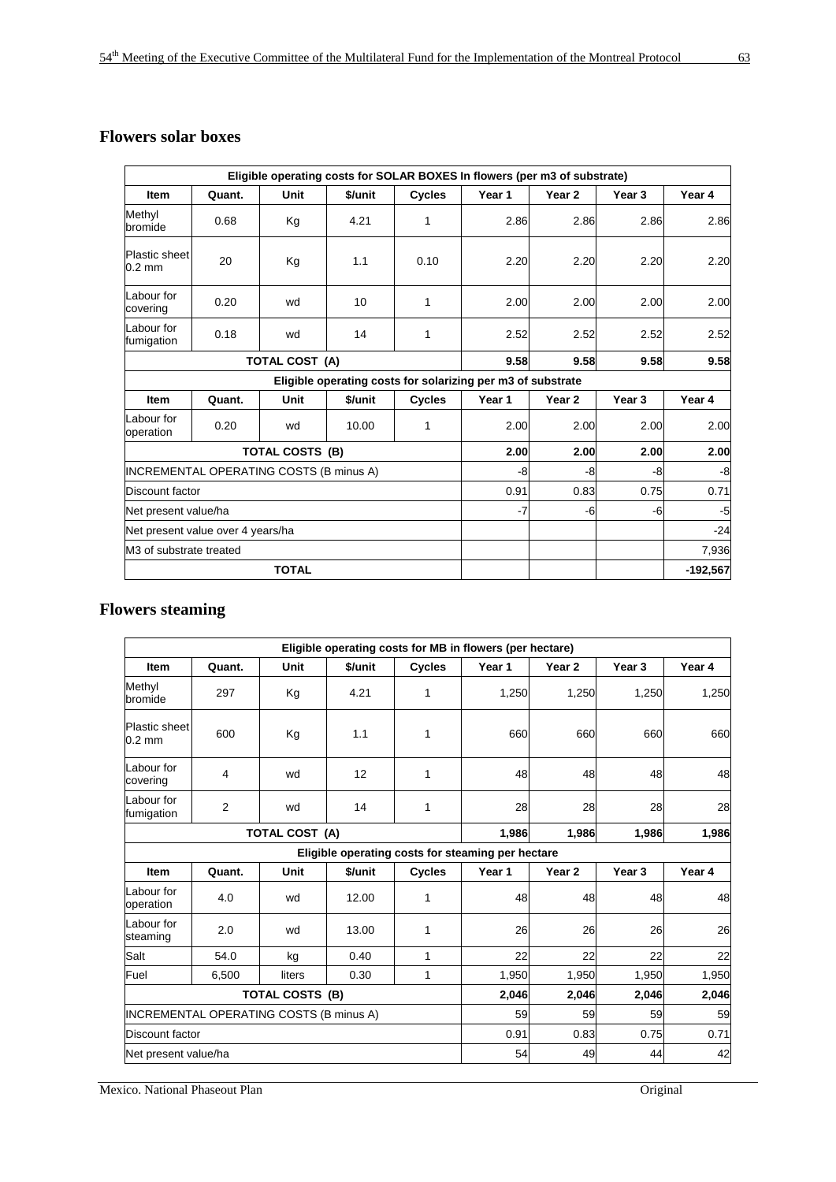## Flowers solar boxes

| Eligible operating costs for SOLAR BOXES In flowers (per m3 of substrate) | | | | | | | | |
|---|---|---|---|---|---|---|---|---|
| **Item** | **Quant.** | **Unit** | **$/unit** | **Cycles** | **Year 1** | **Year 2** | **Year 3** | **Year 4** |
| Methyl bromide | 0.68 | Kg | 4.21 | 1 | 2.86 | 2.86 | 2.86 | 2.86 |
| Plastic sheet 0.2 mm | 20 | Kg | 1.1 | 0.10 | 2.20 | 2.20 | 2.20 | 2.20 |
| Labour for covering | 0.20 | wd | 10 | 1 | 2.00 | 2.00 | 2.00 | 2.00 |
| Labour for fumigation | 0.18 | wd | 14 | 1 | 2.52 | 2.52 | 2.52 | 2.52 |
| **TOTAL COST (A)** | | | | | **9.58** | **9.58** | **9.58** | **9.58** |
| **Eligible operating costs for solarizing per m3 of substrate** | | | | | | | | |
| **Item** | **Quant.** | **Unit** | **$/unit** | **Cycles** | **Year 1** | **Year 2** | **Year 3** | **Year 4** |
| Labour for operation | 0.20 | wd | 10.00 | 1 | 2.00 | 2.00 | 2.00 | 2.00 |
| **TOTAL COSTS (B)** | | | | | **2.00** | **2.00** | **2.00** | **2.00** |
| INCREMENTAL OPERATING COSTS (B minus A) | | | | | -8 | -8 | -8 | -8 |
| Discount factor | | | | | 0.91 | 0.83 | 0.75 | 0.71 |
| Net present value/ha | | | | | -7 | -6 | -6 | -5 |
| Net present value over 4 years/ha | | | | | | | | -24 |
| M3 of substrate treated | | | | | | | | 7,936 |
| **TOTAL** | | | | | | | | **-192,567** |

## Flowers steaming

| Eligible operating costs for MB in flowers (per hectare) | | | | | | | | |
|---|---|---|---|---|---|---|---|---|
| **Item** | **Quant.** | **Unit** | **$/unit** | **Cycles** | **Year 1** | **Year 2** | **Year 3** | **Year 4** |
| Methyl bromide | 297 | Kg | 4.21 | 1 | 1,250 | 1,250 | 1,250 | 1,250 |
| Plastic sheet 0.2 mm | 600 | Kg | 1.1 | 1 | 660 | 660 | 660 | 660 |
| Labour for covering | 4 | wd | 12 | 1 | 48 | 48 | 48 | 48 |
| Labour for fumigation | 2 | wd | 14 | 1 | 28 | 28 | 28 | 28 |
| **TOTAL COST (A)** | | | | | **1,986** | **1,986** | **1,986** | **1,986** |
| **Eligible operating costs for steaming per hectare** | | | | | | | | |
| **Item** | **Quant.** | **Unit** | **$/unit** | **Cycles** | **Year 1** | **Year 2** | **Year 3** | **Year 4** |
| Labour for operation | 4.0 | wd | 12.00 | 1 | 48 | 48 | 48 | 48 |
| Labour for steaming | 2.0 | wd | 13.00 | 1 | 26 | 26 | 26 | 26 |
| Salt | 54.0 | kg | 0.40 | 1 | 22 | 22 | 22 | 22 |
| Fuel | 6,500 | liters | 0.30 | 1 | 1,950 | 1,950 | 1,950 | 1,950 |
| **TOTAL COSTS (B)** | | | | | **2,046** | **2,046** | **2,046** | **2,046** |
| INCREMENTAL OPERATING COSTS (B minus A) | | | | | 59 | 59 | 59 | 59 |
| Discount factor | | | | | 0.91 | 0.83 | 0.75 | 0.71 |
| Net present value/ha | | | | | 54 | 49 | 44 | 42 |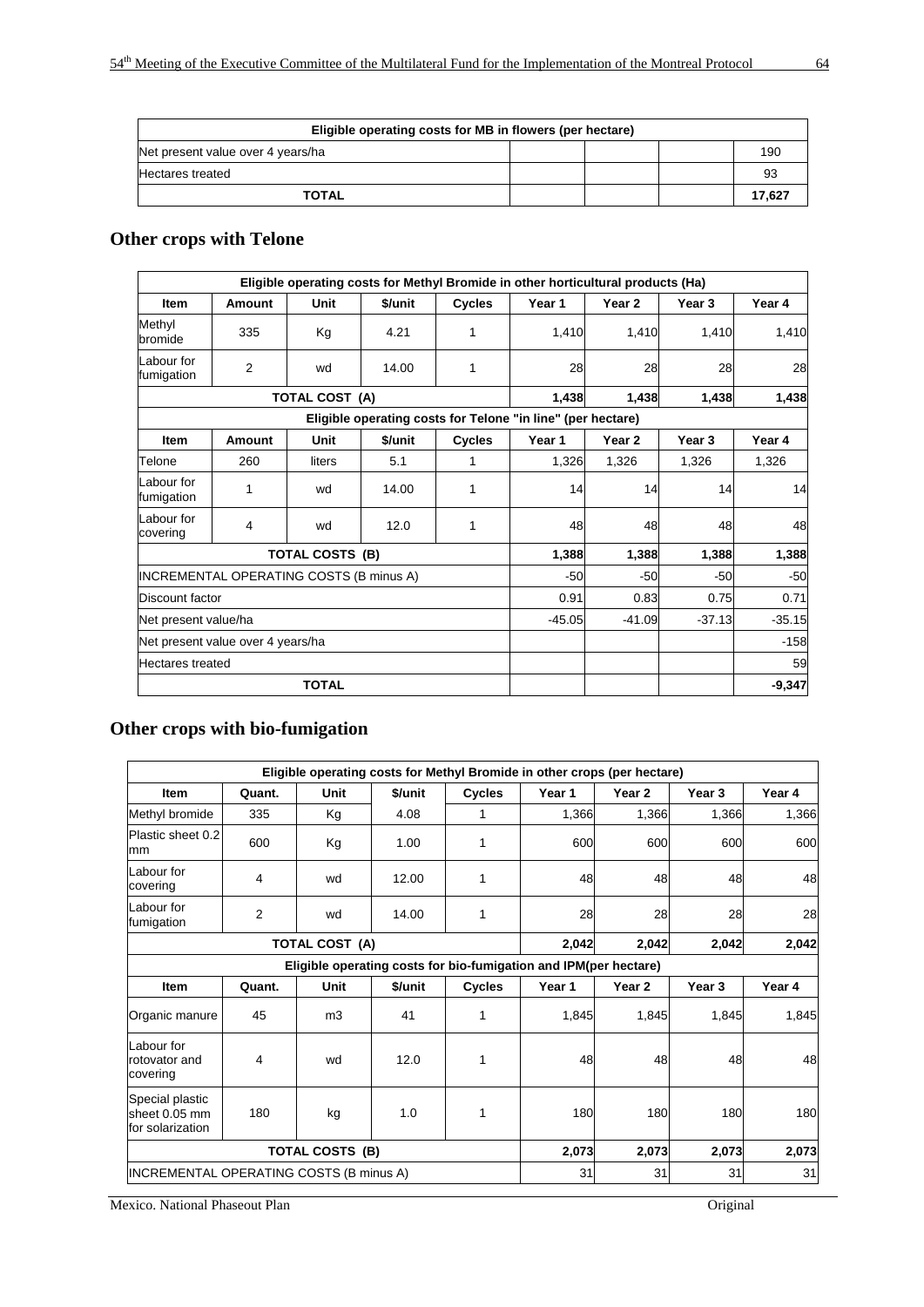| Eligible operating costs for MB in flowers (per hectare) | | | | |
|---|---|---|---|---|
| Net present value over 4 years/ha | | | | 190 |
| Hectares treated | | | | 93 |
| **TOTAL** | | | | **17,627** |

## Other crops with Telone

| Eligible operating costs for Methyl Bromide in other horticultural products (Ha) | | | | | | | | |
|---|---|---|---|---|---|---|---|---|
| **Item** | **Amount** | **Unit** | **$/unit** | **Cycles** | **Year 1** | **Year 2** | **Year 3** | **Year 4** |
| Methyl bromide | 335 | Kg | 4.21 | 1 | 1,410 | 1,410 | 1,410 | 1,410 |
| Labour for fumigation | 2 | wd | 14.00 | 1 | 28 | 28 | 28 | 28 |
| **TOTAL COST (A)** | | | | | **1,438** | **1,438** | **1,438** | **1,438** |
| **Eligible operating costs for Telone "in line" (per hectare)** | | | | | | | | |
| **Item** | **Amount** | **Unit** | **$/unit** | **Cycles** | **Year 1** | **Year 2** | **Year 3** | **Year 4** |
| Telone | 260 | liters | 5.1 | 1 | 1,326 | 1,326 | 1,326 | 1,326 |
| Labour for fumigation | 1 | wd | 14.00 | 1 | 14 | 14 | 14 | 14 |
| Labour for covering | 4 | wd | 12.0 | 1 | 48 | 48 | 48 | 48 |
| **TOTAL COSTS (B)** | | | | | **1,388** | **1,388** | **1,388** | **1,388** |
| INCREMENTAL OPERATING COSTS (B minus A) | | | | | -50 | -50 | -50 | -50 |
| Discount factor | | | | | 0.91 | 0.83 | 0.75 | 0.71 |
| Net present value/ha | | | | | -45.05 | -41.09 | -37.13 | -35.15 |
| Net present value over 4 years/ha | | | | | | | | -158 |
| Hectares treated | | | | | | | | 59 |
| **TOTAL** | | | | | | | | **-9,347** |

## Other crops with bio-fumigation

| Eligible operating costs for Methyl Bromide in other crops (per hectare) | | | | | | | | |
|---|---|---|---|---|---|---|---|---|
| **Item** | **Quant.** | **Unit** | **$/unit** | **Cycles** | **Year 1** | **Year 2** | **Year 3** | **Year 4** |
| Methyl bromide | 335 | Kg | 4.08 | 1 | 1,366 | 1,366 | 1,366 | 1,366 |
| Plastic sheet 0.2 mm | 600 | Kg | 1.00 | 1 | 600 | 600 | 600 | 600 |
| Labour for covering | 4 | wd | 12.00 | 1 | 48 | 48 | 48 | 48 |
| Labour for fumigation | 2 | wd | 14.00 | 1 | 28 | 28 | 28 | 28 |
| **TOTAL COST (A)** | | | | | **2,042** | **2,042** | **2,042** | **2,042** |
| **Eligible operating costs for bio-fumigation and IPM(per hectare)** | | | | | | | | |
| **Item** | **Quant.** | **Unit** | **$/unit** | **Cycles** | **Year 1** | **Year 2** | **Year 3** | **Year 4** |
| Organic manure | 45 | m3 | 41 | 1 | 1,845 | 1,845 | 1,845 | 1,845 |
| Labour for rotovator and covering | 4 | wd | 12.0 | 1 | 48 | 48 | 48 | 48 |
| Special plastic sheet 0.05 mm for solarization | 180 | kg | 1.0 | 1 | 180 | 180 | 180 | 180 |
| **TOTAL COSTS (B)** | | | | | **2,073** | **2,073** | **2,073** | **2,073** |
| INCREMENTAL OPERATING COSTS (B minus A) | | | | | 31 | 31 | 31 | 31 |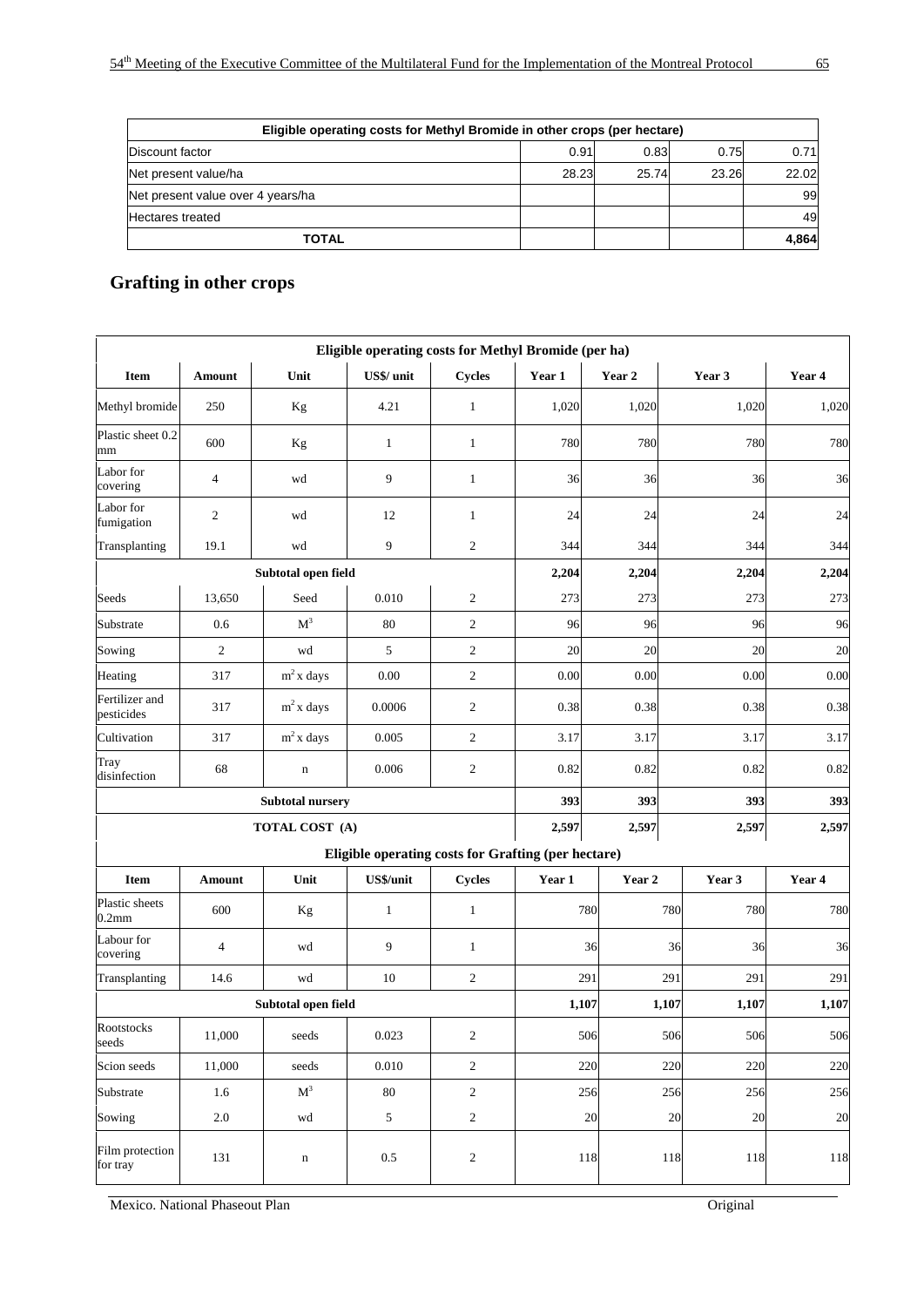| Eligible operating costs for Methyl Bromide in other crops (per hectare) | | | | |
|---|---|---|---|---|
| Discount factor | 0.91 | 0.83 | 0.75 | 0.71 |
| Net present value/ha | 28.23 | 25.74 | 23.26 | 22.02 |
| Net present value over 4 years/ha | | | | 99 |
| Hectares treated | | | | 49 |
| **TOTAL** | | | | **4,864** |

## Grafting in other crops

| Eligible operating costs for Methyl Bromide (per ha) | | | | | | | | |
|---|---|---|---|---|---|---|---|---|
| **Item** | **Amount** | **Unit** | **US$/ unit** | **Cycles** | **Year 1** | **Year 2** | **Year 3** | **Year 4** |
| Methyl bromide | 250 | Kg | 4.21 | 1 | 1,020 | 1,020 | 1,020 | 1,020 |
| Plastic sheet 0.2 mm | 600 | Kg | 1 | 1 | 780 | 780 | 780 | 780 |
| Labor for covering | 4 | wd | 9 | 1 | 36 | 36 | 36 | 36 |
| Labor for fumigation | 2 | wd | 12 | 1 | 24 | 24 | 24 | 24 |
| Transplanting | 19.1 | wd | 9 | 2 | 344 | 344 | 344 | 344 |
| **Subtotal open field** | | | | | **2,204** | **2,204** | **2,204** | **2,204** |
| Seeds | 13,650 | Seed | 0.010 | 2 | 273 | 273 | 273 | 273 |
| Substrate | 0.6 | $M^3$ | 80 | 2 | 96 | 96 | 96 | 96 |
| Sowing | 2 | wd | 5 | 2 | 20 | 20 | 20 | 20 |
| Heating | 317 | $m^2$ x days | 0.00 | 2 | 0.00 | 0.00 | 0.00 | 0.00 |
| Fertilizer and pesticides | 317 | $m^2$ x days | 0.0006 | 2 | 0.38 | 0.38 | 0.38 | 0.38 |
| Cultivation | 317 | $m^2$ x days | 0.005 | 2 | 3.17 | 3.17 | 3.17 | 3.17 |
| Tray disinfection | 68 | n | 0.006 | 2 | 0.82 | 0.82 | 0.82 | 0.82 |
| **Subtotal nursery** | | | | | **393** | **393** | **393** | **393** |
| **TOTAL COST (A)** | | | | | **2,597** | **2,597** | **2,597** | **2,597** |

| Eligible operating costs for Grafting (per hectare) | | | | | | | | |
|---|---|---|---|---|---|---|---|---|
| **Item** | **Amount** | **Unit** | **US$/unit** | **Cycles** | **Year 1** | **Year 2** | **Year 3** | **Year 4** |
| Plastic sheets 0.2mm | 600 | Kg | 1 | 1 | 780 | 780 | 780 | 780 |
| Labour for covering | 4 | wd | 9 | 1 | 36 | 36 | 36 | 36 |
| Transplanting | 14.6 | wd | 10 | 2 | 291 | 291 | 291 | 291 |
| **Subtotal open field** | | | | | **1,107** | **1,107** | **1,107** | **1,107** |
| Rootstocks seeds | 11,000 | seeds | 0.023 | 2 | 506 | 506 | 506 | 506 |
| Scion seeds | 11,000 | seeds | 0.010 | 2 | 220 | 220 | 220 | 220 |
| Substrate | 1.6 | $M^3$ | 80 | 2 | 256 | 256 | 256 | 256 |
| Sowing | 2.0 | wd | 5 | 2 | 20 | 20 | 20 | 20 |
| Film protection for tray | 131 | n | 0.5 | 2 | 118 | 118 | 118 | 118 |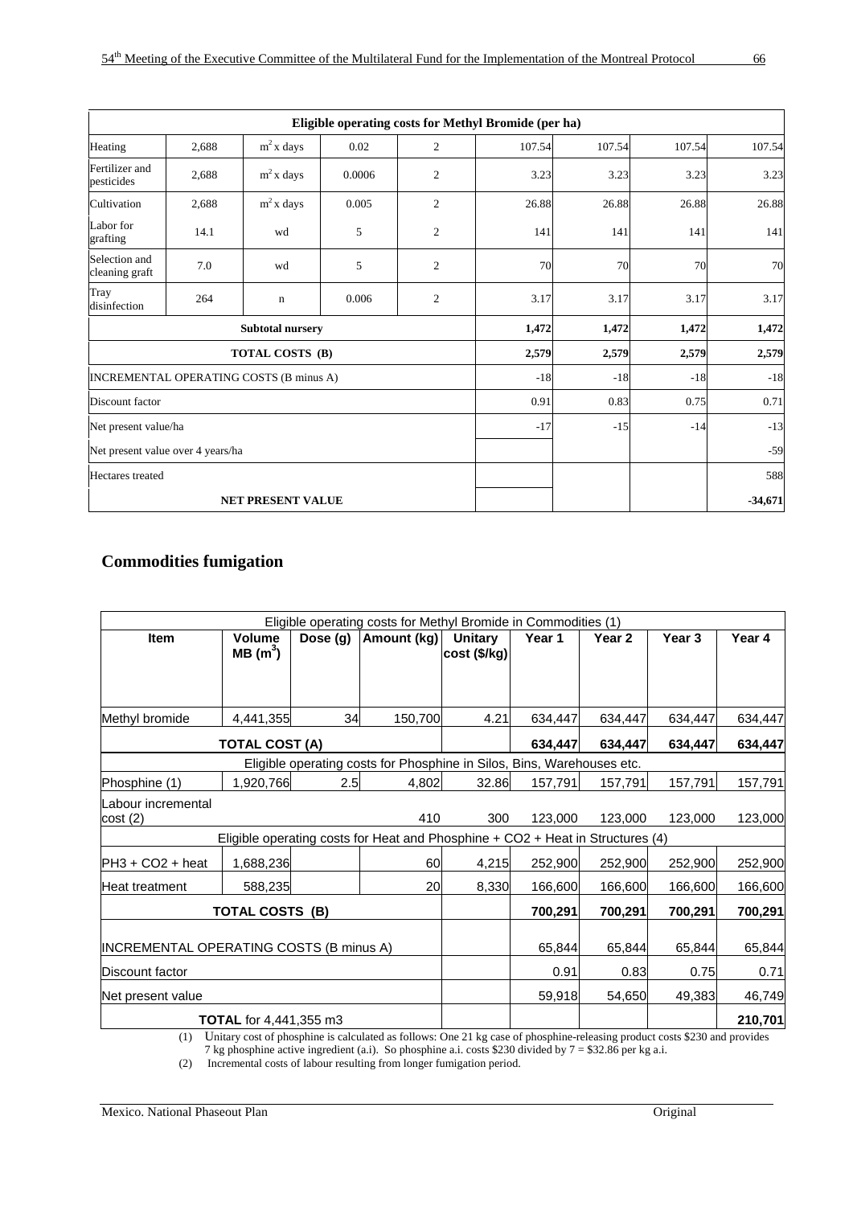| Eligible operating costs for Methyl Bromide (per ha) | | | | | | | | |
|---|---|---|---|---|---|---|---|---|
| Heating | 2,688 | $m^2$ x days | 0.02 | 2 | 107.54 | 107.54 | 107.54 | 107.54 |
| Fertilizer and pesticides | 2,688 | $m^2$ x days | 0.0006 | 2 | 3.23 | 3.23 | 3.23 | 3.23 |
| Cultivation | 2,688 | $m^2$ x days | 0.005 | 2 | 26.88 | 26.88 | 26.88 | 26.88 |
| Labor for grafting | 14.1 | wd | 5 | 2 | 141 | 141 | 141 | 141 |
| Selection and cleaning graft | 7.0 | wd | 5 | 2 | 70 | 70 | 70 | 70 |
| Tray disinfection | 264 | n | 0.006 | 2 | 3.17 | 3.17 | 3.17 | 3.17 |
| **Subtotal nursery** | | | | | **1,472** | **1,472** | **1,472** | **1,472** |
| **TOTAL COSTS (B)** | | | | | **2,579** | **2,579** | **2,579** | **2,579** |
| INCREMENTAL OPERATING COSTS (B minus A) | | | | | -18 | -18 | -18 | -18 |
| Discount factor | | | | | 0.91 | 0.83 | 0.75 | 0.71 |
| Net present value/ha | | | | | -17 | -15 | -14 | -13 |
| Net present value over 4 years/ha | | | | | | | | -59 |
| Hectares treated | | | | | | | | 588 |
| **NET PRESENT VALUE** | | | | | | | | **-34,671** |

## Commodities fumigation

| Eligible operating costs for Methyl Bromide in Commodities (1) | | | | | | | | |
|---|---|---|---|---|---|---|---|---|
| **Item** | **Volume MB ($m^3$)** | **Dose (g)** | **Amount (kg)** | **Unitary cost ($/kg)** | **Year 1** | **Year 2** | **Year 3** | **Year 4** |
| Methyl bromide | 4,441,355 | 34 | 150,700 | 4.21 | 634,447 | 634,447 | 634,447 | 634,447 |
| **TOTAL COST (A)** | | | | | **634,447** | **634,447** | **634,447** | **634,447** |
| Eligible operating costs for Phosphine in Silos, Bins, Warehouses etc. | | | | | | | | |
| Phosphine (1) | 1,920,766 | 2.5 | 4,802 | 32.86 | 157,791 | 157,791 | 157,791 | 157,791 |
| Labour incremental cost (2) | | | 410 | 300 | 123,000 | 123,000 | 123,000 | 123,000 |
| Eligible operating costs for Heat and Phosphine + CO2 + Heat in Structures (4) | | | | | | | | |
| PH3 + CO2 + heat | 1,688,236 | | 60 | 4,215 | 252,900 | 252,900 | 252,900 | 252,900 |
| Heat treatment | 588,235 | | 20 | 8,330 | 166,600 | 166,600 | 166,600 | 166,600 |
| **TOTAL COSTS (B)** | | | | | **700,291** | **700,291** | **700,291** | **700,291** |
| INCREMENTAL OPERATING COSTS (B minus A) | | | | | 65,844 | 65,844 | 65,844 | 65,844 |
| Discount factor | | | | | 0.91 | 0.83 | 0.75 | 0.71 |
| Net present value | | | | | 59,918 | 54,650 | 49,383 | 46,749 |
| **TOTAL** for 4,441,355 m3 | | | | | | | | **210,701** |

(1) Unitary cost of phosphine is calculated as follows: One 21 kg case of phosphine-releasing product costs $230 and provides 7 kg phosphine active ingredient (a.i.). So phosphine a.i. costs $230 divided by 7 = $32.86 per kg a.i.

(2) Incremental costs of labour resulting from longer fumigation period.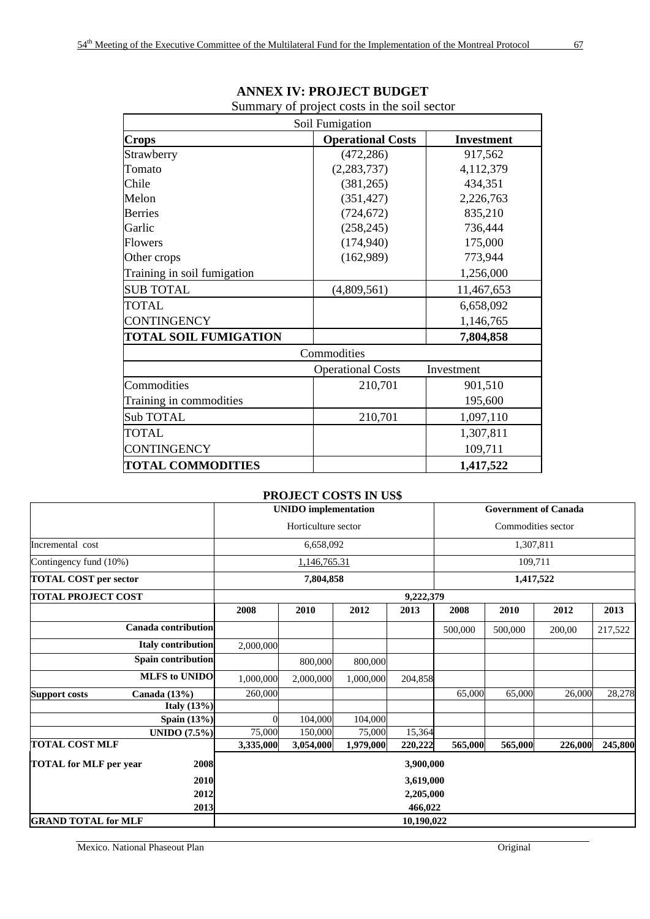# ANNEX IV: PROJECT BUDGET

Summary of project costs in the soil sector

| Soil Fumigation | | |
|---|---|---|
| **Crops** | **Operational Costs** | **Investment** |
| Strawberry | (472,286) | 917,562 |
| Tomato | (2,283,737) | 4,112,379 |
| Chile | (381,265) | 434,351 |
| Melon | (351,427) | 2,226,763 |
| Berries | (724,672) | 835,210 |
| Garlic | (258,245) | 736,444 |
| Flowers | (174,940) | 175,000 |
| Other crops | (162,989) | 773,944 |
| Training in soil fumigation | | 1,256,000 |
| SUB TOTAL | (4,809,561) | 11,467,653 |
| TOTAL | | 6,658,092 |
| CONTINGENCY | | 1,146,765 |
| **TOTAL SOIL FUMIGATION** | | **7,804,858** |
| Commodities | | |
| | Operational Costs | Investment |
| Commodities | 210,701 | 901,510 |
| Training in commodities | | 195,600 |
| Sub TOTAL | 210,701 | 1,097,110 |
| TOTAL | | 1,307,811 |
| CONTINGENCY | | 109,711 |
| **TOTAL COMMODITIES** | | **1,417,522** |

## PROJECT COSTS IN US$

| | | **UNIDO implementation** | | | | **Government of Canada** | | | |
|---|---|---|---|---|---|---|---|---|---|
| | | Horticulture sector | | | | Commodities sector | | | |
| Incremental cost | | 6,658,092 | | | | 1,307,811 | | | |
| Contingency fund (10%) | | 1,146,765.31 | | | | 109,711 | | | |
| **TOTAL COST per sector** | | **7,804,858** | | | | **1,417,522** | | | |
| **TOTAL PROJECT COST** | | **9,222,379** | | | | | | | |
| | | **2008** | **2010** | **2012** | **2013** | **2008** | **2010** | **2012** | **2013** |
| | **Canada contribution** | | | | | 500,000 | 500,000 | 200,00 | 217,522 |
| | **Italy contribution** | 2,000,000 | | | | | | | |
| | **Spain contribution** | | 800,000 | 800,000 | | | | | |
| | **MLFS to UNIDO** | 1,000,000 | 2,000,000 | 1,000,000 | 204,858 | | | | |
| **Support costs** | **Canada (13%)** | 260,000 | | | | 65,000 | 65,000 | 26,000 | 28,278 |
| | **Italy (13%)** | | | | | | | | |
| | **Spain (13%)** | 0 | 104,000 | 104,000 | | | | | |
| | **UNIDO (7.5%)** | 75,000 | 150,000 | 75,000 | 15,364 | | | | |
| **TOTAL COST MLF** | | **3,335,000** | **3,054,000** | **1,979,000** | **220,222** | **565,000** | **565,000** | **226,000** | **245,800** |
| **TOTAL for MLF per year** | **2008** | **3,900,000** | | | | | | | |
| | **2010** | **3,619,000** | | | | | | | |
| | **2012** | **2,205,000** | | | | | | | |
| | **2013** | **466,022** | | | | | | | |
| **GRAND TOTAL for MLF** | | **10,190,022** | | | | | | | |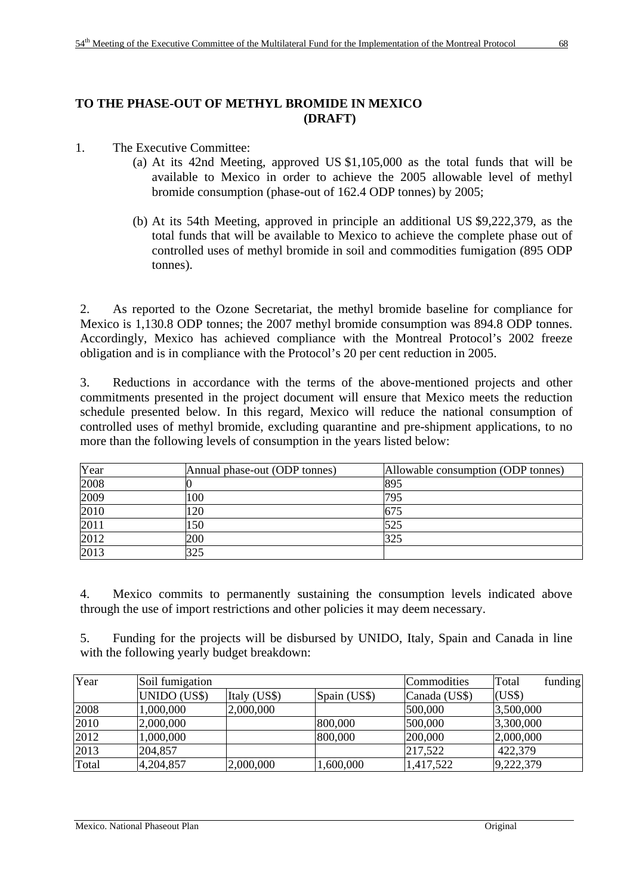**TO THE PHASE-OUT OF METHYL BROMIDE IN MEXICO**
**(DRAFT)**

1. The Executive Committee:
   (a) At its 42nd Meeting, approved US $1,105,000 as the total funds that will be available to Mexico in order to achieve the 2005 allowable level of methyl bromide consumption (phase-out of 162.4 ODP tonnes) by 2005;

   (b) At its 54th Meeting, approved in principle an additional US $9,222,379, as the total funds that will be available to Mexico to achieve the complete phase out of controlled uses of methyl bromide in soil and commodities fumigation (895 ODP tonnes).

2. As reported to the Ozone Secretariat, the methyl bromide baseline for compliance for Mexico is 1,130.8 ODP tonnes; the 2007 methyl bromide consumption was 894.8 ODP tonnes. Accordingly, Mexico has achieved compliance with the Montreal Protocol's 2002 freeze obligation and is in compliance with the Protocol's 20 per cent reduction in 2005.

3. Reductions in accordance with the terms of the above-mentioned projects and other commitments presented in the project document will ensure that Mexico meets the reduction schedule presented below. In this regard, Mexico will reduce the national consumption of controlled uses of methyl bromide, excluding quarantine and pre-shipment applications, to no more than the following levels of consumption in the years listed below:

| Year | Annual phase-out (ODP tonnes) | Allowable consumption (ODP tonnes) |
|---|---|---|
| 2008 | 0 | 895 |
| 2009 | 100 | 795 |
| 2010 | 120 | 675 |
| 2011 | 150 | 525 |
| 2012 | 200 | 325 |
| 2013 | 325 | |

4. Mexico commits to permanently sustaining the consumption levels indicated above through the use of import restrictions and other policies it may deem necessary.

5. Funding for the projects will be disbursed by UNIDO, Italy, Spain and Canada in line with the following yearly budget breakdown:

| Year | Soil fumigation | | | Commodities | Total funding |
|---|---|---|---|---|---|
| | UNIDO (US$) | Italy (US$) | Spain (US$) | Canada (US$) | (US$) |
| 2008 | 1,000,000 | 2,000,000 | | 500,000 | 3,500,000 |
| 2010 | 2,000,000 | | 800,000 | 500,000 | 3,300,000 |
| 2012 | 1,000,000 | | 800,000 | 200,000 | 2,000,000 |
| 2013 | 204,857 | | | 217,522 | 422,379 |
| Total | 4,204,857 | 2,000,000 | 1,600,000 | 1,417,522 | 9,222,379 |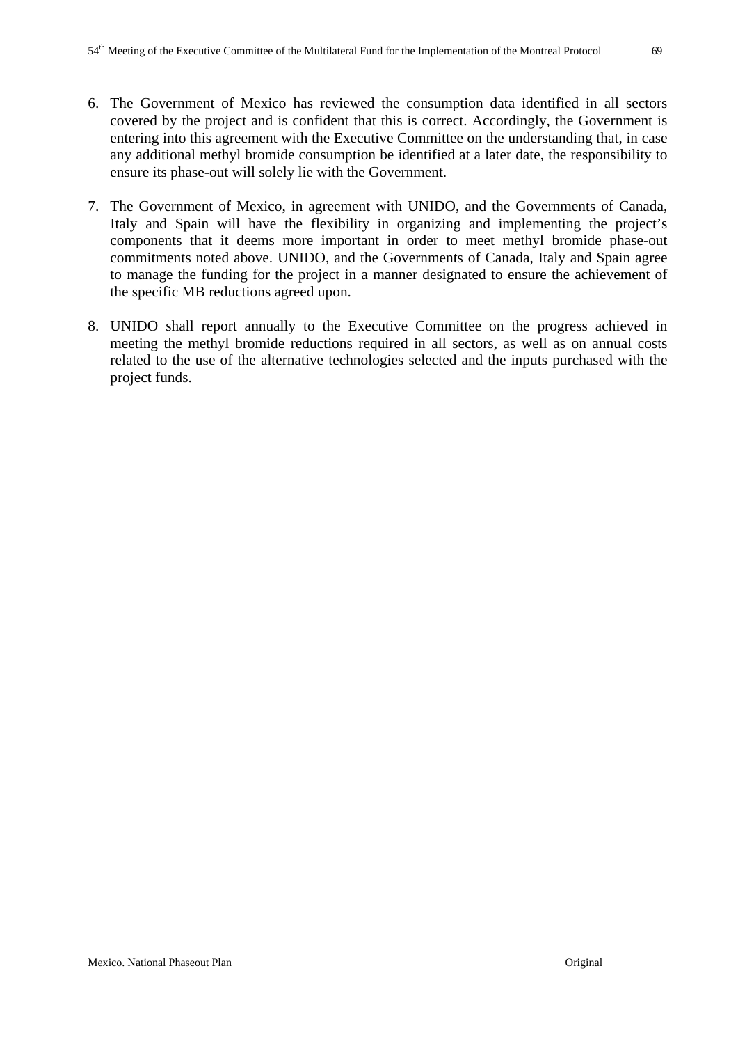6. The Government of Mexico has reviewed the consumption data identified in all sectors covered by the project and is confident that this is correct. Accordingly, the Government is entering into this agreement with the Executive Committee on the understanding that, in case any additional methyl bromide consumption be identified at a later date, the responsibility to ensure its phase-out will solely lie with the Government.

7. The Government of Mexico, in agreement with UNIDO, and the Governments of Canada, Italy and Spain will have the flexibility in organizing and implementing the project's components that it deems more important in order to meet methyl bromide phase-out commitments noted above. UNIDO, and the Governments of Canada, Italy and Spain agree to manage the funding for the project in a manner designated to ensure the achievement of the specific MB reductions agreed upon.

8. UNIDO shall report annually to the Executive Committee on the progress achieved in meeting the methyl bromide reductions required in all sectors, as well as on annual costs related to the use of the alternative technologies selected and the inputs purchased with the project funds.